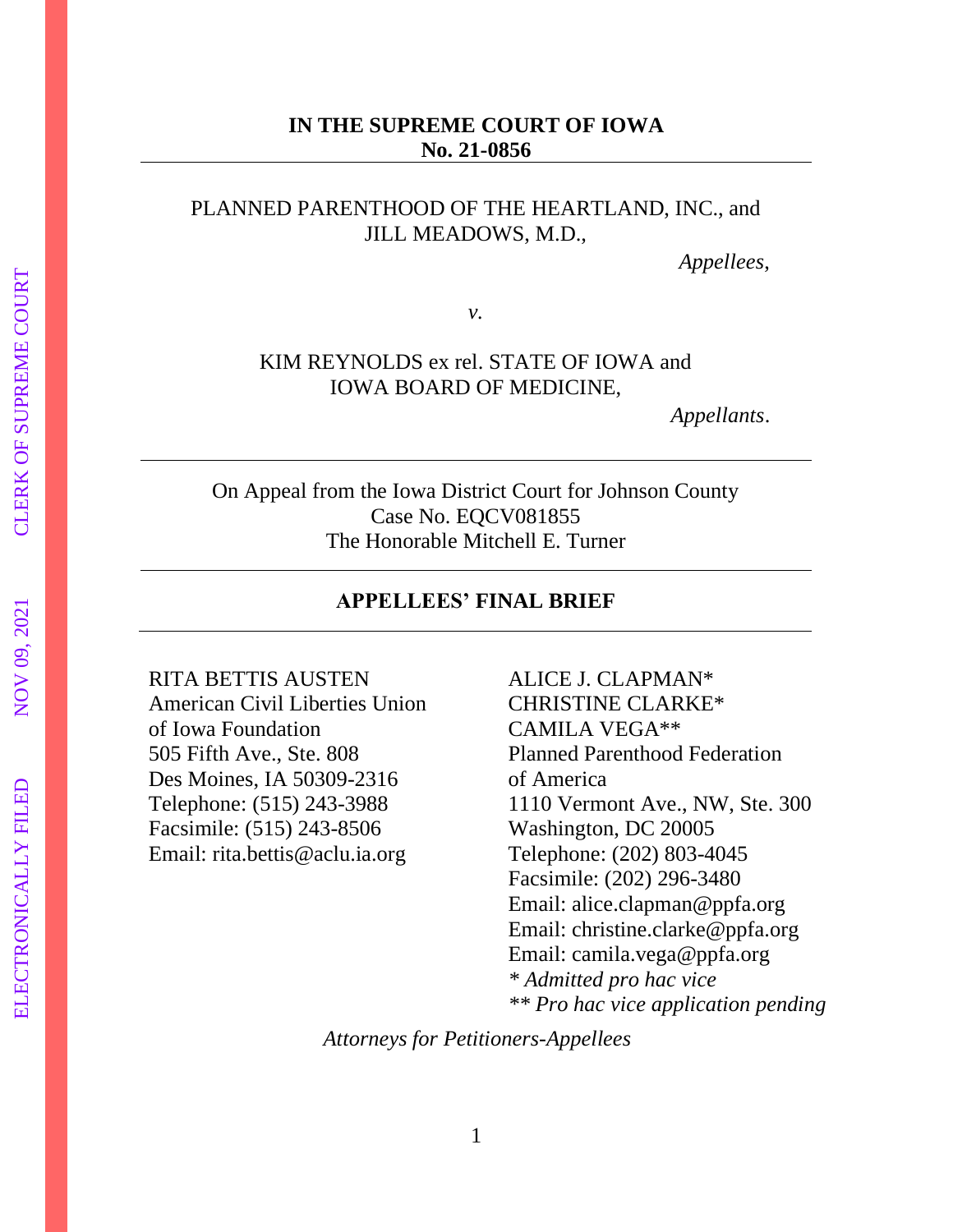**IN THE SUPREME COURT OF IOWA**
**No. 21-0856**

---

PLANNED PARENTHOOD OF THE HEARTLAND, INC., and
JILL MEADOWS, M.D.,

*Appellees,*

*v.*

KIM REYNOLDS ex rel. STATE OF IOWA and
IOWA BOARD OF MEDICINE,

*Appellants*.

---

On Appeal from the Iowa District Court for Johnson County
Case No. EQCV081855
The Honorable Mitchell E. Turner

---

**APPELLEES' FINAL BRIEF**

---

RITA BETTIS AUSTEN
American Civil Liberties Union
of Iowa Foundation
505 Fifth Ave., Ste. 808
Des Moines, IA 50309-2316
Telephone: (515) 243-3988
Facsimile: (515) 243-8506
Email: rita.bettis@aclu.ia.org

ALICE J. CLAPMAN*
CHRISTINE CLARKE*
CAMILA VEGA**
Planned Parenthood Federation
of America
1110 Vermont Ave., NW, Ste. 300
Washington, DC 20005
Telephone: (202) 803-4045
Facsimile: (202) 296-3480
Email: alice.clapman@ppfa.org
Email: christine.clarke@ppfa.org
Email: camila.vega@ppfa.org
*\* Admitted pro hac vice*
*\*\* Pro hac vice application pending*

*Attorneys for Petitioners-Appellees*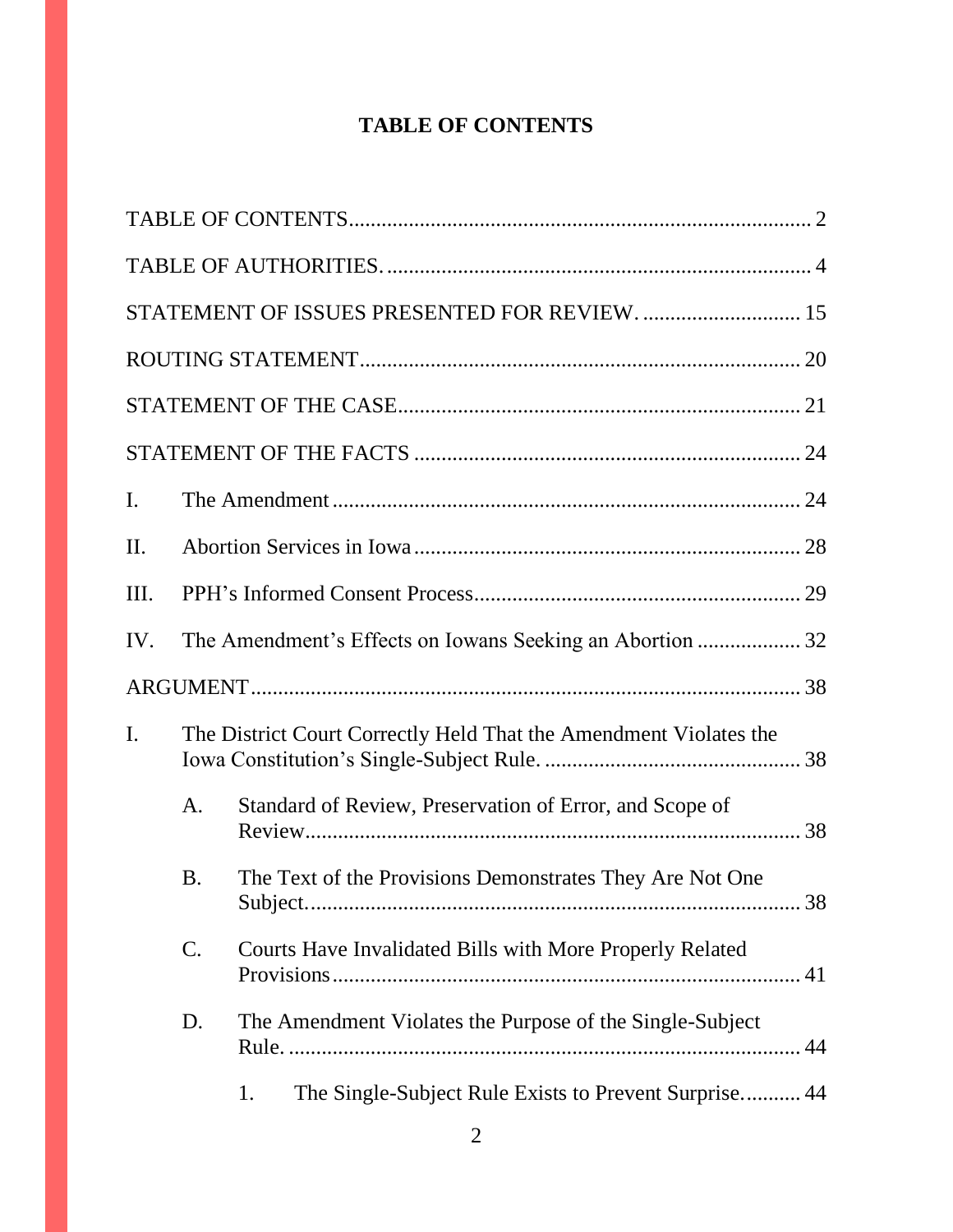# TABLE OF CONTENTS

TABLE OF CONTENTS .................................................................................... 2

TABLE OF AUTHORITIES. ............................................................................. 4

STATEMENT OF ISSUES PRESENTED FOR REVIEW. ............................. 15

ROUTING STATEMENT ................................................................................ 20

STATEMENT OF THE CASE ......................................................................... 21

STATEMENT OF THE FACTS ...................................................................... 24

I. The Amendment ...................................................................................... 24

II. Abortion Services in Iowa ....................................................................... 28

III. PPH's Informed Consent Process ............................................................ 29

IV. The Amendment's Effects on Iowans Seeking an Abortion ................... 32

ARGUMENT .................................................................................................... 38

I. The District Court Correctly Held That the Amendment Violates the Iowa Constitution's Single-Subject Rule. ............................................... 38

  A. Standard of Review, Preservation of Error, and Scope of Review ........................................................................................... 38

  B. The Text of the Provisions Demonstrates They Are Not One Subject. .......................................................................................... 38

  C. Courts Have Invalidated Bills with More Properly Related Provisions ...................................................................................... 41

  D. The Amendment Violates the Purpose of the Single-Subject Rule. ............................................................................................. 44

    1. The Single-Subject Rule Exists to Prevent Surprise. .......... 44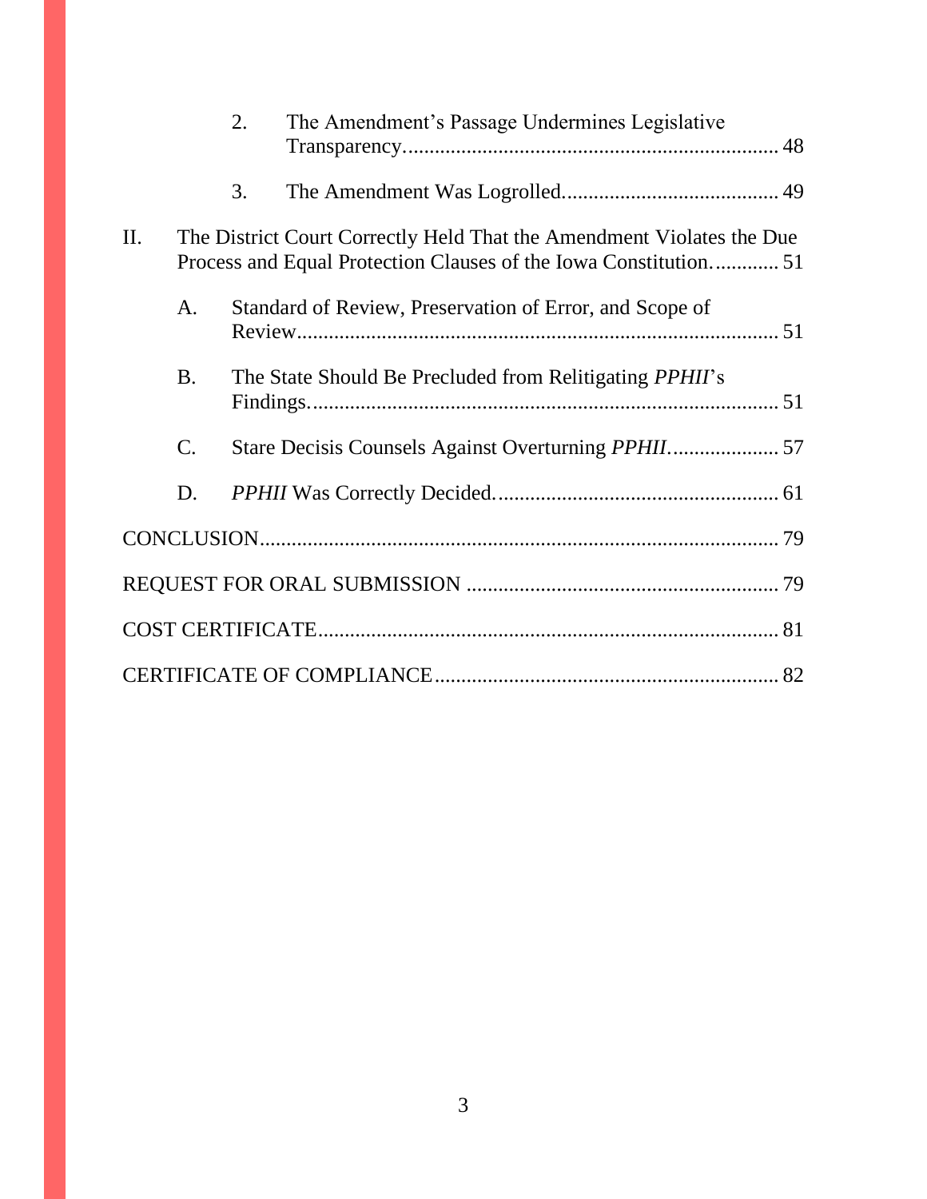2. The Amendment's Passage Undermines Legislative Transparency. ..................................................................... 48

3. The Amendment Was Logrolled. ........................................ 49

II. The District Court Correctly Held That the Amendment Violates the Due Process and Equal Protection Clauses of the Iowa Constitution. ............ 51

A. Standard of Review, Preservation of Error, and Scope of Review .......................................................................................... 51

B. The State Should Be Precluded from Relitigating *PPHII*'s Findings. ....................................................................................... 51

C. Stare Decisis Counsels Against Overturning *PPHII*. .................... 57

D. *PPHII* Was Correctly Decided. .................................................... 61

CONCLUSION ................................................................................................ 79

REQUEST FOR ORAL SUBMISSION .......................................................... 79

COST CERTIFICATE ..................................................................................... 81

CERTIFICATE OF COMPLIANCE ................................................................ 82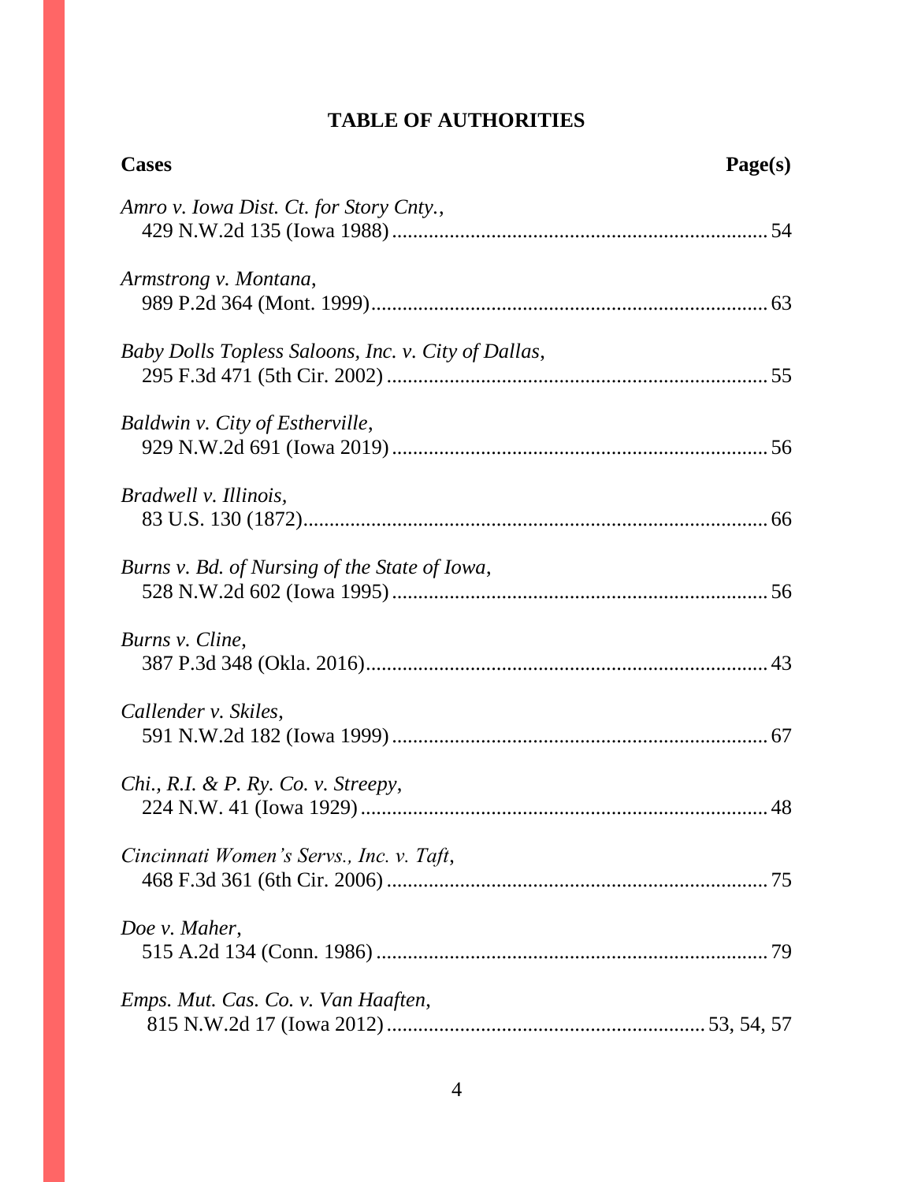# TABLE OF AUTHORITIES

**Cases** **Page(s)**

*Amro v. Iowa Dist. Ct. for Story Cnty.*,
429 N.W.2d 135 (Iowa 1988) ....................................................................... 54

*Armstrong v. Montana*,
989 P.2d 364 (Mont. 1999) ............................................................................ 63

*Baby Dolls Topless Saloons, Inc. v. City of Dallas*,
295 F.3d 471 (5th Cir. 2002) ........................................................................ 55

*Baldwin v. City of Estherville*,
929 N.W.2d 691 (Iowa 2019) ........................................................................ 56

*Bradwell v. Illinois*,
83 U.S. 130 (1872) ......................................................................................... 66

*Burns v. Bd. of Nursing of the State of Iowa*,
528 N.W.2d 602 (Iowa 1995) ........................................................................ 56

*Burns v. Cline*,
387 P.3d 348 (Okla. 2016) ............................................................................. 43

*Callender v. Skiles*,
591 N.W.2d 182 (Iowa 1999) ........................................................................ 67

*Chi., R.I. & P. Ry. Co. v. Streepy*,
224 N.W. 41 (Iowa 1929) .............................................................................. 48

*Cincinnati Women's Servs., Inc. v. Taft*,
468 F.3d 361 (6th Cir. 2006) ......................................................................... 75

*Doe v. Maher*,
515 A.2d 134 (Conn. 1986) ........................................................................... 79

*Emps. Mut. Cas. Co. v. Van Haaften*,
815 N.W.2d 17 (Iowa 2012) ........................................................... 53, 54, 57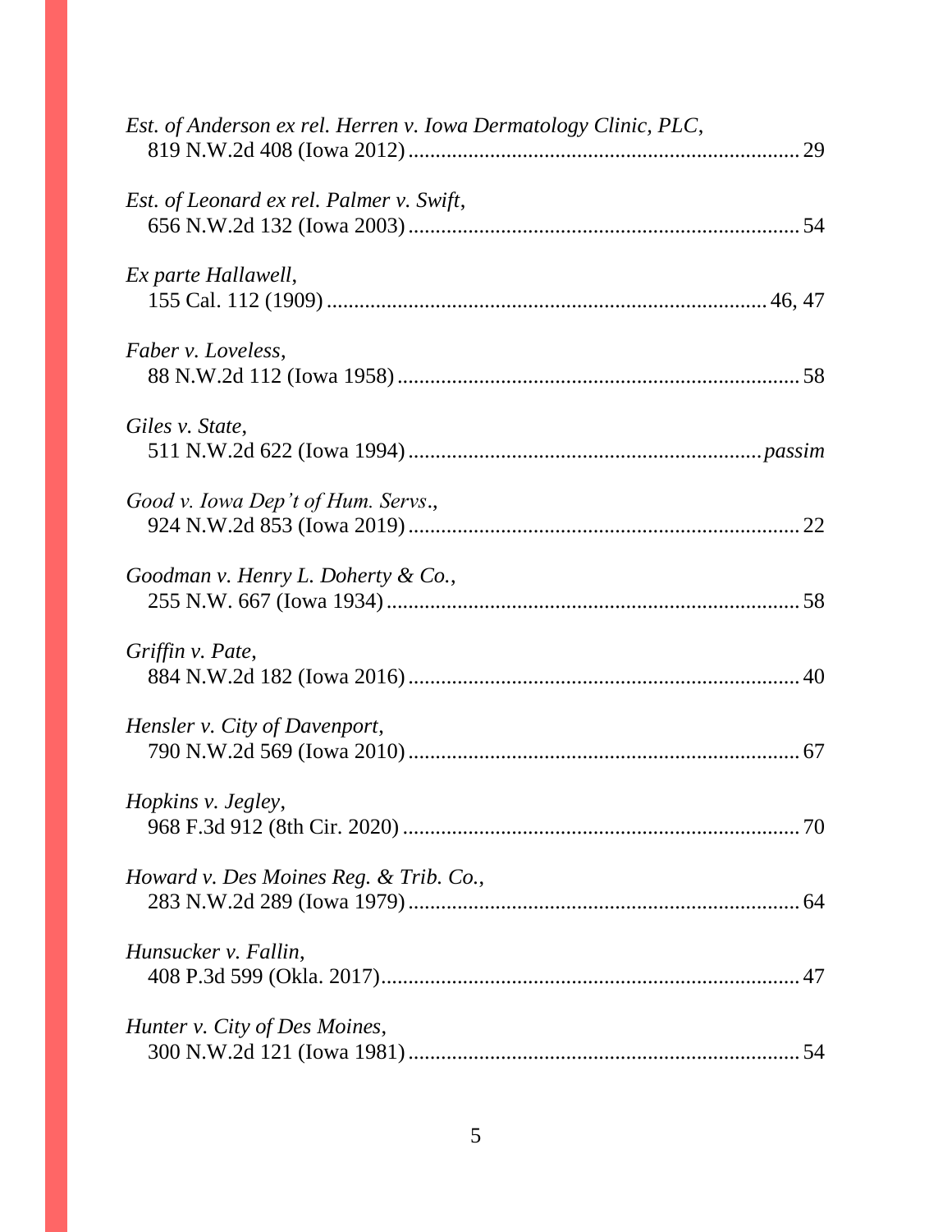*Est. of Anderson ex rel. Herren v. Iowa Dermatology Clinic, PLC*,
819 N.W.2d 408 (Iowa 2012) ........................................................................ 29

*Est. of Leonard ex rel. Palmer v. Swift*,
656 N.W.2d 132 (Iowa 2003) ........................................................................ 54

*Ex parte Hallawell*,
155 Cal. 112 (1909) .................................................................................. 46, 47

*Faber v. Loveless*,
88 N.W.2d 112 (Iowa 1958) .......................................................................... 58

*Giles v. State*,
511 N.W.2d 622 (Iowa 1994) ................................................................... *passim*

*Good v. Iowa Dep't of Hum. Servs.*,
924 N.W.2d 853 (Iowa 2019) ........................................................................ 22

*Goodman v. Henry L. Doherty & Co.*,
255 N.W. 667 (Iowa 1934) ............................................................................ 58

*Griffin v. Pate*,
884 N.W.2d 182 (Iowa 2016) ........................................................................ 40

*Hensler v. City of Davenport*,
790 N.W.2d 569 (Iowa 2010) ........................................................................ 67

*Hopkins v. Jegley*,
968 F.3d 912 (8th Cir. 2020) ......................................................................... 70

*Howard v. Des Moines Reg. & Trib. Co.*,
283 N.W.2d 289 (Iowa 1979) ........................................................................ 64

*Hunsucker v. Fallin*,
408 P.3d 599 (Okla. 2017) ............................................................................. 47

*Hunter v. City of Des Moines*,
300 N.W.2d 121 (Iowa 1981) ........................................................................ 54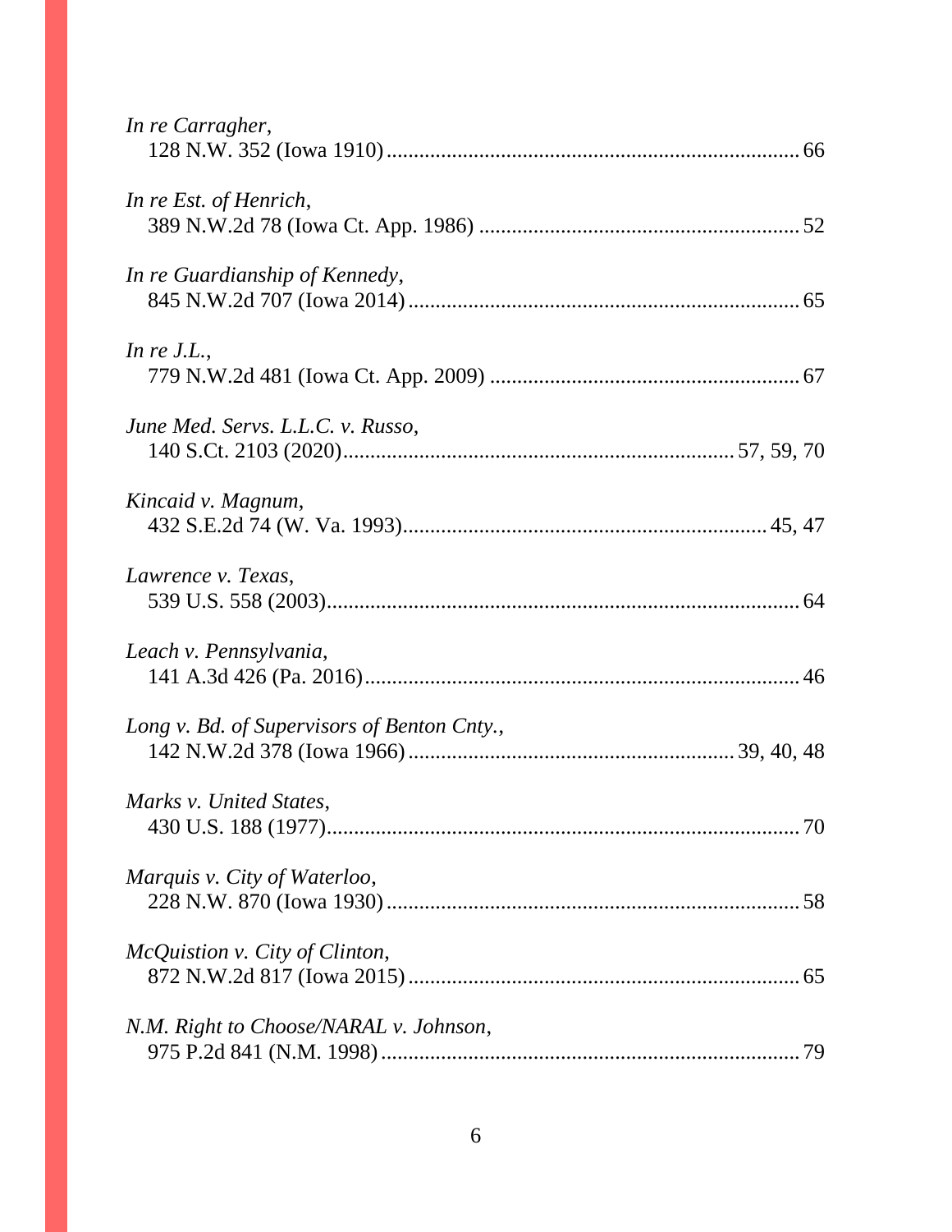*In re Carragher*,
128 N.W. 352 (Iowa 1910) .......................................................................... 66

*In re Est. of Henrich*,
389 N.W.2d 78 (Iowa Ct. App. 1986) .......................................................... 52

*In re Guardianship of Kennedy*,
845 N.W.2d 707 (Iowa 2014) ...................................................................... 65

*In re J.L.*,
779 N.W.2d 481 (Iowa Ct. App. 2009) ........................................................ 67

*June Med. Servs. L.L.C. v. Russo*,
140 S.Ct. 2103 (2020) ...................................................................... 57, 59, 70

*Kincaid v. Magnum*,
432 S.E.2d 74 (W. Va. 1993) ................................................................. 45, 47

*Lawrence v. Texas*,
539 U.S. 558 (2003) ...................................................................................... 64

*Leach v. Pennsylvania*,
141 A.3d 426 (Pa. 2016) ............................................................................... 46

*Long v. Bd. of Supervisors of Benton Cnty.*,
142 N.W.2d 378 (Iowa 1966) .......................................................... 39, 40, 48

*Marks v. United States*,
430 U.S. 188 (1977) ...................................................................................... 70

*Marquis v. City of Waterloo*,
228 N.W. 870 (Iowa 1930) ........................................................................... 58

*McQuistion v. City of Clinton*,
872 N.W.2d 817 (Iowa 2015) ....................................................................... 65

*N.M. Right to Choose/NARAL v. Johnson*,
975 P.2d 841 (N.M. 1998) ............................................................................ 79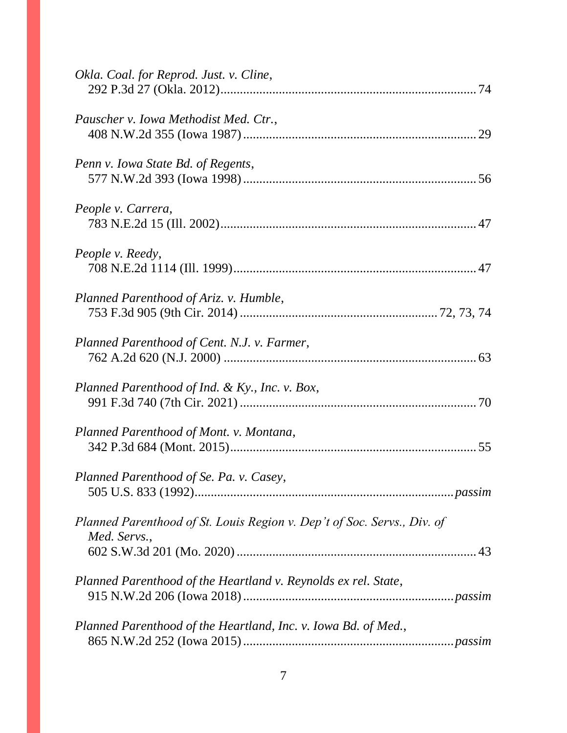*Okla. Coal. for Reprod. Just. v. Cline*,
292 P.3d 27 (Okla. 2012).............................................................................. 74

*Pauscher v. Iowa Methodist Med. Ctr.*,
408 N.W.2d 355 (Iowa 1987)........................................................................ 29

*Penn v. Iowa State Bd. of Regents*,
577 N.W.2d 393 (Iowa 1998)........................................................................ 56

*People v. Carrera*,
783 N.E.2d 15 (Ill. 2002).............................................................................. 47

*People v. Reedy*,
708 N.E.2d 1114 (Ill. 1999).......................................................................... 47

*Planned Parenthood of Ariz. v. Humble*,
753 F.3d 905 (9th Cir. 2014)............................................................ 72, 73, 74

*Planned Parenthood of Cent. N.J. v. Farmer*,
762 A.2d 620 (N.J. 2000)............................................................................. 63

*Planned Parenthood of Ind. & Ky., Inc. v. Box*,
991 F.3d 740 (7th Cir. 2021)........................................................................ 70

*Planned Parenthood of Mont. v. Montana*,
342 P.3d 684 (Mont. 2015)........................................................................... 55

*Planned Parenthood of Se. Pa. v. Casey*,
505 U.S. 833 (1992)................................................................................ *passim*

*Planned Parenthood of St. Louis Region v. Dep't of Soc. Servs., Div. of Med. Servs.*,
602 S.W.3d 201 (Mo. 2020)......................................................................... 43

*Planned Parenthood of the Heartland v. Reynolds ex rel. State*,
915 N.W.2d 206 (Iowa 2018)................................................................. *passim*

*Planned Parenthood of the Heartland, Inc. v. Iowa Bd. of Med.*,
865 N.W.2d 252 (Iowa 2015)................................................................. *passim*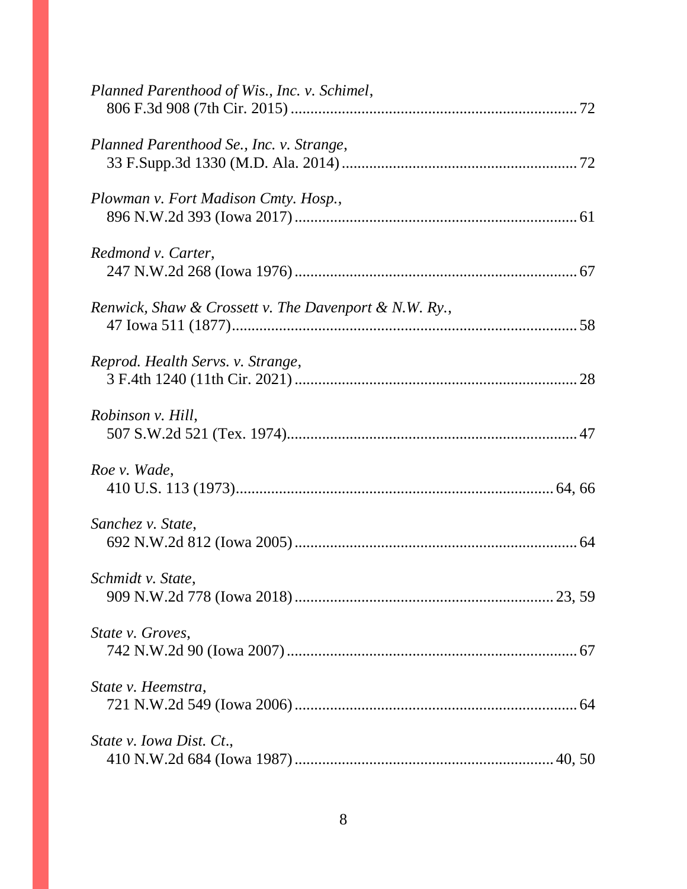*Planned Parenthood of Wis., Inc. v. Schimel*,
806 F.3d 908 (7th Cir. 2015) ........................................................................ 72

*Planned Parenthood Se., Inc. v. Strange*,
33 F.Supp.3d 1330 (M.D. Ala. 2014) ............................................................ 72

*Plowman v. Fort Madison Cmty. Hosp.*,
896 N.W.2d 393 (Iowa 2017) ....................................................................... 61

*Redmond v. Carter*,
247 N.W.2d 268 (Iowa 1976) ....................................................................... 67

*Renwick, Shaw & Crossett v. The Davenport & N.W. Ry.*,
47 Iowa 511 (1877)........................................................................................ 58

*Reprod. Health Servs. v. Strange*,
3 F.4th 1240 (11th Cir. 2021) ....................................................................... 28

*Robinson v. Hill*,
507 S.W.2d 521 (Tex. 1974)......................................................................... 47

*Roe v. Wade*,
410 U.S. 113 (1973).................................................................................. 64, 66

*Sanchez v. State*,
692 N.W.2d 812 (Iowa 2005) ....................................................................... 64

*Schmidt v. State*,
909 N.W.2d 778 (Iowa 2018) ................................................................. 23, 59

*State v. Groves*,
742 N.W.2d 90 (Iowa 2007) ......................................................................... 67

*State v. Heemstra*,
721 N.W.2d 549 (Iowa 2006) ....................................................................... 64

*State v. Iowa Dist. Ct.*,
410 N.W.2d 684 (Iowa 1987) ................................................................. 40, 50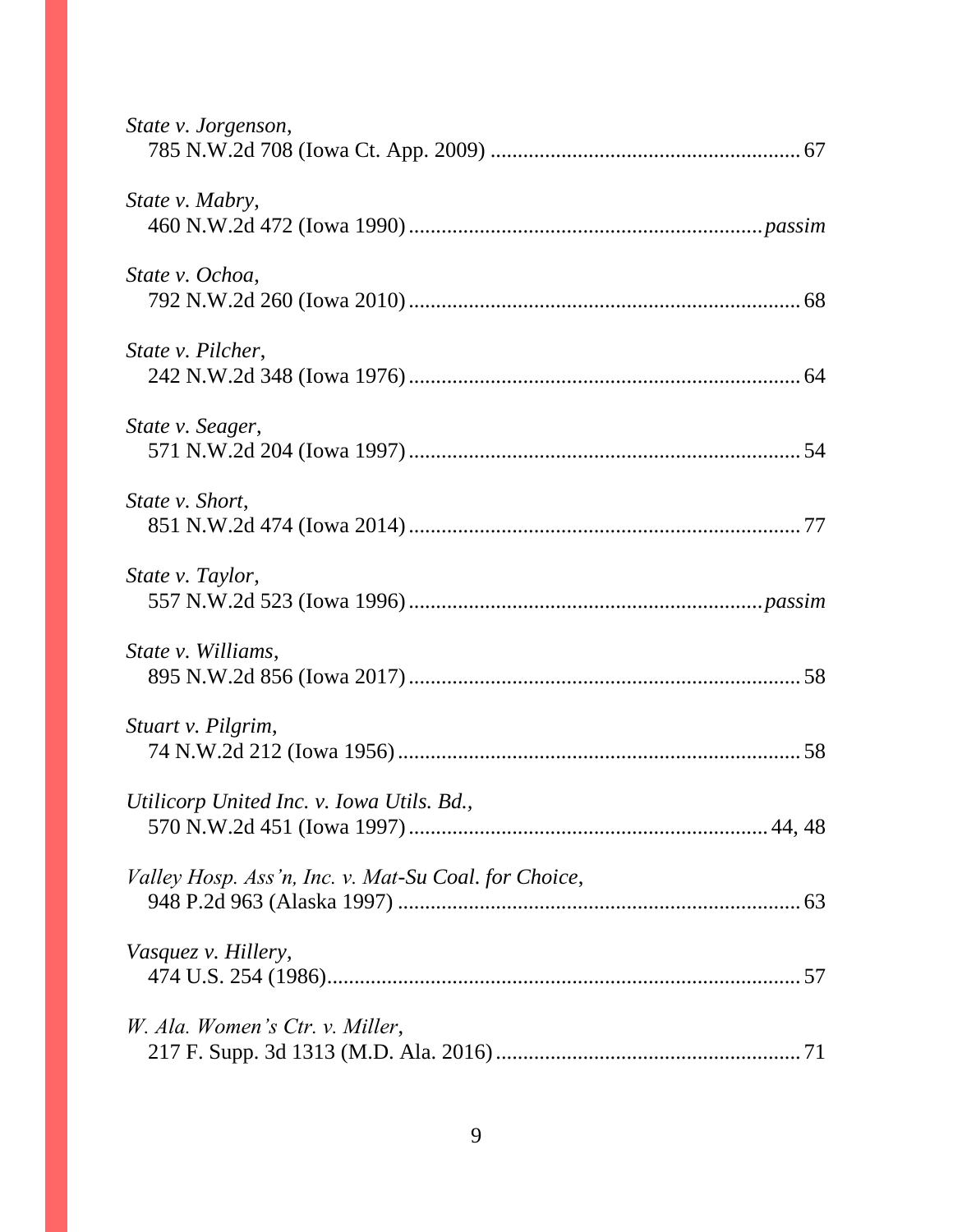*State v. Jorgenson*,
785 N.W.2d 708 (Iowa Ct. App. 2009) .......................................................... 67

*State v. Mabry*,
460 N.W.2d 472 (Iowa 1990) .................................................................. *passim*

*State v. Ochoa*,
792 N.W.2d 260 (Iowa 2010) ........................................................................ 68

*State v. Pilcher*,
242 N.W.2d 348 (Iowa 1976) ........................................................................ 64

*State v. Seager*,
571 N.W.2d 204 (Iowa 1997) ........................................................................ 54

*State v. Short*,
851 N.W.2d 474 (Iowa 2014) ........................................................................ 77

*State v. Taylor*,
557 N.W.2d 523 (Iowa 1996) .................................................................. *passim*

*State v. Williams*,
895 N.W.2d 856 (Iowa 2017) ........................................................................ 58

*Stuart v. Pilgrim*,
74 N.W.2d 212 (Iowa 1956) .......................................................................... 58

*Utilicorp United Inc. v. Iowa Utils. Bd.*,
570 N.W.2d 451 (Iowa 1997) .................................................................. 44, 48

*Valley Hosp. Ass'n, Inc. v. Mat-Su Coal. for Choice*,
948 P.2d 963 (Alaska 1997) .......................................................................... 63

*Vasquez v. Hillery*,
474 U.S. 254 (1986) ....................................................................................... 57

*W. Ala. Women's Ctr. v. Miller*,
217 F. Supp. 3d 1313 (M.D. Ala. 2016) ........................................................ 71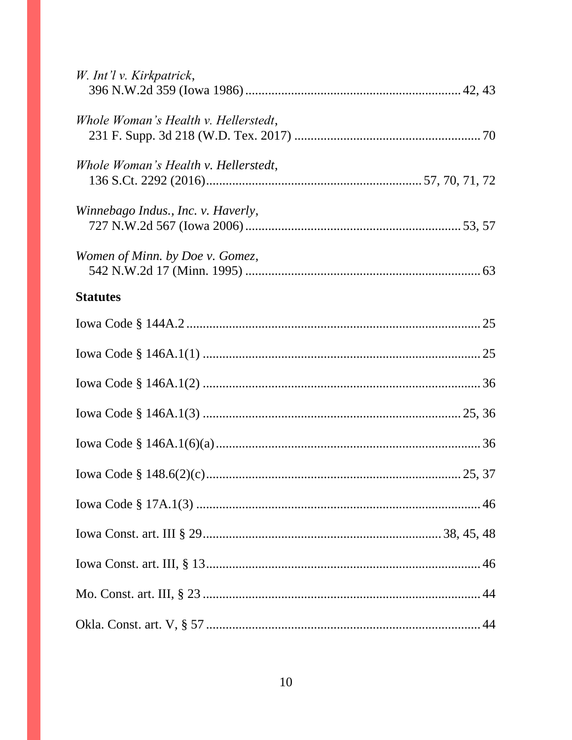*W. Int'l v. Kirkpatrick*,
396 N.W.2d 359 (Iowa 1986) .................................................................. 42, 43

*Whole Woman's Health v. Hellerstedt*,
231 F. Supp. 3d 218 (W.D. Tex. 2017) ........................................................ 70

*Whole Woman's Health v. Hellerstedt*,
136 S.Ct. 2292 (2016)................................................................ 57, 70, 71, 72

*Winnebago Indus., Inc. v. Haverly*,
727 N.W.2d 567 (Iowa 2006) .................................................................. 53, 57

*Women of Minn. by Doe v. Gomez*,
542 N.W.2d 17 (Minn. 1995) ....................................................................... 63

**Statutes**

Iowa Code § 144A.2 ........................................................................................ 25

Iowa Code § 146A.1(1) .................................................................................... 25

Iowa Code § 146A.1(2) .................................................................................... 36

Iowa Code § 146A.1(3) ............................................................................. 25, 36

Iowa Code § 146A.1(6)(a)................................................................................ 36

Iowa Code § 148.6(2)(c)............................................................................ 25, 37

Iowa Code § 17A.1(3) ...................................................................................... 46

Iowa Const. art. III § 29...................................................................... 38, 45, 48

Iowa Const. art. III, § 13................................................................................... 46

Mo. Const. art. III, § 23 .................................................................................... 44

Okla. Const. art. V, § 57 ................................................................................... 44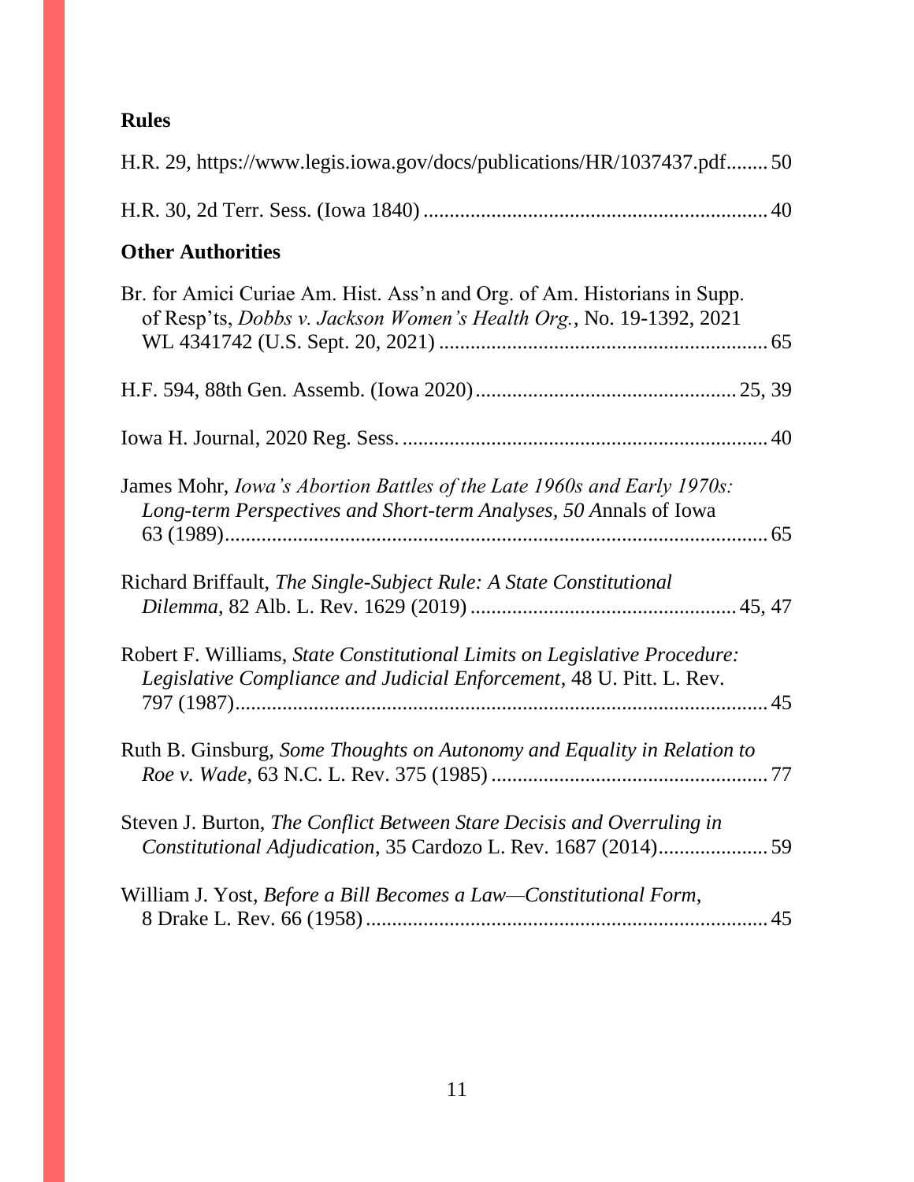**Rules**

H.R. 29, https://www.legis.iowa.gov/docs/publications/HR/1037437.pdf........ 50

H.R. 30, 2d Terr. Sess. (Iowa 1840) ................................................................. 40

**Other Authorities**

Br. for Amici Curiae Am. Hist. Ass'n and Org. of Am. Historians in Supp. of Resp'ts, *Dobbs v. Jackson Women's Health Org.*, No. 19-1392, 2021 WL 4341742 (U.S. Sept. 20, 2021) .............................................................. 65

H.F. 594, 88th Gen. Assemb. (Iowa 2020)................................................. 25, 39

Iowa H. Journal, 2020 Reg. Sess. ..................................................................... 40

James Mohr, *Iowa's Abortion Battles of the Late 1960s and Early 1970s: Long-term Perspectives and Short-term Analyses, 50* Annals of Iowa 63 (1989)........................................................................................................ 65

Richard Briffault, *The Single-Subject Rule: A State Constitutional Dilemma*, 82 Alb. L. Rev. 1629 (2019) .................................................. 45, 47

Robert F. Williams, *State Constitutional Limits on Legislative Procedure: Legislative Compliance and Judicial Enforcement*, 48 U. Pitt. L. Rev. 797 (1987)..................................................................................................... 45

Ruth B. Ginsburg, *Some Thoughts on Autonomy and Equality in Relation to Roe v. Wade*, 63 N.C. L. Rev. 375 (1985) .................................................... 77

Steven J. Burton, *The Conflict Between Stare Decisis and Overruling in Constitutional Adjudication*, 35 Cardozo L. Rev. 1687 (2014)..................... 59

William J. Yost, *Before a Bill Becomes a Law—Constitutional Form*, 8 Drake L. Rev. 66 (1958) ............................................................................ 45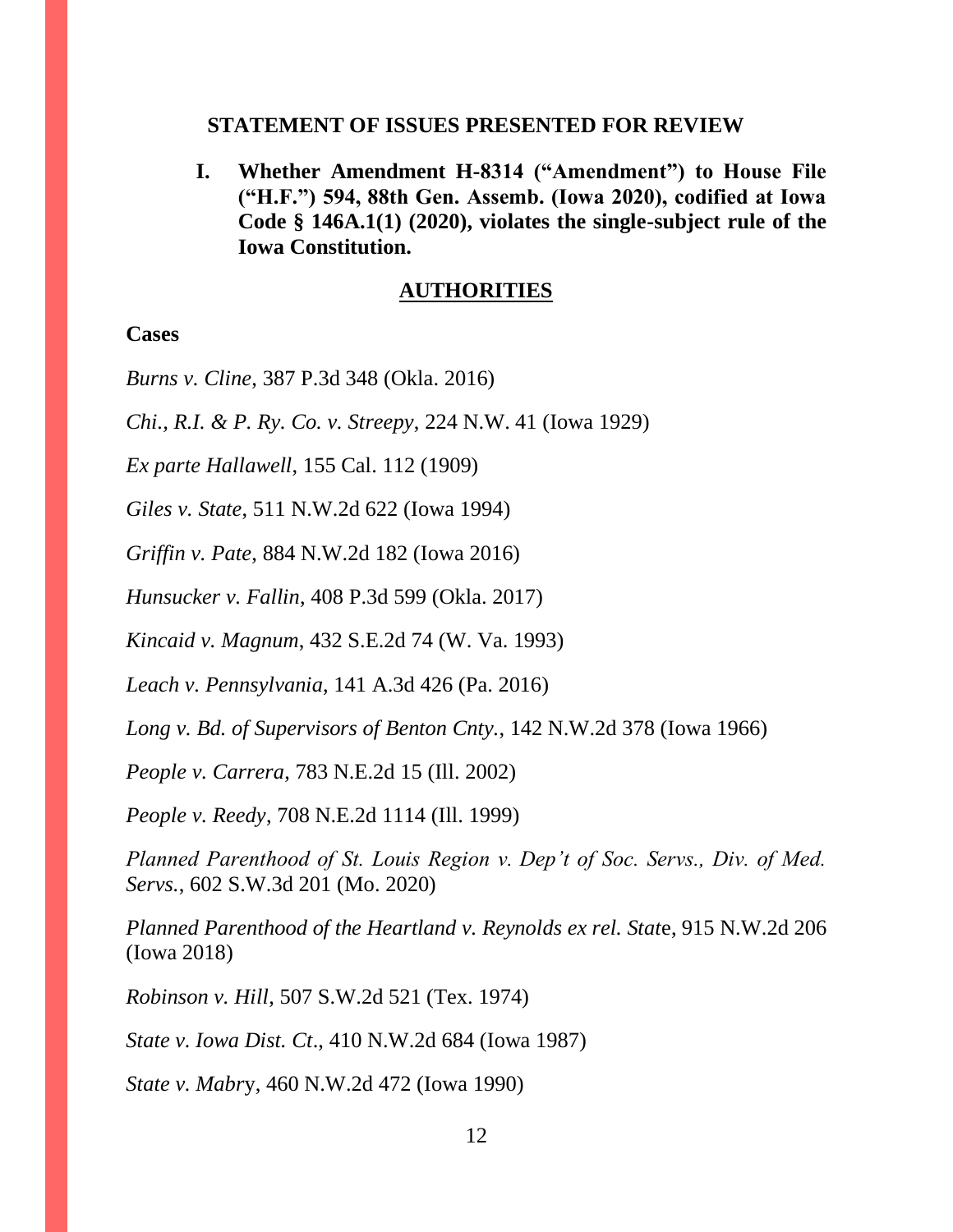## STATEMENT OF ISSUES PRESENTED FOR REVIEW

**I. Whether Amendment H-8314 ("Amendment") to House File ("H.F.") 594, 88th Gen. Assemb. (Iowa 2020), codified at Iowa Code § 146A.1(1) (2020), violates the single-subject rule of the Iowa Constitution.**

### AUTHORITIES

**Cases**

*Burns v. Cline*, 387 P.3d 348 (Okla. 2016)

*Chi., R.I. & P. Ry. Co. v. Streepy*, 224 N.W. 41 (Iowa 1929)

*Ex parte Hallawell*, 155 Cal. 112 (1909)

*Giles v. State*, 511 N.W.2d 622 (Iowa 1994)

*Griffin v. Pate*, 884 N.W.2d 182 (Iowa 2016)

*Hunsucker v. Fallin*, 408 P.3d 599 (Okla. 2017)

*Kincaid v. Magnum*, 432 S.E.2d 74 (W. Va. 1993)

*Leach v. Pennsylvania*, 141 A.3d 426 (Pa. 2016)

*Long v. Bd. of Supervisors of Benton Cnty.*, 142 N.W.2d 378 (Iowa 1966)

*People v. Carrera*, 783 N.E.2d 15 (Ill. 2002)

*People v. Reedy*, 708 N.E.2d 1114 (Ill. 1999)

*Planned Parenthood of St. Louis Region v. Dep't of Soc. Servs., Div. of Med. Servs.*, 602 S.W.3d 201 (Mo. 2020)

*Planned Parenthood of the Heartland v. Reynolds ex rel. State*, 915 N.W.2d 206 (Iowa 2018)

*Robinson v. Hill*, 507 S.W.2d 521 (Tex. 1974)

*State v. Iowa Dist. Ct.*, 410 N.W.2d 684 (Iowa 1987)

*State v. Mabry*, 460 N.W.2d 472 (Iowa 1990)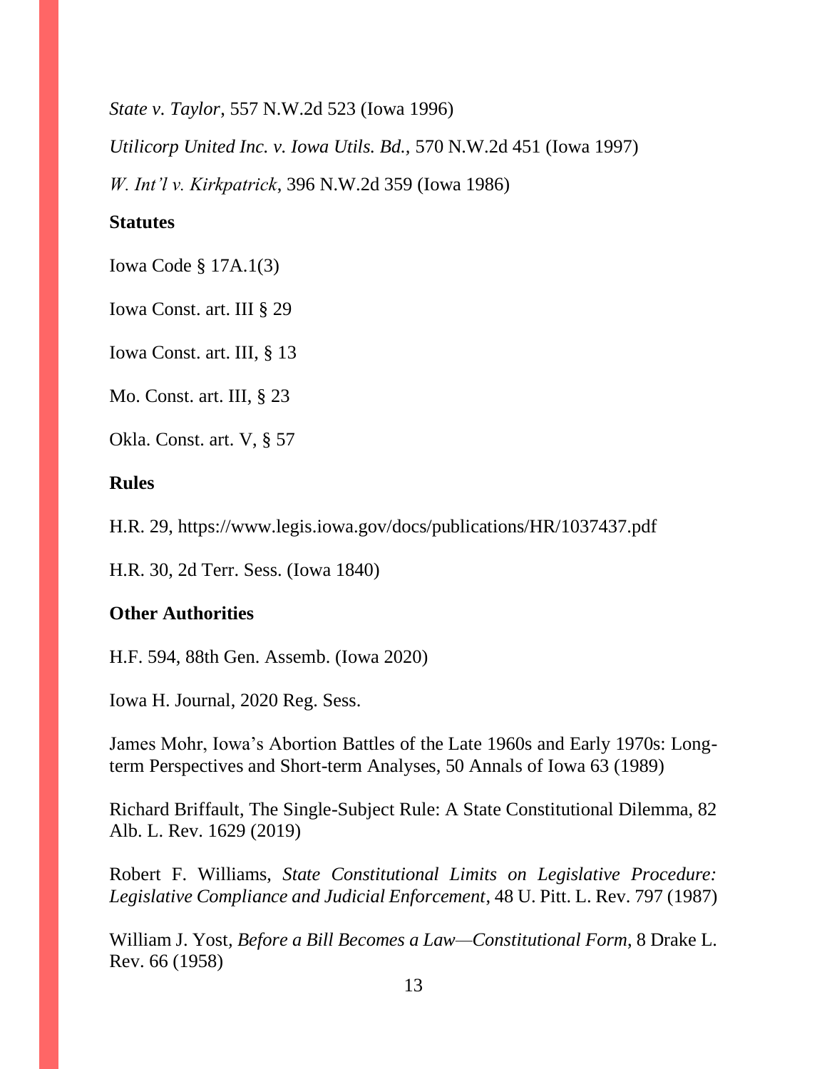*State v. Taylor*, 557 N.W.2d 523 (Iowa 1996)

*Utilicorp United Inc. v. Iowa Utils. Bd.,* 570 N.W.2d 451 (Iowa 1997)

*W. Int'l v. Kirkpatrick*, 396 N.W.2d 359 (Iowa 1986)

**Statutes**

Iowa Code § 17A.1(3)

Iowa Const. art. III § 29

Iowa Const. art. III, § 13

Mo. Const. art. III, § 23

Okla. Const. art. V, § 57

**Rules**

H.R. 29, https://www.legis.iowa.gov/docs/publications/HR/1037437.pdf

H.R. 30, 2d Terr. Sess. (Iowa 1840)

**Other Authorities**

H.F. 594, 88th Gen. Assemb. (Iowa 2020)

Iowa H. Journal, 2020 Reg. Sess.

James Mohr, Iowa's Abortion Battles of the Late 1960s and Early 1970s: Long-term Perspectives and Short-term Analyses, 50 Annals of Iowa 63 (1989)

Richard Briffault, The Single-Subject Rule: A State Constitutional Dilemma, 82 Alb. L. Rev. 1629 (2019)

Robert F. Williams, *State Constitutional Limits on Legislative Procedure: Legislative Compliance and Judicial Enforcement*, 48 U. Pitt. L. Rev. 797 (1987)

William J. Yost, *Before a Bill Becomes a Law—Constitutional Form*, 8 Drake L. Rev. 66 (1958)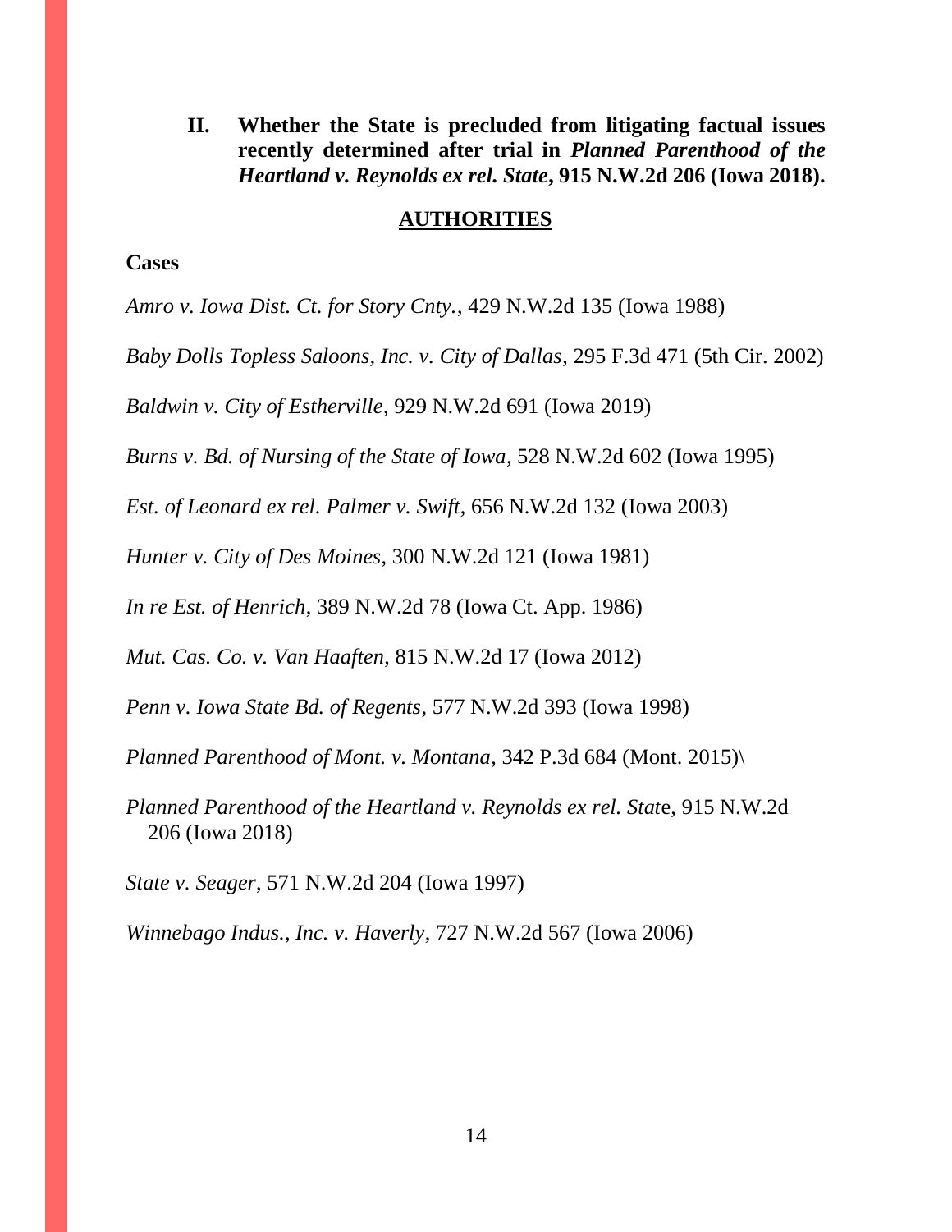**II. Whether the State is precluded from litigating factual issues recently determined after trial in *Planned Parenthood of the Heartland v. Reynolds ex rel. State*, 915 N.W.2d 206 (Iowa 2018).**

**<u>AUTHORITIES</u>**

**Cases**

*Amro v. Iowa Dist. Ct. for Story Cnty.*, 429 N.W.2d 135 (Iowa 1988)

*Baby Dolls Topless Saloons, Inc. v. City of Dallas*, 295 F.3d 471 (5th Cir. 2002)

*Baldwin v. City of Estherville*, 929 N.W.2d 691 (Iowa 2019)

*Burns v. Bd. of Nursing of the State of Iowa*, 528 N.W.2d 602 (Iowa 1995)

*Est. of Leonard ex rel. Palmer v. Swift*, 656 N.W.2d 132 (Iowa 2003)

*Hunter v. City of Des Moines*, 300 N.W.2d 121 (Iowa 1981)

*In re Est. of Henrich*, 389 N.W.2d 78 (Iowa Ct. App. 1986)

*Mut. Cas. Co. v. Van Haaften*, 815 N.W.2d 17 (Iowa 2012)

*Penn v. Iowa State Bd. of Regents*, 577 N.W.2d 393 (Iowa 1998)

*Planned Parenthood of Mont. v. Montana*, 342 P.3d 684 (Mont. 2015)\

*Planned Parenthood of the Heartland v. Reynolds ex rel. Stat*e, 915 N.W.2d 206 (Iowa 2018)

*State v. Seager*, 571 N.W.2d 204 (Iowa 1997)

*Winnebago Indus., Inc. v. Haverly*, 727 N.W.2d 567 (Iowa 2006)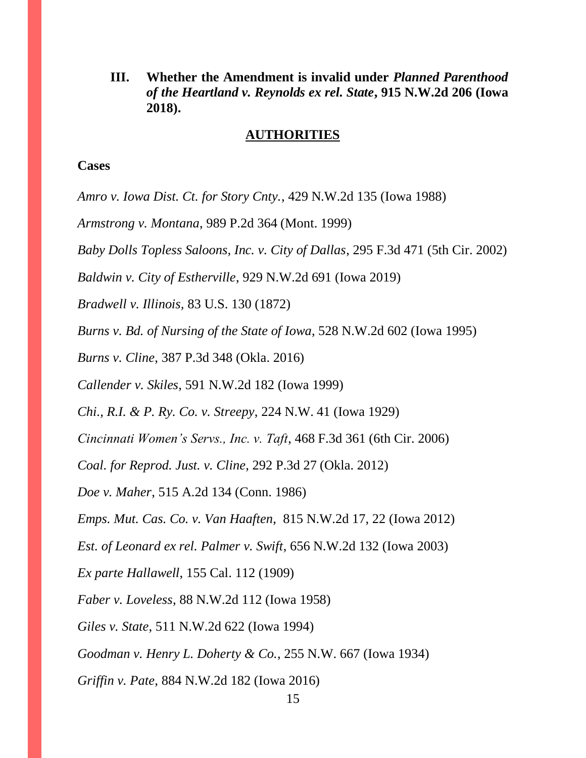**III. Whether the Amendment is invalid under *Planned Parenthood of the Heartland v. Reynolds ex rel. State*, 915 N.W.2d 206 (Iowa 2018).**

**AUTHORITIES**

**Cases**

*Amro v. Iowa Dist. Ct. for Story Cnty.*, 429 N.W.2d 135 (Iowa 1988)

*Armstrong v. Montana*, 989 P.2d 364 (Mont. 1999)

*Baby Dolls Topless Saloons, Inc. v. City of Dallas*, 295 F.3d 471 (5th Cir. 2002)

*Baldwin v. City of Estherville*, 929 N.W.2d 691 (Iowa 2019)

*Bradwell v. Illinois*, 83 U.S. 130 (1872)

*Burns v. Bd. of Nursing of the State of Iowa*, 528 N.W.2d 602 (Iowa 1995)

*Burns v. Cline*, 387 P.3d 348 (Okla. 2016)

*Callender v. Skiles*, 591 N.W.2d 182 (Iowa 1999)

*Chi., R.I. & P. Ry. Co. v. Streepy*, 224 N.W. 41 (Iowa 1929)

*Cincinnati Women's Servs., Inc. v. Taft*, 468 F.3d 361 (6th Cir. 2006)

*Coal. for Reprod. Just. v. Cline*, 292 P.3d 27 (Okla. 2012)

*Doe v. Maher*, 515 A.2d 134 (Conn. 1986)

*Emps. Mut. Cas. Co. v. Van Haaften*, 815 N.W.2d 17, 22 (Iowa 2012)

*Est. of Leonard ex rel. Palmer v. Swift*, 656 N.W.2d 132 (Iowa 2003)

*Ex parte Hallawell*, 155 Cal. 112 (1909)

*Faber v. Loveless*, 88 N.W.2d 112 (Iowa 1958)

*Giles v. State*, 511 N.W.2d 622 (Iowa 1994)

*Goodman v. Henry L. Doherty & Co.*, 255 N.W. 667 (Iowa 1934)

*Griffin v. Pate*, 884 N.W.2d 182 (Iowa 2016)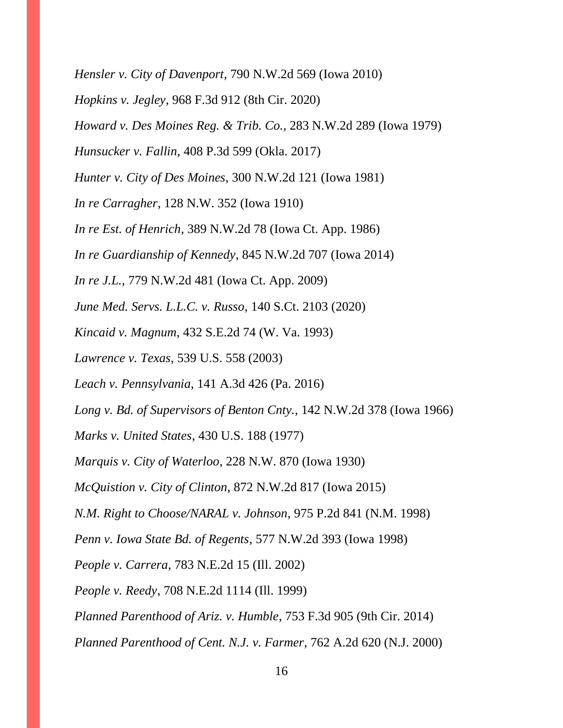*Hensler v. City of Davenport*, 790 N.W.2d 569 (Iowa 2010)

*Hopkins v. Jegley*, 968 F.3d 912 (8th Cir. 2020)

*Howard v. Des Moines Reg. & Trib. Co.*, 283 N.W.2d 289 (Iowa 1979)

*Hunsucker v. Fallin*, 408 P.3d 599 (Okla. 2017)

*Hunter v. City of Des Moines*, 300 N.W.2d 121 (Iowa 1981)

*In re Carragher*, 128 N.W. 352 (Iowa 1910)

*In re Est. of Henrich*, 389 N.W.2d 78 (Iowa Ct. App. 1986)

*In re Guardianship of Kennedy*, 845 N.W.2d 707 (Iowa 2014)

*In re J.L.*, 779 N.W.2d 481 (Iowa Ct. App. 2009)

*June Med. Servs. L.L.C. v. Russo*, 140 S.Ct. 2103 (2020)

*Kincaid v. Magnum*, 432 S.E.2d 74 (W. Va. 1993)

*Lawrence v. Texas*, 539 U.S. 558 (2003)

*Leach v. Pennsylvania*, 141 A.3d 426 (Pa. 2016)

*Long v. Bd. of Supervisors of Benton Cnty.*, 142 N.W.2d 378 (Iowa 1966)

*Marks v. United States*, 430 U.S. 188 (1977)

*Marquis v. City of Waterloo*, 228 N.W. 870 (Iowa 1930)

*McQuistion v. City of Clinton*, 872 N.W.2d 817 (Iowa 2015)

*N.M. Right to Choose/NARAL v. Johnson*, 975 P.2d 841 (N.M. 1998)

*Penn v. Iowa State Bd. of Regents*, 577 N.W.2d 393 (Iowa 1998)

*People v. Carrera*, 783 N.E.2d 15 (Ill. 2002)

*People v. Reedy*, 708 N.E.2d 1114 (Ill. 1999)

*Planned Parenthood of Ariz. v. Humble*, 753 F.3d 905 (9th Cir. 2014)

*Planned Parenthood of Cent. N.J. v. Farmer*, 762 A.2d 620 (N.J. 2000)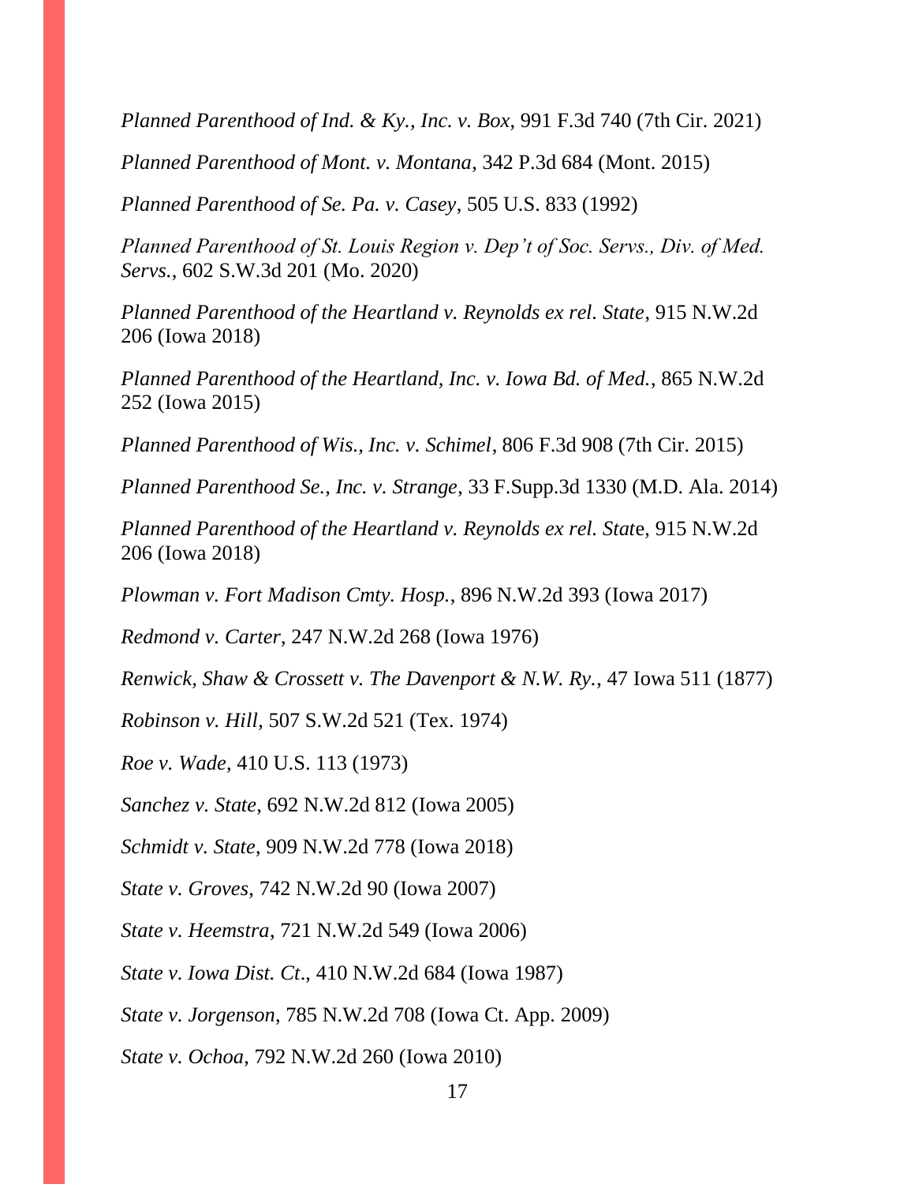*Planned Parenthood of Ind. & Ky., Inc. v. Box*, 991 F.3d 740 (7th Cir. 2021)

*Planned Parenthood of Mont. v. Montana*, 342 P.3d 684 (Mont. 2015)

*Planned Parenthood of Se. Pa. v. Casey*, 505 U.S. 833 (1992)

*Planned Parenthood of St. Louis Region v. Dep't of Soc. Servs., Div. of Med. Servs.*, 602 S.W.3d 201 (Mo. 2020)

*Planned Parenthood of the Heartland v. Reynolds ex rel. State*, 915 N.W.2d 206 (Iowa 2018)

*Planned Parenthood of the Heartland, Inc. v. Iowa Bd. of Med.*, 865 N.W.2d 252 (Iowa 2015)

*Planned Parenthood of Wis., Inc. v. Schimel*, 806 F.3d 908 (7th Cir. 2015)

*Planned Parenthood Se., Inc. v. Strange*, 33 F.Supp.3d 1330 (M.D. Ala. 2014)

*Planned Parenthood of the Heartland v. Reynolds ex rel. Stat*e, 915 N.W.2d 206 (Iowa 2018)

*Plowman v. Fort Madison Cmty. Hosp.*, 896 N.W.2d 393 (Iowa 2017)

*Redmond v. Carter*, 247 N.W.2d 268 (Iowa 1976)

*Renwick, Shaw & Crossett v. The Davenport & N.W. Ry.*, 47 Iowa 511 (1877)

*Robinson v. Hill*, 507 S.W.2d 521 (Tex. 1974)

*Roe v. Wade*, 410 U.S. 113 (1973)

*Sanchez v. State*, 692 N.W.2d 812 (Iowa 2005)

*Schmidt v. State*, 909 N.W.2d 778 (Iowa 2018)

*State v. Groves*, 742 N.W.2d 90 (Iowa 2007)

*State v. Heemstra*, 721 N.W.2d 549 (Iowa 2006)

*State v. Iowa Dist. Ct.*, 410 N.W.2d 684 (Iowa 1987)

*State v. Jorgenson*, 785 N.W.2d 708 (Iowa Ct. App. 2009)

*State v. Ochoa*, 792 N.W.2d 260 (Iowa 2010)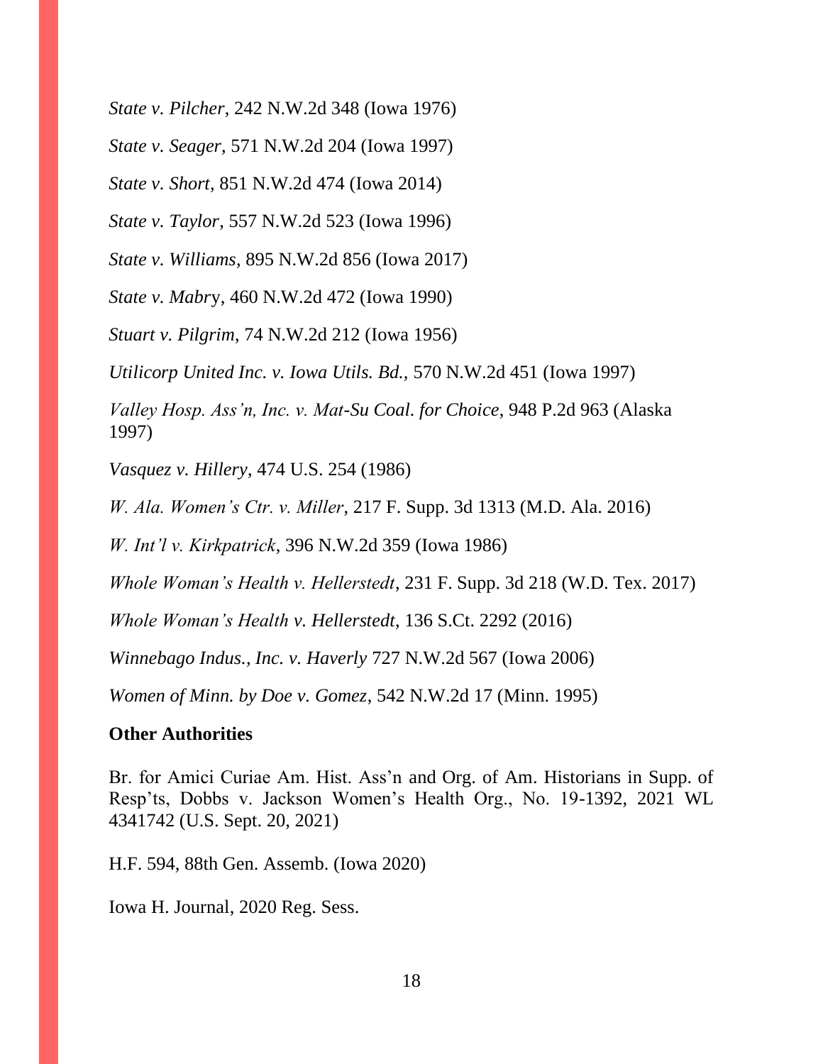*State v. Pilcher*, 242 N.W.2d 348 (Iowa 1976)

*State v. Seager*, 571 N.W.2d 204 (Iowa 1997)

*State v. Short*, 851 N.W.2d 474 (Iowa 2014)

*State v. Taylor*, 557 N.W.2d 523 (Iowa 1996)

*State v. Williams*, 895 N.W.2d 856 (Iowa 2017)

*State v. Mabry*, 460 N.W.2d 472 (Iowa 1990)

*Stuart v. Pilgrim*, 74 N.W.2d 212 (Iowa 1956)

*Utilicorp United Inc. v. Iowa Utils. Bd.*, 570 N.W.2d 451 (Iowa 1997)

*Valley Hosp. Ass'n, Inc. v. Mat-Su Coal. for Choice*, 948 P.2d 963 (Alaska 1997)

*Vasquez v. Hillery*, 474 U.S. 254 (1986)

*W. Ala. Women's Ctr. v. Miller*, 217 F. Supp. 3d 1313 (M.D. Ala. 2016)

*W. Int'l v. Kirkpatrick*, 396 N.W.2d 359 (Iowa 1986)

*Whole Woman's Health v. Hellerstedt*, 231 F. Supp. 3d 218 (W.D. Tex. 2017)

*Whole Woman's Health v. Hellerstedt*, 136 S.Ct. 2292 (2016)

*Winnebago Indus., Inc. v. Haverly* 727 N.W.2d 567 (Iowa 2006)

*Women of Minn. by Doe v. Gomez*, 542 N.W.2d 17 (Minn. 1995)

**Other Authorities**

Br. for Amici Curiae Am. Hist. Ass'n and Org. of Am. Historians in Supp. of Resp'ts, Dobbs v. Jackson Women's Health Org., No. 19-1392, 2021 WL 4341742 (U.S. Sept. 20, 2021)

H.F. 594, 88th Gen. Assemb. (Iowa 2020)

Iowa H. Journal, 2020 Reg. Sess.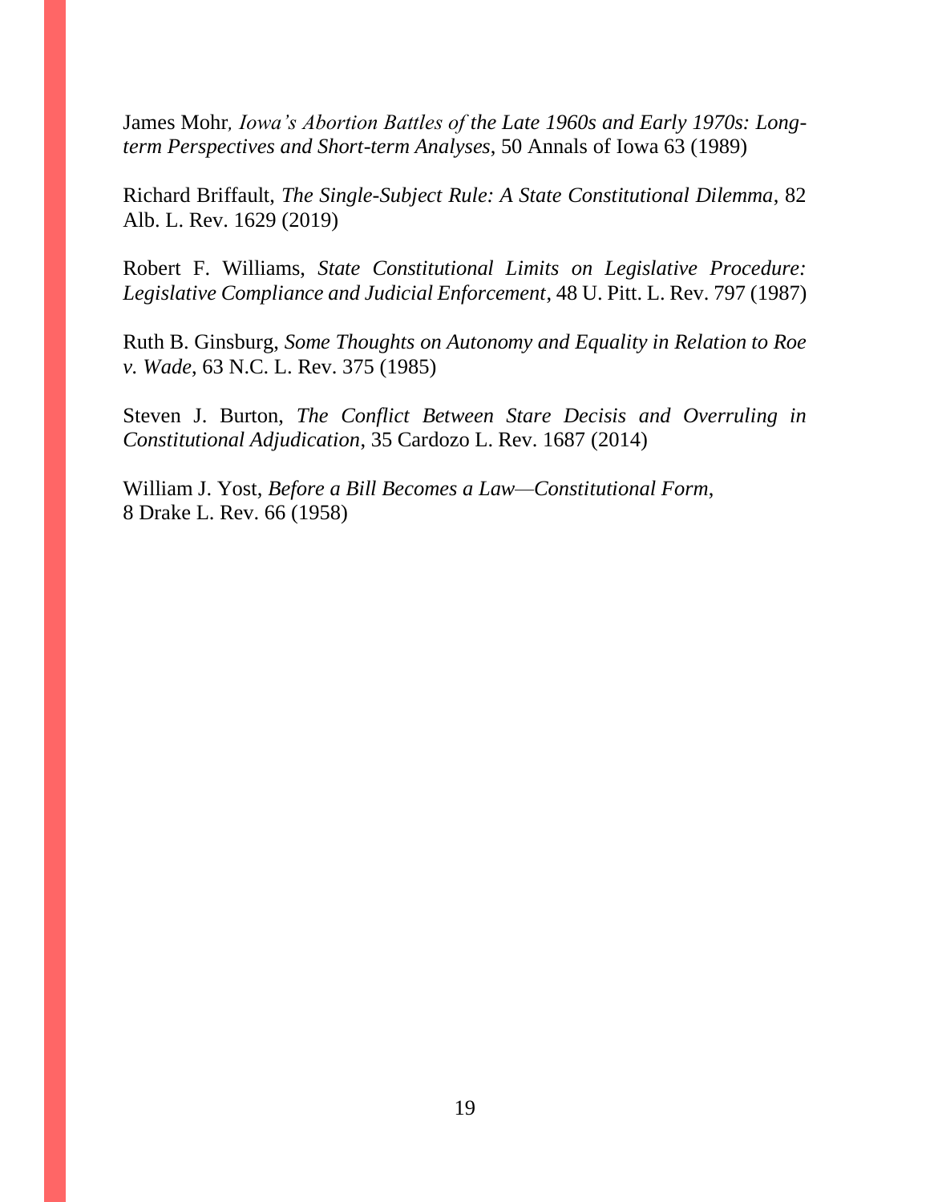James Mohr, *Iowa's Abortion Battles of the Late 1960s and Early 1970s: Long-term Perspectives and Short-term Analyses*, 50 Annals of Iowa 63 (1989)

Richard Briffault, *The Single-Subject Rule: A State Constitutional Dilemma*, 82 Alb. L. Rev. 1629 (2019)

Robert F. Williams, *State Constitutional Limits on Legislative Procedure: Legislative Compliance and Judicial Enforcement*, 48 U. Pitt. L. Rev. 797 (1987)

Ruth B. Ginsburg, *Some Thoughts on Autonomy and Equality in Relation to Roe v. Wade*, 63 N.C. L. Rev. 375 (1985)

Steven J. Burton, *The Conflict Between Stare Decisis and Overruling in Constitutional Adjudication*, 35 Cardozo L. Rev. 1687 (2014)

William J. Yost, *Before a Bill Becomes a Law—Constitutional Form*, 8 Drake L. Rev. 66 (1958)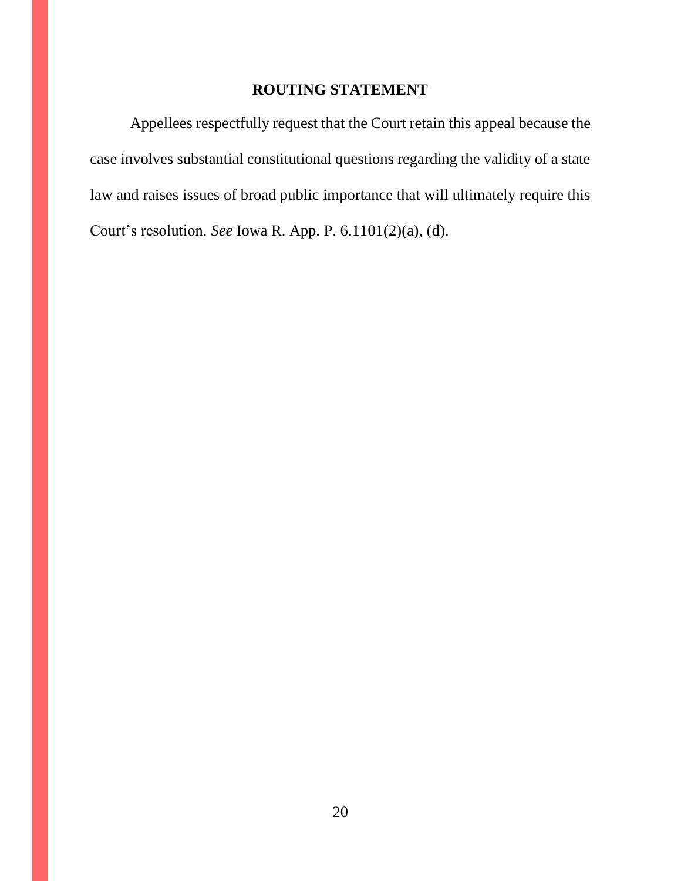## ROUTING STATEMENT

Appellees respectfully request that the Court retain this appeal because the case involves substantial constitutional questions regarding the validity of a state law and raises issues of broad public importance that will ultimately require this Court's resolution. *See* Iowa R. App. P. 6.1101(2)(a), (d).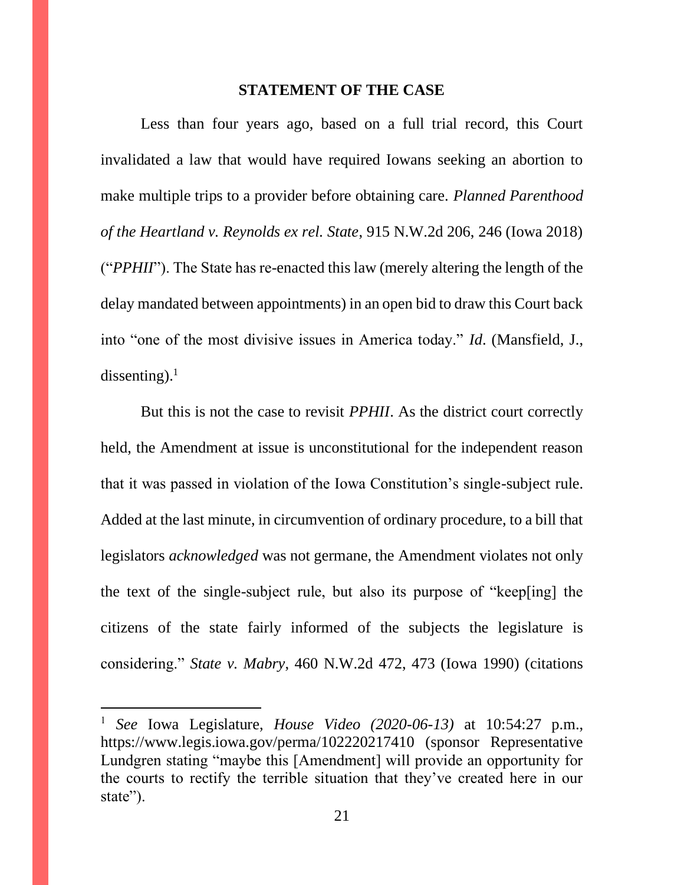## STATEMENT OF THE CASE

Less than four years ago, based on a full trial record, this Court invalidated a law that would have required Iowans seeking an abortion to make multiple trips to a provider before obtaining care. *Planned Parenthood of the Heartland v. Reynolds ex rel. State*, 915 N.W.2d 206, 246 (Iowa 2018) ("*PPHII*"). The State has re-enacted this law (merely altering the length of the delay mandated between appointments) in an open bid to draw this Court back into "one of the most divisive issues in America today." *Id*. (Mansfield, J., dissenting).[1]

But this is not the case to revisit *PPHII*. As the district court correctly held, the Amendment at issue is unconstitutional for the independent reason that it was passed in violation of the Iowa Constitution's single-subject rule. Added at the last minute, in circumvention of ordinary procedure, to a bill that legislators *acknowledged* was not germane, the Amendment violates not only the text of the single-subject rule, but also its purpose of "keep[ing] the citizens of the state fairly informed of the subjects the legislature is considering." *State v. Mabry*, 460 N.W.2d 472, 473 (Iowa 1990) (citations

---

[1] *See* Iowa Legislature, *House Video (2020-06-13)* at 10:54:27 p.m., https://www.legis.iowa.gov/perma/102220217410 (sponsor Representative Lundgren stating "maybe this [Amendment] will provide an opportunity for the courts to rectify the terrible situation that they've created here in our state").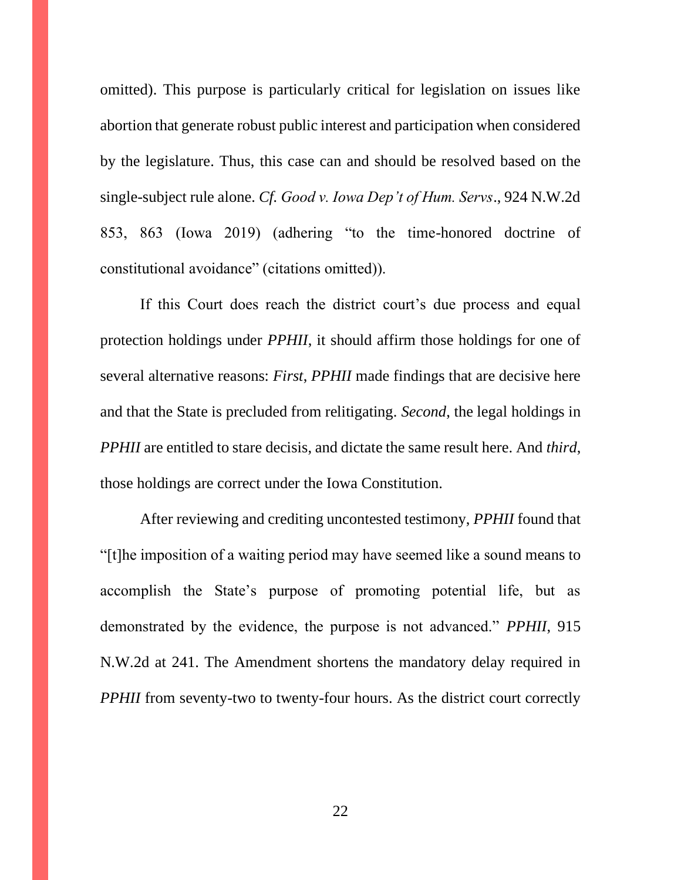omitted). This purpose is particularly critical for legislation on issues like abortion that generate robust public interest and participation when considered by the legislature. Thus, this case can and should be resolved based on the single-subject rule alone. *Cf. Good v. Iowa Dep't of Hum. Servs*., 924 N.W.2d 853, 863 (Iowa 2019) (adhering "to the time-honored doctrine of constitutional avoidance" (citations omitted)).

If this Court does reach the district court's due process and equal protection holdings under *PPHII*, it should affirm those holdings for one of several alternative reasons: *First*, *PPHII* made findings that are decisive here and that the State is precluded from relitigating. *Second*, the legal holdings in *PPHII* are entitled to stare decisis, and dictate the same result here. And *third*, those holdings are correct under the Iowa Constitution.

After reviewing and crediting uncontested testimony, *PPHII* found that "[t]he imposition of a waiting period may have seemed like a sound means to accomplish the State's purpose of promoting potential life, but as demonstrated by the evidence, the purpose is not advanced." *PPHII*, 915 N.W.2d at 241. The Amendment shortens the mandatory delay required in *PPHII* from seventy-two to twenty-four hours. As the district court correctly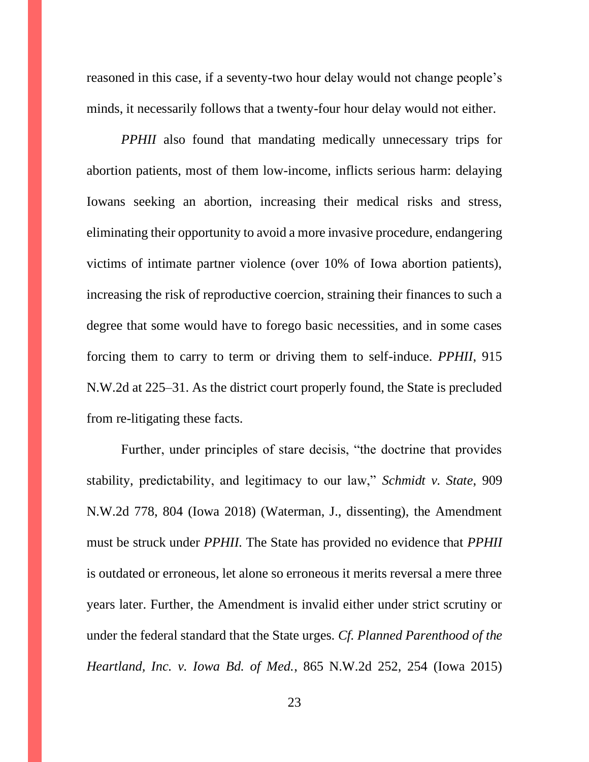reasoned in this case, if a seventy-two hour delay would not change people's minds, it necessarily follows that a twenty-four hour delay would not either.

*PPHII* also found that mandating medically unnecessary trips for abortion patients, most of them low-income, inflicts serious harm: delaying Iowans seeking an abortion, increasing their medical risks and stress, eliminating their opportunity to avoid a more invasive procedure, endangering victims of intimate partner violence (over 10% of Iowa abortion patients), increasing the risk of reproductive coercion, straining their finances to such a degree that some would have to forego basic necessities, and in some cases forcing them to carry to term or driving them to self-induce. *PPHII*, 915 N.W.2d at 225–31. As the district court properly found, the State is precluded from re-litigating these facts.

Further, under principles of stare decisis, "the doctrine that provides stability, predictability, and legitimacy to our law," *Schmidt v. State*, 909 N.W.2d 778, 804 (Iowa 2018) (Waterman, J., dissenting), the Amendment must be struck under *PPHII.* The State has provided no evidence that *PPHII* is outdated or erroneous, let alone so erroneous it merits reversal a mere three years later. Further, the Amendment is invalid either under strict scrutiny or under the federal standard that the State urges. *Cf. Planned Parenthood of the Heartland, Inc. v. Iowa Bd. of Med.*, 865 N.W.2d 252, 254 (Iowa 2015)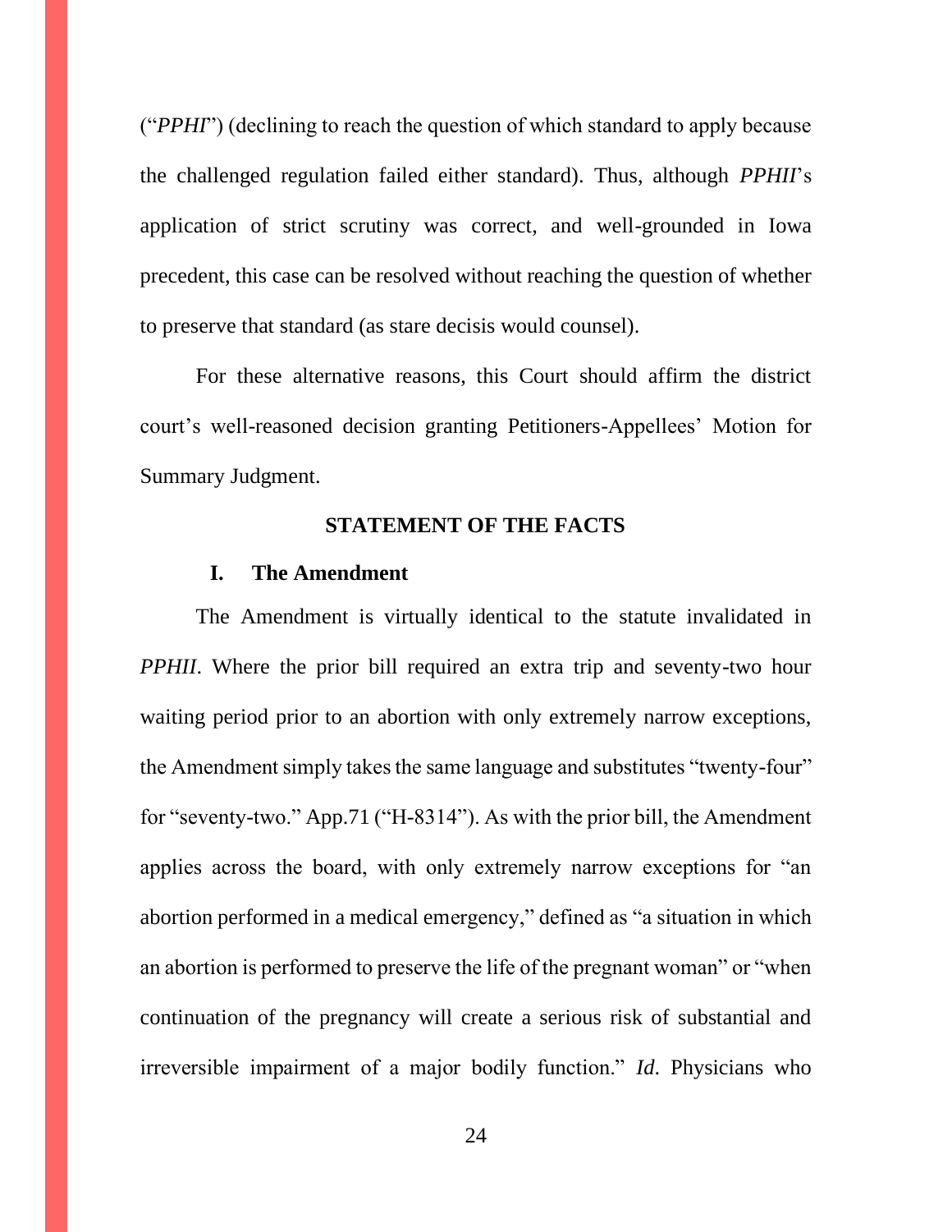("*PPHI*") (declining to reach the question of which standard to apply because the challenged regulation failed either standard). Thus, although *PPHII*'s application of strict scrutiny was correct, and well-grounded in Iowa precedent, this case can be resolved without reaching the question of whether to preserve that standard (as stare decisis would counsel).

For these alternative reasons, this Court should affirm the district court's well-reasoned decision granting Petitioners-Appellees' Motion for Summary Judgment.

## STATEMENT OF THE FACTS

### I. The Amendment

The Amendment is virtually identical to the statute invalidated in *PPHII*. Where the prior bill required an extra trip and seventy-two hour waiting period prior to an abortion with only extremely narrow exceptions, the Amendment simply takes the same language and substitutes "twenty-four" for "seventy-two." App.71 ("H-8314"). As with the prior bill, the Amendment applies across the board, with only extremely narrow exceptions for "an abortion performed in a medical emergency," defined as "a situation in which an abortion is performed to preserve the life of the pregnant woman" or "when continuation of the pregnancy will create a serious risk of substantial and irreversible impairment of a major bodily function." *Id*. Physicians who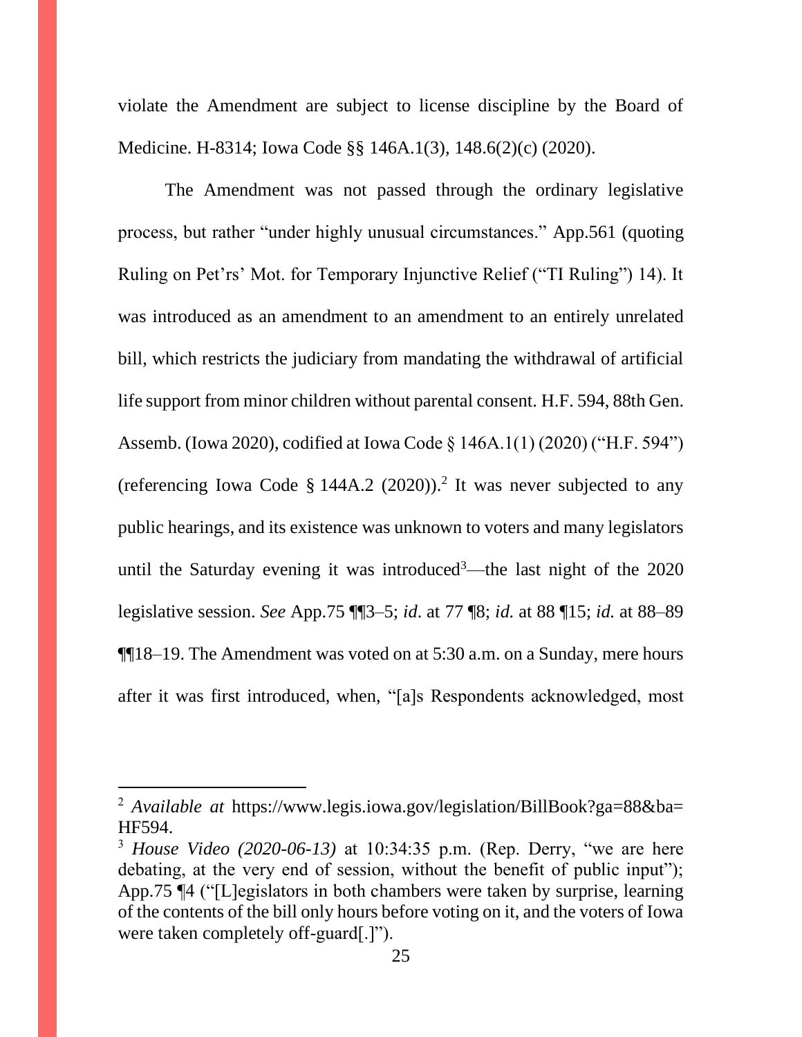violate the Amendment are subject to license discipline by the Board of Medicine. H-8314; Iowa Code §§ 146A.1(3), 148.6(2)(c) (2020).

The Amendment was not passed through the ordinary legislative process, but rather "under highly unusual circumstances." App.561 (quoting Ruling on Pet'rs' Mot. for Temporary Injunctive Relief ("TI Ruling") 14). It was introduced as an amendment to an amendment to an entirely unrelated bill, which restricts the judiciary from mandating the withdrawal of artificial life support from minor children without parental consent. H.F. 594, 88th Gen. Assemb. (Iowa 2020), codified at Iowa Code § 146A.1(1) (2020) ("H.F. 594") (referencing Iowa Code § 144A.2 (2020)).[2] It was never subjected to any public hearings, and its existence was unknown to voters and many legislators until the Saturday evening it was introduced[3]—the last night of the 2020 legislative session. *See* App.75 ¶¶3–5; *id.* at 77 ¶8; *id.* at 88 ¶15; *id.* at 88–89 ¶¶18–19. The Amendment was voted on at 5:30 a.m. on a Sunday, mere hours after it was first introduced, when, "[a]s Respondents acknowledged, most

---

[2] *Available at* https://www.legis.iowa.gov/legislation/BillBook?ga=88&ba=HF594.

[3] *House Video (2020-06-13)* at 10:34:35 p.m. (Rep. Derry, "we are here debating, at the very end of session, without the benefit of public input"); App.75 ¶4 ("[L]egislators in both chambers were taken by surprise, learning of the contents of the bill only hours before voting on it, and the voters of Iowa were taken completely off-guard[.]").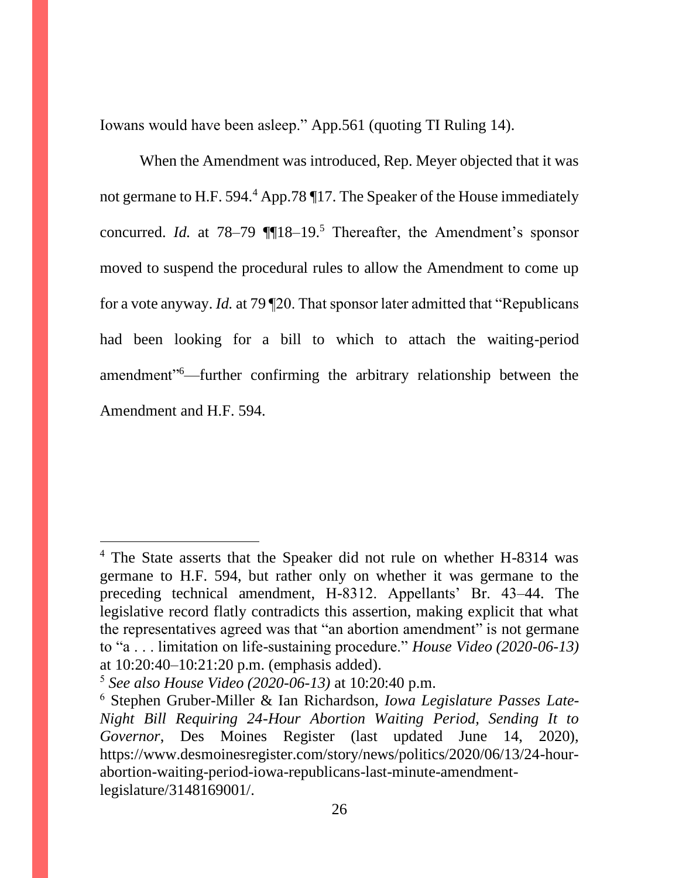Iowans would have been asleep." App.561 (quoting TI Ruling 14).

When the Amendment was introduced, Rep. Meyer objected that it was not germane to H.F. 594.[4] App.78 ¶17. The Speaker of the House immediately concurred. *Id.* at 78–79 ¶¶18–19.[5] Thereafter, the Amendment's sponsor moved to suspend the procedural rules to allow the Amendment to come up for a vote anyway. *Id.* at 79 ¶20. That sponsor later admitted that "Republicans had been looking for a bill to which to attach the waiting-period amendment"[6]—further confirming the arbitrary relationship between the Amendment and H.F. 594.

---

[4] The State asserts that the Speaker did not rule on whether H-8314 was germane to H.F. 594, but rather only on whether it was germane to the preceding technical amendment, H-8312. Appellants' Br. 43–44. The legislative record flatly contradicts this assertion, making explicit that what the representatives agreed was that "an abortion amendment" is not germane to "a . . . limitation on life-sustaining procedure." *House Video (2020-06-13)* at 10:20:40–10:21:20 p.m. (emphasis added).

[5] *See also House Video (2020-06-13)* at 10:20:40 p.m.

[6] Stephen Gruber-Miller & Ian Richardson, *Iowa Legislature Passes Late-Night Bill Requiring 24-Hour Abortion Waiting Period, Sending It to Governor*, Des Moines Register (last updated June 14, 2020), https://www.desmoinesregister.com/story/news/politics/2020/06/13/24-hour-abortion-waiting-period-iowa-republicans-last-minute-amendment-legislature/3148169001/.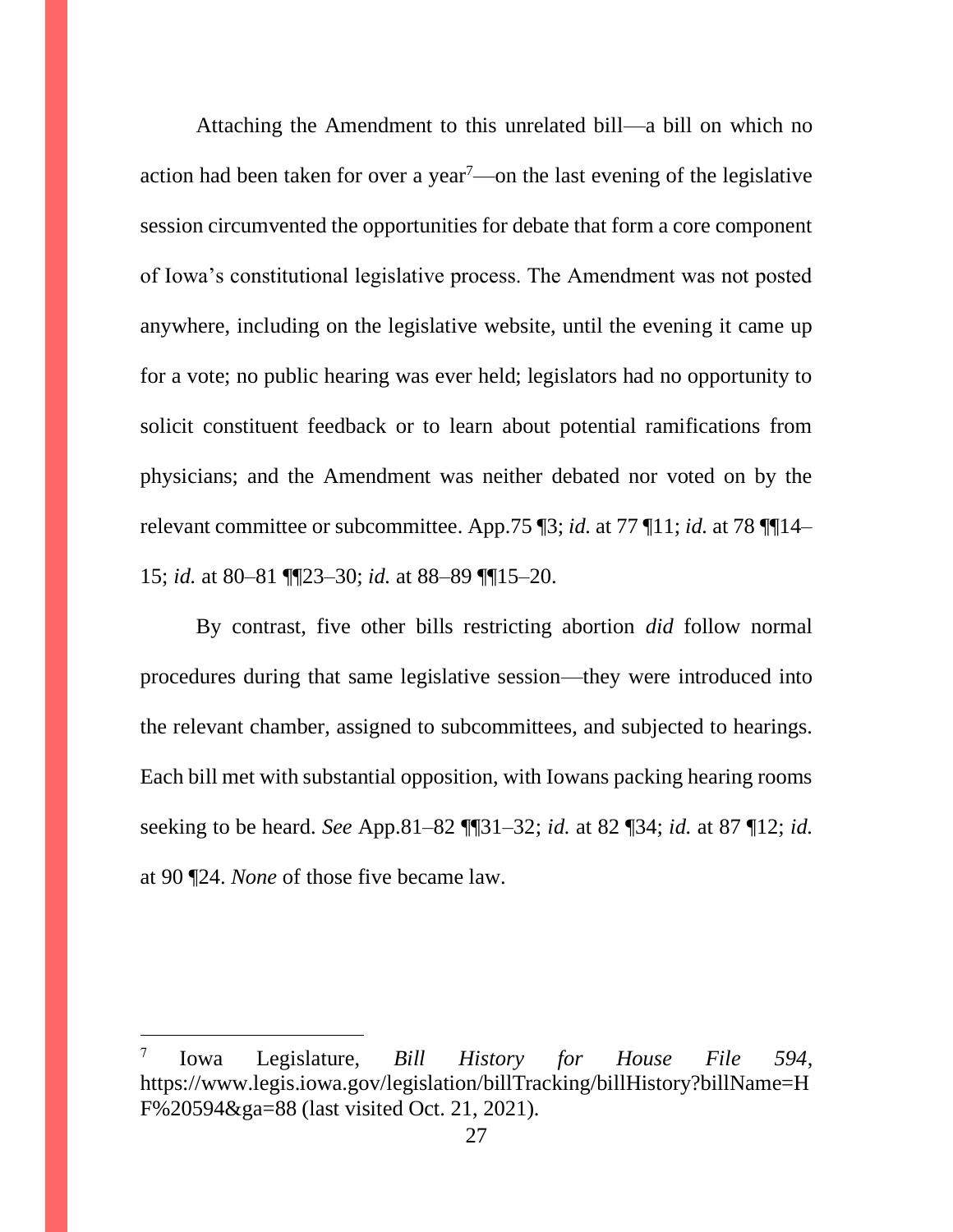Attaching the Amendment to this unrelated bill—a bill on which no action had been taken for over a year[7]—on the last evening of the legislative session circumvented the opportunities for debate that form a core component of Iowa's constitutional legislative process. The Amendment was not posted anywhere, including on the legislative website, until the evening it came up for a vote; no public hearing was ever held; legislators had no opportunity to solicit constituent feedback or to learn about potential ramifications from physicians; and the Amendment was neither debated nor voted on by the relevant committee or subcommittee. App.75 ¶3; *id.* at 77 ¶11; *id.* at 78 ¶¶14–15; *id.* at 80–81 ¶¶23–30; *id.* at 88–89 ¶¶15–20.

By contrast, five other bills restricting abortion *did* follow normal procedures during that same legislative session—they were introduced into the relevant chamber, assigned to subcommittees, and subjected to hearings. Each bill met with substantial opposition, with Iowans packing hearing rooms seeking to be heard. *See* App.81–82 ¶¶31–32; *id.* at 82 ¶34; *id.* at 87 ¶12; *id.* at 90 ¶24. *None* of those five became law.

---

[7] Iowa Legislature, *Bill History for House File 594*, https://www.legis.iowa.gov/legislation/billTracking/billHistory?billName=HF%20594&ga=88 (last visited Oct. 21, 2021).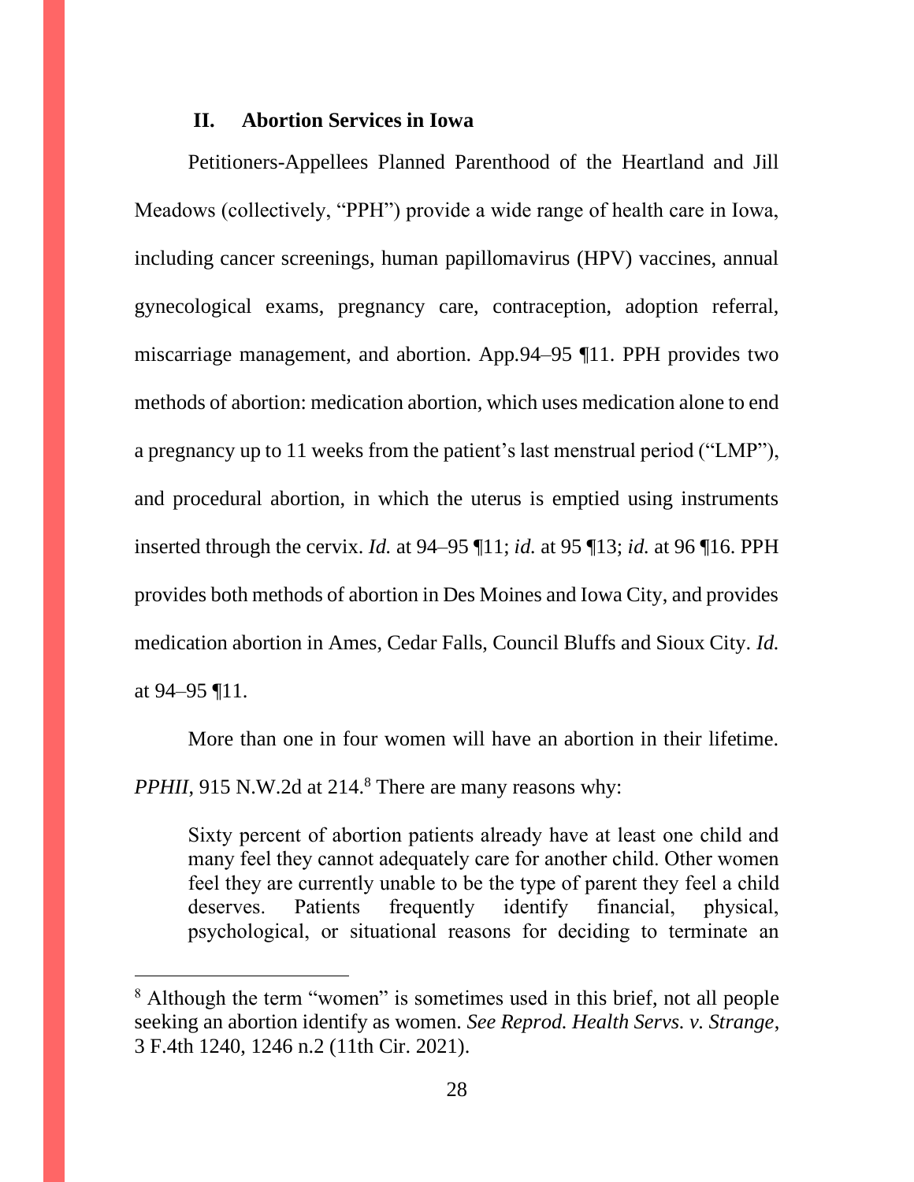## II. Abortion Services in Iowa

Petitioners-Appellees Planned Parenthood of the Heartland and Jill Meadows (collectively, "PPH") provide a wide range of health care in Iowa, including cancer screenings, human papillomavirus (HPV) vaccines, annual gynecological exams, pregnancy care, contraception, adoption referral, miscarriage management, and abortion. App.94–95 ¶11. PPH provides two methods of abortion: medication abortion, which uses medication alone to end a pregnancy up to 11 weeks from the patient's last menstrual period ("LMP"), and procedural abortion, in which the uterus is emptied using instruments inserted through the cervix. *Id.* at 94–95 ¶11; *id.* at 95 ¶13; *id.* at 96 ¶16. PPH provides both methods of abortion in Des Moines and Iowa City, and provides medication abortion in Ames, Cedar Falls, Council Bluffs and Sioux City. *Id.* at 94–95 ¶11.

More than one in four women will have an abortion in their lifetime. *PPHII*, 915 N.W.2d at 214.[8] There are many reasons why:

> Sixty percent of abortion patients already have at least one child and many feel they cannot adequately care for another child. Other women feel they are currently unable to be the type of parent they feel a child deserves. Patients frequently identify financial, physical, psychological, or situational reasons for deciding to terminate an

[8] Although the term "women" is sometimes used in this brief, not all people seeking an abortion identify as women. *See Reprod. Health Servs. v. Strange*, 3 F.4th 1240, 1246 n.2 (11th Cir. 2021).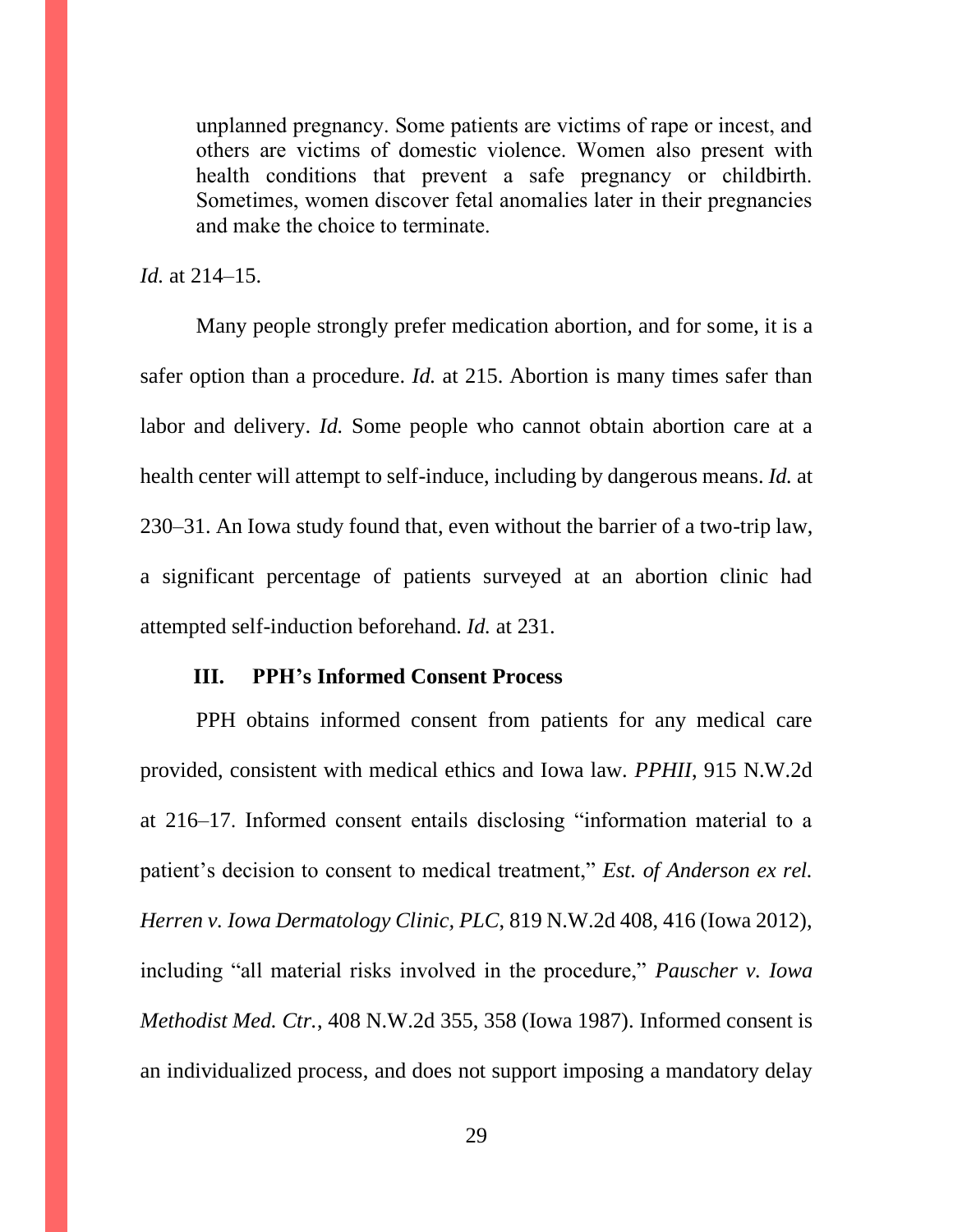> unplanned pregnancy. Some patients are victims of rape or incest, and others are victims of domestic violence. Women also present with health conditions that prevent a safe pregnancy or childbirth. Sometimes, women discover fetal anomalies later in their pregnancies and make the choice to terminate.

*Id.* at 214–15.

Many people strongly prefer medication abortion, and for some, it is a safer option than a procedure. *Id.* at 215. Abortion is many times safer than labor and delivery. *Id.* Some people who cannot obtain abortion care at a health center will attempt to self-induce, including by dangerous means. *Id.* at 230–31. An Iowa study found that, even without the barrier of a two-trip law, a significant percentage of patients surveyed at an abortion clinic had attempted self-induction beforehand. *Id.* at 231.

### III. PPH's Informed Consent Process

PPH obtains informed consent from patients for any medical care provided, consistent with medical ethics and Iowa law. *PPHII*, 915 N.W.2d at 216–17. Informed consent entails disclosing "information material to a patient's decision to consent to medical treatment," *Est. of Anderson ex rel. Herren v. Iowa Dermatology Clinic, PLC*, 819 N.W.2d 408, 416 (Iowa 2012), including "all material risks involved in the procedure," *Pauscher v. Iowa Methodist Med. Ctr.*, 408 N.W.2d 355, 358 (Iowa 1987). Informed consent is an individualized process, and does not support imposing a mandatory delay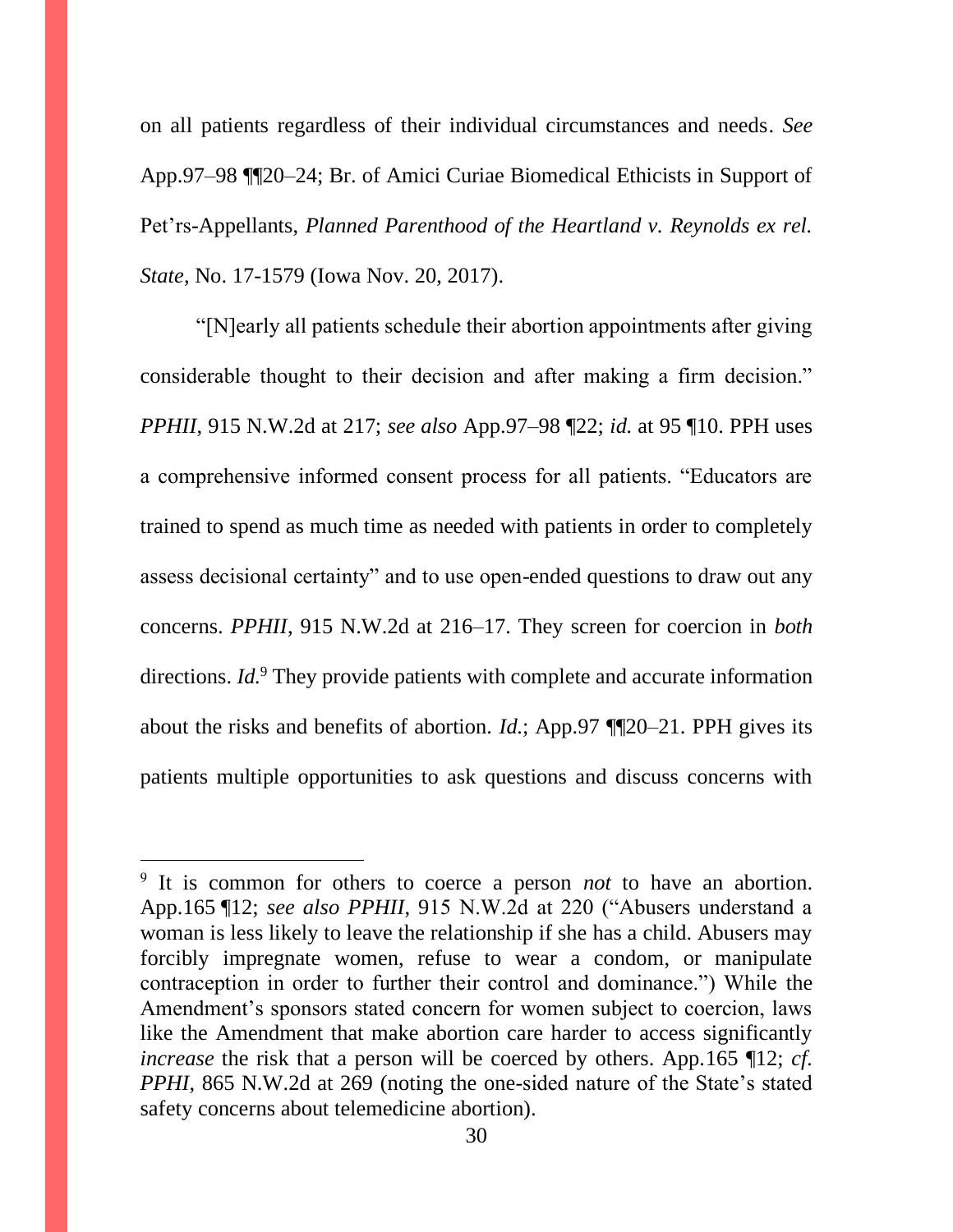on all patients regardless of their individual circumstances and needs. *See* App.97–98 ¶¶20–24; Br. of Amici Curiae Biomedical Ethicists in Support of Pet'rs-Appellants, *Planned Parenthood of the Heartland v. Reynolds ex rel. State*, No. 17-1579 (Iowa Nov. 20, 2017).

"[N]early all patients schedule their abortion appointments after giving considerable thought to their decision and after making a firm decision." *PPHII*, 915 N.W.2d at 217; *see also* App.97–98 ¶22; *id.* at 95 ¶10. PPH uses a comprehensive informed consent process for all patients. "Educators are trained to spend as much time as needed with patients in order to completely assess decisional certainty" and to use open-ended questions to draw out any concerns. *PPHII*, 915 N.W.2d at 216–17. They screen for coercion in *both* directions. *Id.*[9] They provide patients with complete and accurate information about the risks and benefits of abortion. *Id.*; App.97 ¶¶20–21. PPH gives its patients multiple opportunities to ask questions and discuss concerns with

---

[9] It is common for others to coerce a person *not* to have an abortion. App.165 ¶12; *see also PPHII*, 915 N.W.2d at 220 ("Abusers understand a woman is less likely to leave the relationship if she has a child. Abusers may forcibly impregnate women, refuse to wear a condom, or manipulate contraception in order to further their control and dominance.") While the Amendment's sponsors stated concern for women subject to coercion, laws like the Amendment that make abortion care harder to access significantly *increase* the risk that a person will be coerced by others. App.165 ¶12; *cf. PPHI*, 865 N.W.2d at 269 (noting the one-sided nature of the State's stated safety concerns about telemedicine abortion).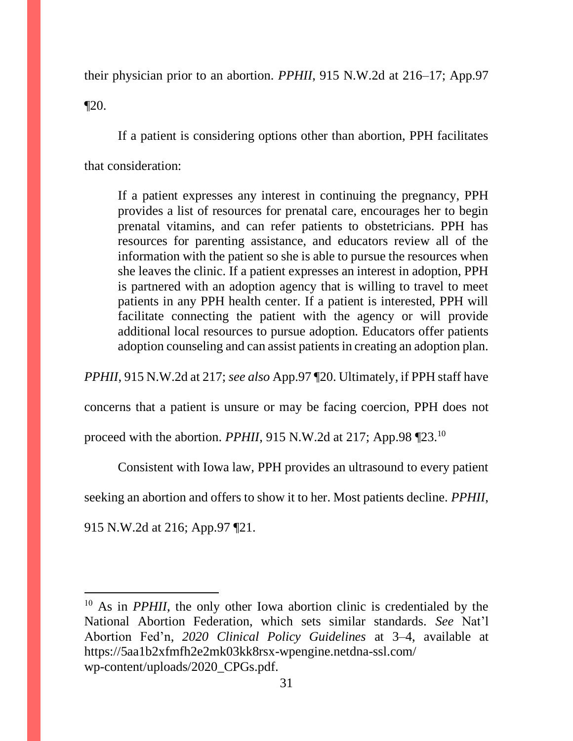their physician prior to an abortion. *PPHII*, 915 N.W.2d at 216–17; App.97 ¶20.

If a patient is considering options other than abortion, PPH facilitates that consideration:

> If a patient expresses any interest in continuing the pregnancy, PPH provides a list of resources for prenatal care, encourages her to begin prenatal vitamins, and can refer patients to obstetricians. PPH has resources for parenting assistance, and educators review all of the information with the patient so she is able to pursue the resources when she leaves the clinic. If a patient expresses an interest in adoption, PPH is partnered with an adoption agency that is willing to travel to meet patients in any PPH health center. If a patient is interested, PPH will facilitate connecting the patient with the agency or will provide additional local resources to pursue adoption. Educators offer patients adoption counseling and can assist patients in creating an adoption plan.

*PPHII*, 915 N.W.2d at 217; *see also* App.97 ¶20. Ultimately, if PPH staff have concerns that a patient is unsure or may be facing coercion, PPH does not proceed with the abortion. *PPHII*, 915 N.W.2d at 217; App.98 ¶23.[10]

Consistent with Iowa law, PPH provides an ultrasound to every patient seeking an abortion and offers to show it to her. Most patients decline. *PPHII*, 915 N.W.2d at 216; App.97 ¶21.

---

[10] As in *PPHII*, the only other Iowa abortion clinic is credentialed by the National Abortion Federation, which sets similar standards. *See* Nat'l Abortion Fed'n, *2020 Clinical Policy Guidelines* at 3–4, available at https://5aa1b2xfmfh2e2mk03kk8rsx-wpengine.netdna-ssl.com/wp-content/uploads/2020_CPGs.pdf.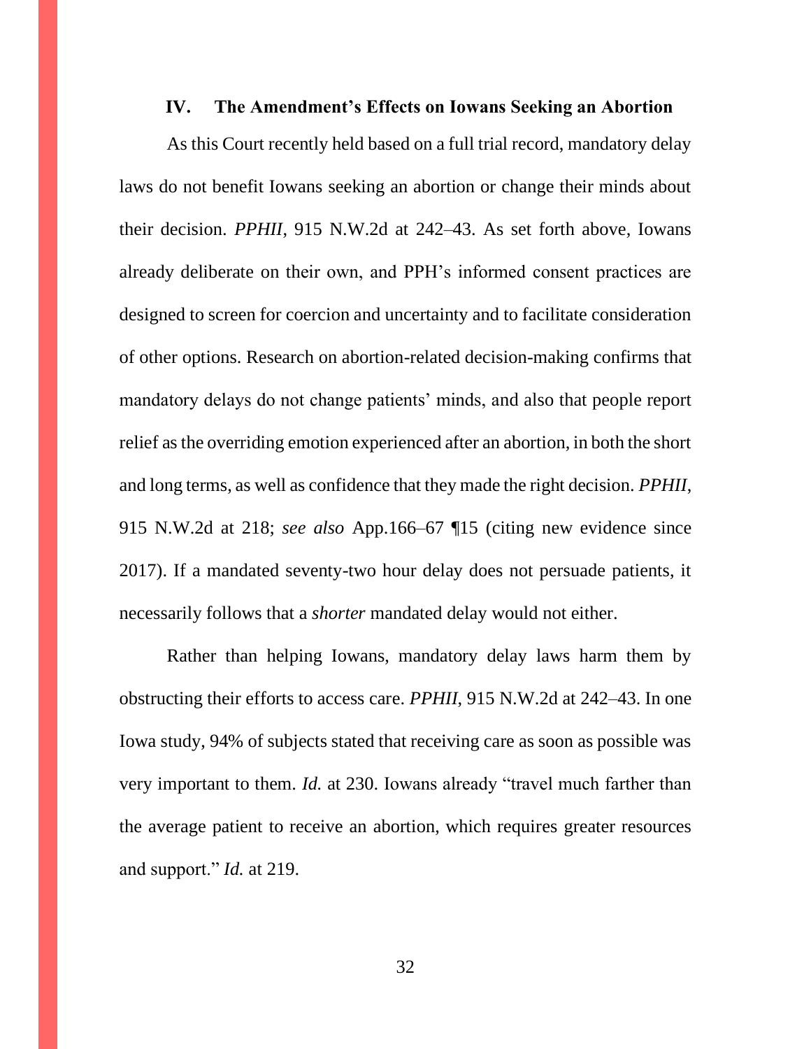## IV. The Amendment's Effects on Iowans Seeking an Abortion

As this Court recently held based on a full trial record, mandatory delay laws do not benefit Iowans seeking an abortion or change their minds about their decision. *PPHII*, 915 N.W.2d at 242–43. As set forth above, Iowans already deliberate on their own, and PPH's informed consent practices are designed to screen for coercion and uncertainty and to facilitate consideration of other options. Research on abortion-related decision-making confirms that mandatory delays do not change patients' minds, and also that people report relief as the overriding emotion experienced after an abortion, in both the short and long terms, as well as confidence that they made the right decision. *PPHII*, 915 N.W.2d at 218; *see also* App.166–67 ¶15 (citing new evidence since 2017). If a mandated seventy-two hour delay does not persuade patients, it necessarily follows that a *shorter* mandated delay would not either.

Rather than helping Iowans, mandatory delay laws harm them by obstructing their efforts to access care. *PPHII*, 915 N.W.2d at 242–43. In one Iowa study, 94% of subjects stated that receiving care as soon as possible was very important to them. *Id.* at 230. Iowans already "travel much farther than the average patient to receive an abortion, which requires greater resources and support." *Id.* at 219.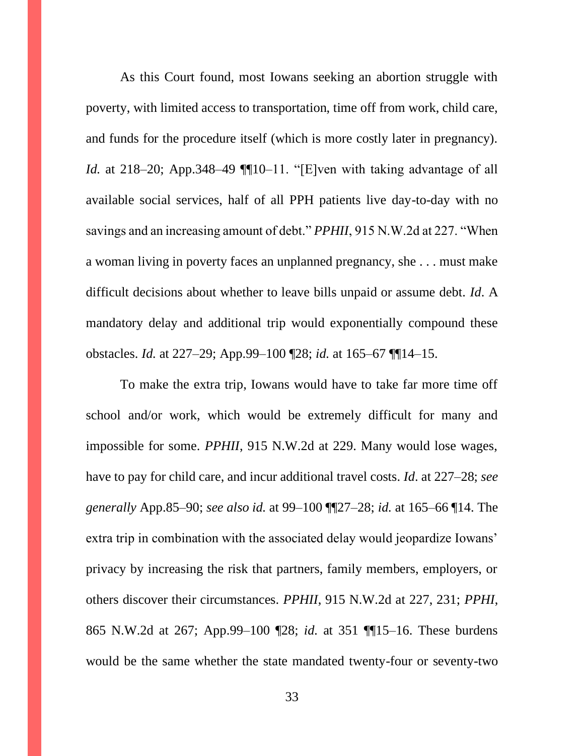As this Court found, most Iowans seeking an abortion struggle with poverty, with limited access to transportation, time off from work, child care, and funds for the procedure itself (which is more costly later in pregnancy). *Id.* at 218–20; App.348–49 ¶¶10–11. "[E]ven with taking advantage of all available social services, half of all PPH patients live day-to-day with no savings and an increasing amount of debt." *PPHII*, 915 N.W.2d at 227. "When a woman living in poverty faces an unplanned pregnancy, she . . . must make difficult decisions about whether to leave bills unpaid or assume debt. *Id.* A mandatory delay and additional trip would exponentially compound these obstacles. *Id.* at 227–29; App.99–100 ¶28; *id.* at 165–67 ¶¶14–15.

To make the extra trip, Iowans would have to take far more time off school and/or work, which would be extremely difficult for many and impossible for some. *PPHII*, 915 N.W.2d at 229. Many would lose wages, have to pay for child care, and incur additional travel costs. *Id.* at 227–28; *see generally* App.85–90; *see also id.* at 99–100 ¶¶27–28; *id.* at 165–66 ¶14. The extra trip in combination with the associated delay would jeopardize Iowans' privacy by increasing the risk that partners, family members, employers, or others discover their circumstances. *PPHII*, 915 N.W.2d at 227, 231; *PPHI*, 865 N.W.2d at 267; App.99–100 ¶28; *id.* at 351 ¶¶15–16. These burdens would be the same whether the state mandated twenty-four or seventy-two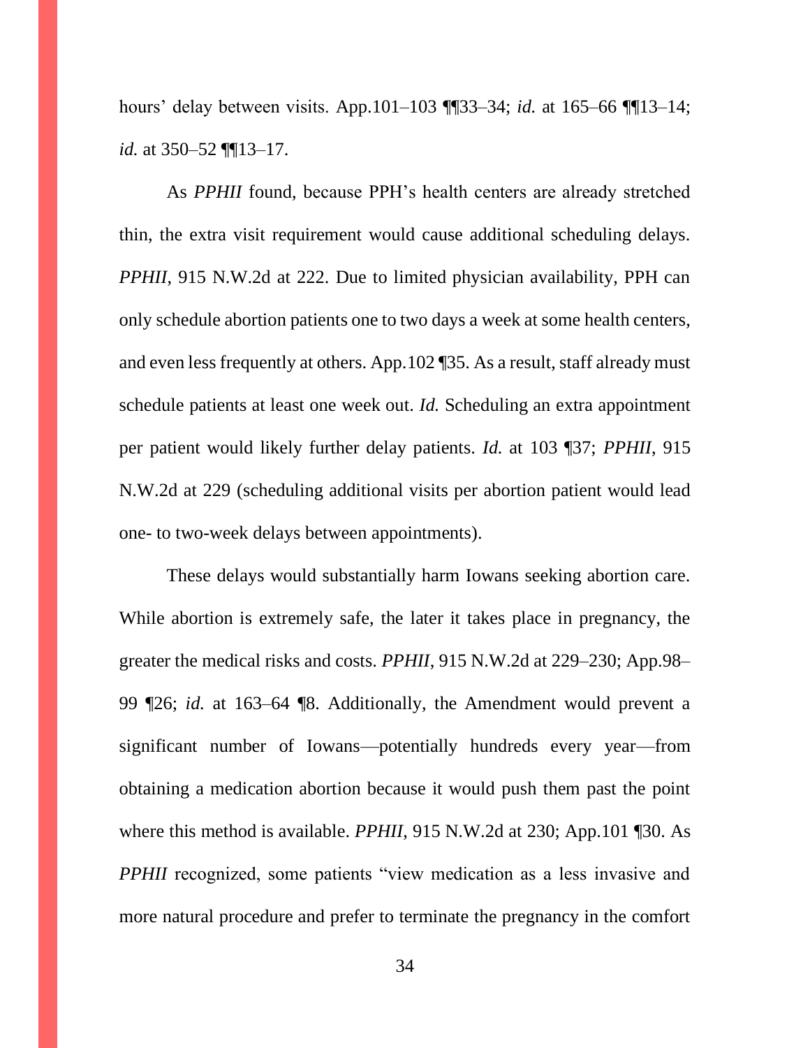hours' delay between visits. App.101–103 ¶¶33–34; *id.* at 165–66 ¶¶13–14; *id.* at 350–52 ¶¶13–17.

As *PPHII* found, because PPH's health centers are already stretched thin, the extra visit requirement would cause additional scheduling delays. *PPHII*, 915 N.W.2d at 222. Due to limited physician availability, PPH can only schedule abortion patients one to two days a week at some health centers, and even less frequently at others. App.102 ¶35. As a result, staff already must schedule patients at least one week out. *Id.* Scheduling an extra appointment per patient would likely further delay patients. *Id.* at 103 ¶37; *PPHII*, 915 N.W.2d at 229 (scheduling additional visits per abortion patient would lead one- to two-week delays between appointments).

These delays would substantially harm Iowans seeking abortion care. While abortion is extremely safe, the later it takes place in pregnancy, the greater the medical risks and costs. *PPHII*, 915 N.W.2d at 229–230; App.98–99 ¶26; *id.* at 163–64 ¶8. Additionally, the Amendment would prevent a significant number of Iowans—potentially hundreds every year—from obtaining a medication abortion because it would push them past the point where this method is available. *PPHII*, 915 N.W.2d at 230; App.101 ¶30. As *PPHII* recognized, some patients "view medication as a less invasive and more natural procedure and prefer to terminate the pregnancy in the comfort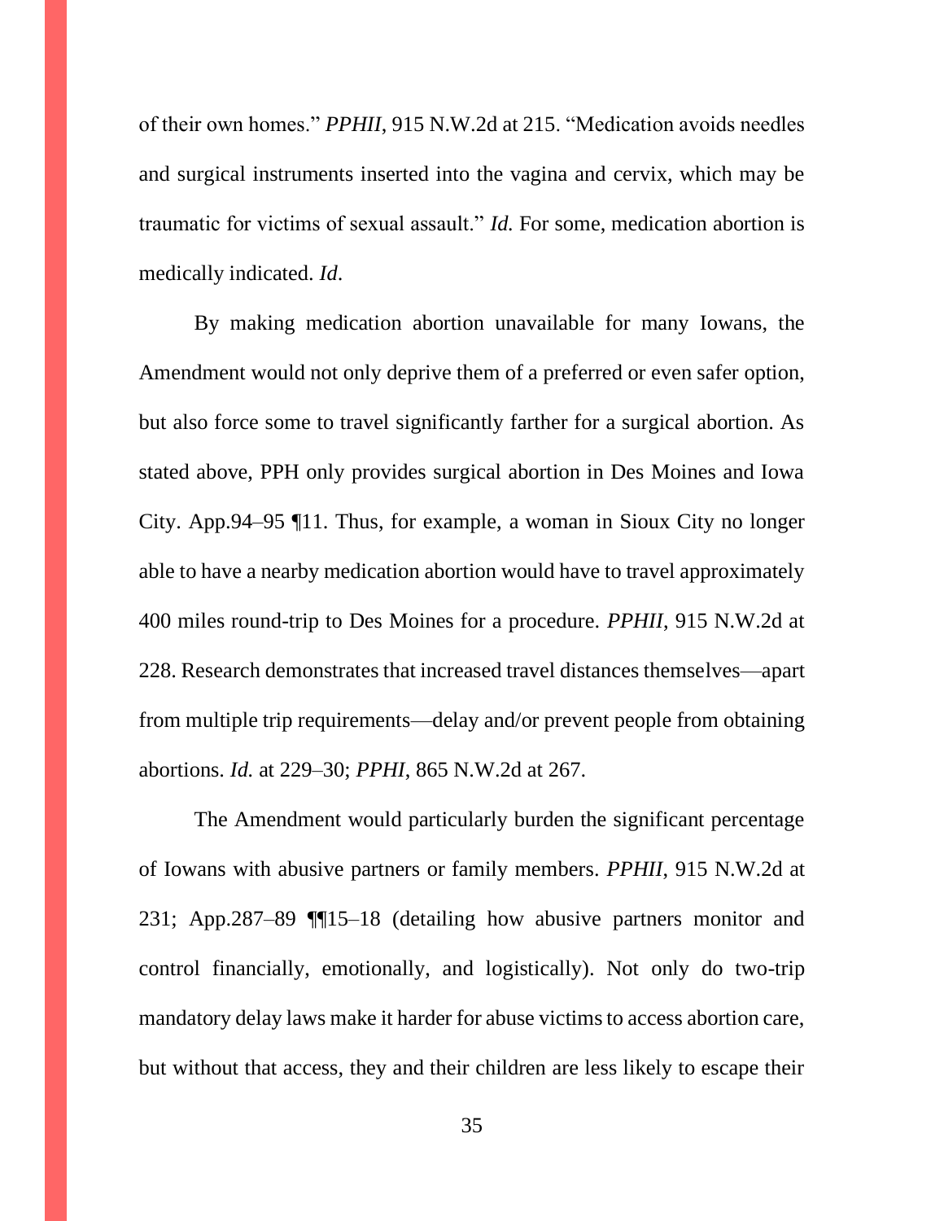of their own homes." *PPHII*, 915 N.W.2d at 215. "Medication avoids needles and surgical instruments inserted into the vagina and cervix, which may be traumatic for victims of sexual assault." *Id.* For some, medication abortion is medically indicated. *Id*.

By making medication abortion unavailable for many Iowans, the Amendment would not only deprive them of a preferred or even safer option, but also force some to travel significantly farther for a surgical abortion. As stated above, PPH only provides surgical abortion in Des Moines and Iowa City. App.94–95 ¶11. Thus, for example, a woman in Sioux City no longer able to have a nearby medication abortion would have to travel approximately 400 miles round-trip to Des Moines for a procedure. *PPHII*, 915 N.W.2d at 228. Research demonstrates that increased travel distances themselves—apart from multiple trip requirements—delay and/or prevent people from obtaining abortions. *Id.* at 229–30; *PPHI*, 865 N.W.2d at 267.

The Amendment would particularly burden the significant percentage of Iowans with abusive partners or family members. *PPHII*, 915 N.W.2d at 231; App.287–89 ¶¶15–18 (detailing how abusive partners monitor and control financially, emotionally, and logistically). Not only do two-trip mandatory delay laws make it harder for abuse victims to access abortion care, but without that access, they and their children are less likely to escape their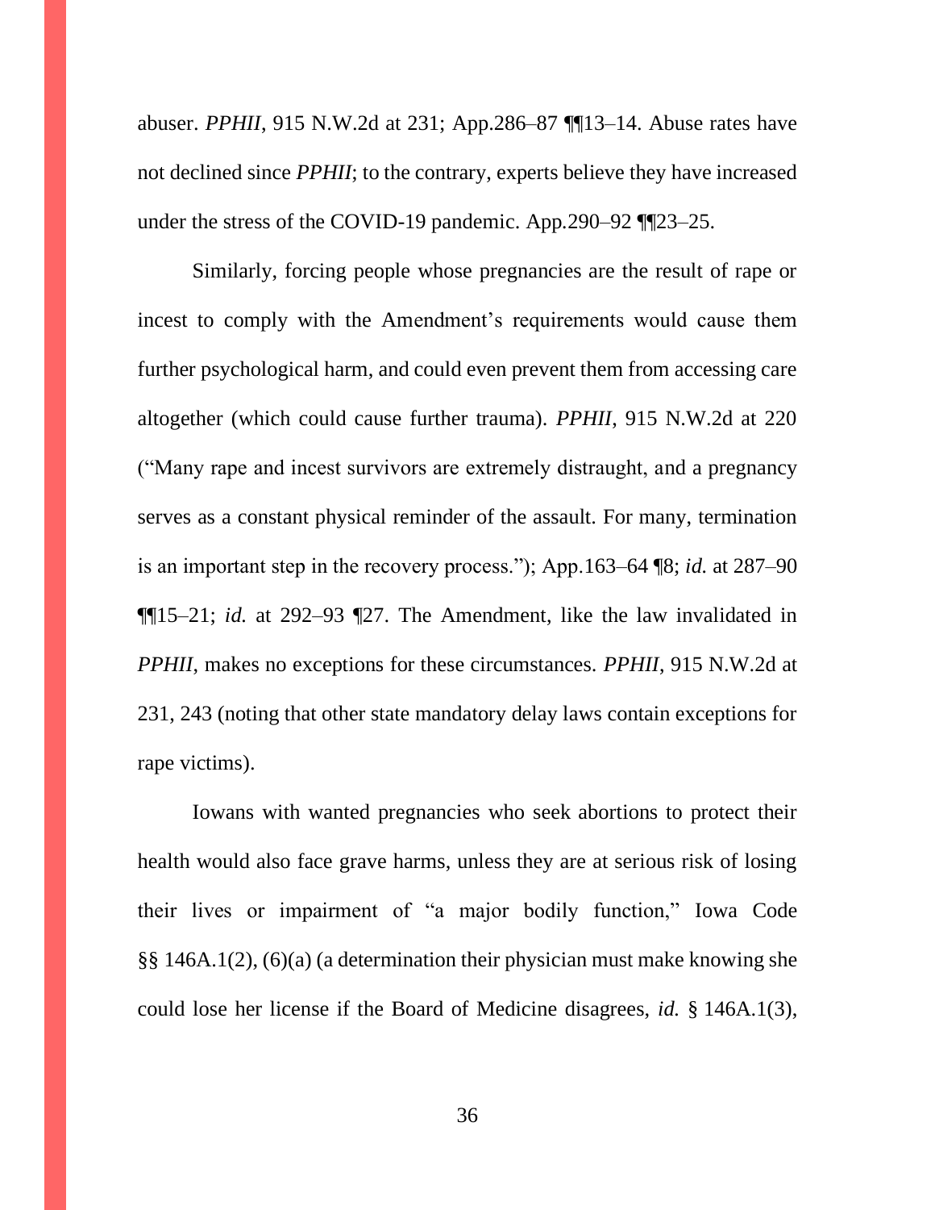abuser. *PPHII*, 915 N.W.2d at 231; App.286–87 ¶¶13–14. Abuse rates have not declined since *PPHII*; to the contrary, experts believe they have increased under the stress of the COVID-19 pandemic. App.290–92 ¶¶23–25.

Similarly, forcing people whose pregnancies are the result of rape or incest to comply with the Amendment's requirements would cause them further psychological harm, and could even prevent them from accessing care altogether (which could cause further trauma). *PPHII*, 915 N.W.2d at 220 ("Many rape and incest survivors are extremely distraught, and a pregnancy serves as a constant physical reminder of the assault. For many, termination is an important step in the recovery process."); App.163–64 ¶8; *id.* at 287–90 ¶¶15–21; *id.* at 292–93 ¶27. The Amendment, like the law invalidated in *PPHII*, makes no exceptions for these circumstances. *PPHII*, 915 N.W.2d at 231, 243 (noting that other state mandatory delay laws contain exceptions for rape victims).

Iowans with wanted pregnancies who seek abortions to protect their health would also face grave harms, unless they are at serious risk of losing their lives or impairment of "a major bodily function," Iowa Code §§ 146A.1(2), (6)(a) (a determination their physician must make knowing she could lose her license if the Board of Medicine disagrees, *id.* § 146A.1(3),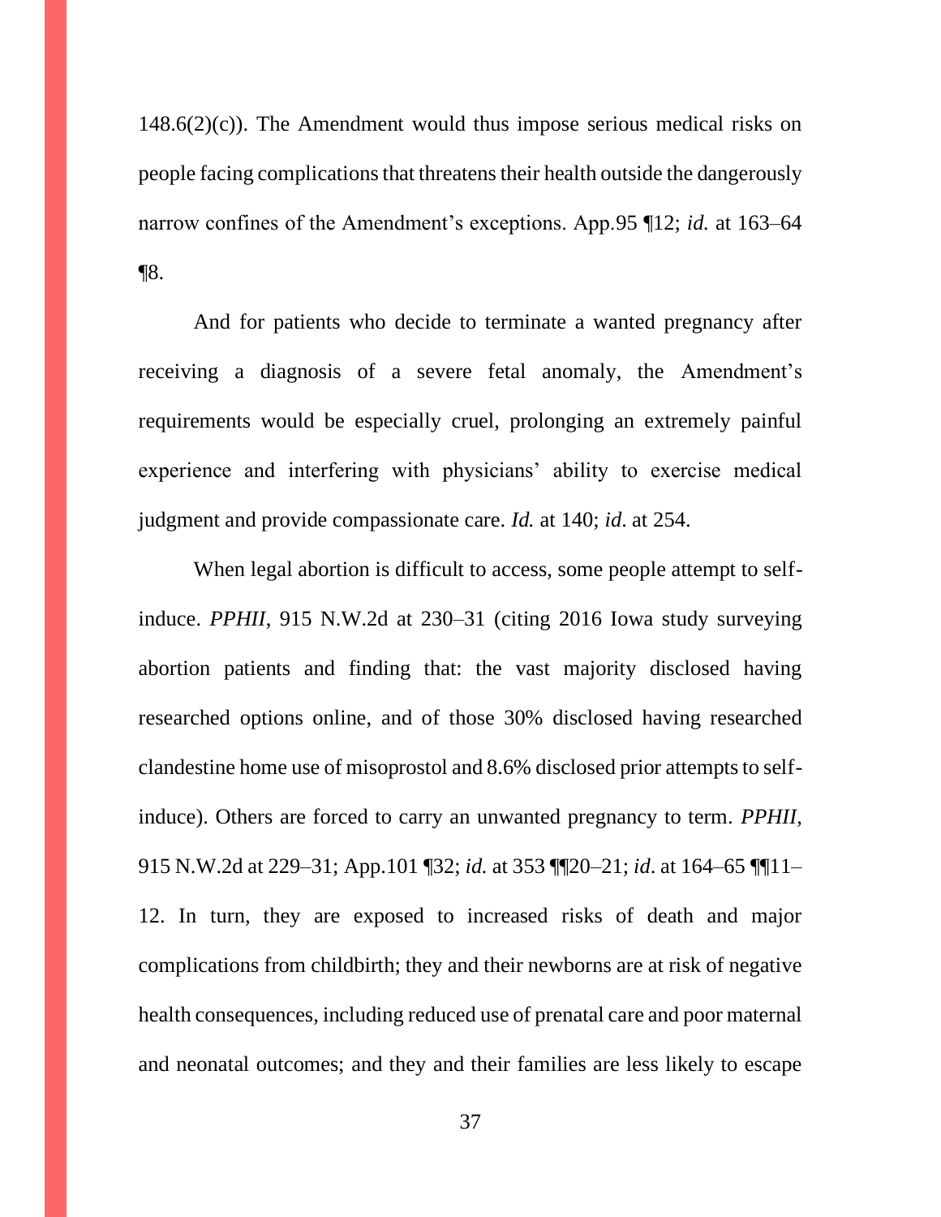148.6(2)(c)). The Amendment would thus impose serious medical risks on people facing complications that threatens their health outside the dangerously narrow confines of the Amendment's exceptions. App.95 ¶12; *id.* at 163–64 ¶8.

And for patients who decide to terminate a wanted pregnancy after receiving a diagnosis of a severe fetal anomaly, the Amendment's requirements would be especially cruel, prolonging an extremely painful experience and interfering with physicians' ability to exercise medical judgment and provide compassionate care. *Id.* at 140; *id*. at 254.

When legal abortion is difficult to access, some people attempt to self-induce. *PPHII*, 915 N.W.2d at 230–31 (citing 2016 Iowa study surveying abortion patients and finding that: the vast majority disclosed having researched options online, and of those 30% disclosed having researched clandestine home use of misoprostol and 8.6% disclosed prior attempts to self-induce). Others are forced to carry an unwanted pregnancy to term. *PPHII*, 915 N.W.2d at 229–31; App.101 ¶32; *id.* at 353 ¶¶20–21; *id*. at 164–65 ¶¶11–12. In turn, they are exposed to increased risks of death and major complications from childbirth; they and their newborns are at risk of negative health consequences, including reduced use of prenatal care and poor maternal and neonatal outcomes; and they and their families are less likely to escape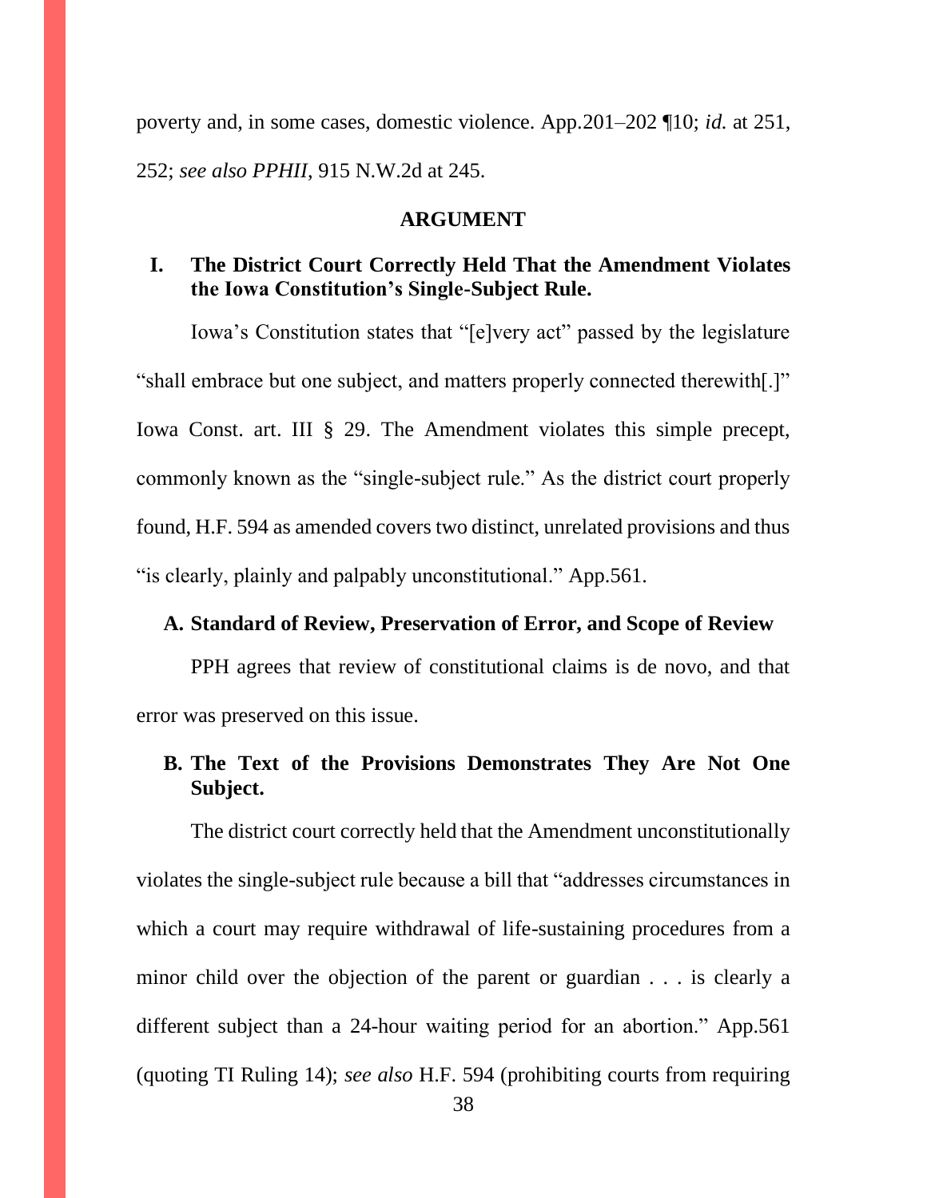poverty and, in some cases, domestic violence. App.201–202 ¶10; *id.* at 251, 252; *see also PPHII*, 915 N.W.2d at 245.

## ARGUMENT

### I. The District Court Correctly Held That the Amendment Violates the Iowa Constitution's Single-Subject Rule.

Iowa's Constitution states that "[e]very act" passed by the legislature "shall embrace but one subject, and matters properly connected therewith[.]" Iowa Const. art. III § 29. The Amendment violates this simple precept, commonly known as the "single-subject rule." As the district court properly found, H.F. 594 as amended covers two distinct, unrelated provisions and thus "is clearly, plainly and palpably unconstitutional." App.561.

#### A. Standard of Review, Preservation of Error, and Scope of Review

PPH agrees that review of constitutional claims is de novo, and that error was preserved on this issue.

#### B. The Text of the Provisions Demonstrates They Are Not One Subject.

The district court correctly held that the Amendment unconstitutionally violates the single-subject rule because a bill that "addresses circumstances in which a court may require withdrawal of life-sustaining procedures from a minor child over the objection of the parent or guardian . . . is clearly a different subject than a 24-hour waiting period for an abortion." App.561 (quoting TI Ruling 14); *see also* H.F. 594 (prohibiting courts from requiring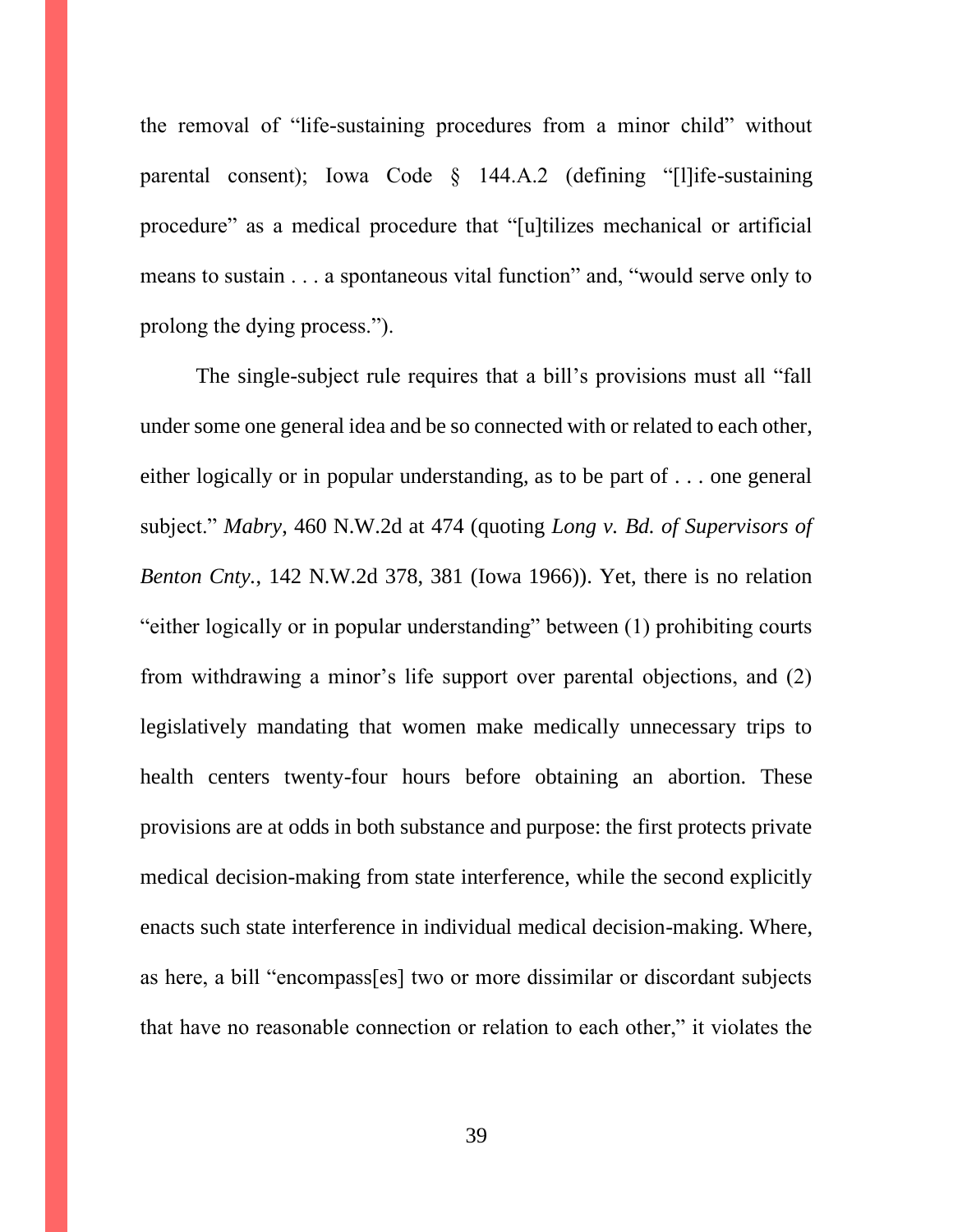the removal of "life-sustaining procedures from a minor child" without parental consent); Iowa Code § 144.A.2 (defining "[l]ife-sustaining procedure" as a medical procedure that "[u]tilizes mechanical or artificial means to sustain . . . a spontaneous vital function" and, "would serve only to prolong the dying process.").

The single-subject rule requires that a bill's provisions must all "fall under some one general idea and be so connected with or related to each other, either logically or in popular understanding, as to be part of . . . one general subject." *Mabry*, 460 N.W.2d at 474 (quoting *Long v. Bd. of Supervisors of Benton Cnty.*, 142 N.W.2d 378, 381 (Iowa 1966)). Yet, there is no relation "either logically or in popular understanding" between (1) prohibiting courts from withdrawing a minor's life support over parental objections, and (2) legislatively mandating that women make medically unnecessary trips to health centers twenty-four hours before obtaining an abortion. These provisions are at odds in both substance and purpose: the first protects private medical decision-making from state interference, while the second explicitly enacts such state interference in individual medical decision-making. Where, as here, a bill "encompass[es] two or more dissimilar or discordant subjects that have no reasonable connection or relation to each other," it violates the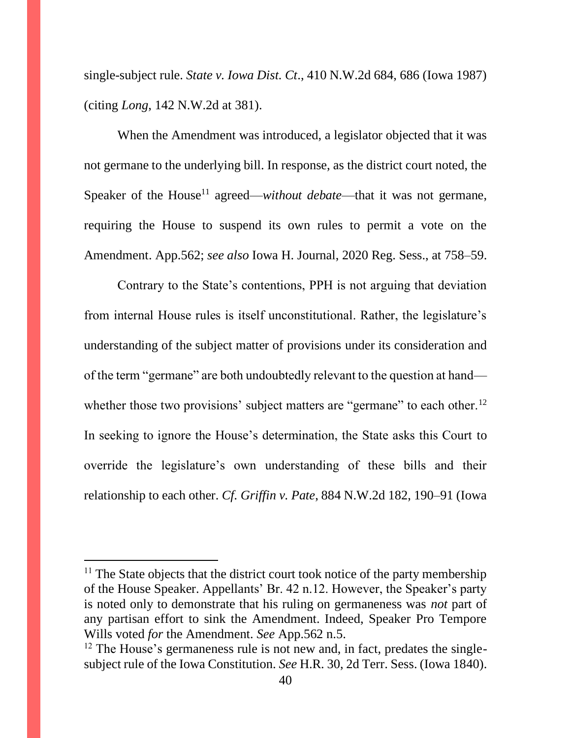single-subject rule. *State v. Iowa Dist. Ct.*, 410 N.W.2d 684, 686 (Iowa 1987) (citing *Long*, 142 N.W.2d at 381).

When the Amendment was introduced, a legislator objected that it was not germane to the underlying bill. In response, as the district court noted, the Speaker of the House[11] agreed—*without debate*—that it was not germane, requiring the House to suspend its own rules to permit a vote on the Amendment. App.562; *see also* Iowa H. Journal, 2020 Reg. Sess., at 758–59.

Contrary to the State's contentions, PPH is not arguing that deviation from internal House rules is itself unconstitutional. Rather, the legislature's understanding of the subject matter of provisions under its consideration and of the term "germane" are both undoubtedly relevant to the question at hand—whether those two provisions' subject matters are "germane" to each other.[12] In seeking to ignore the House's determination, the State asks this Court to override the legislature's own understanding of these bills and their relationship to each other. *Cf. Griffin v. Pate*, 884 N.W.2d 182, 190–91 (Iowa

---

[11] The State objects that the district court took notice of the party membership of the House Speaker. Appellants' Br. 42 n.12. However, the Speaker's party is noted only to demonstrate that his ruling on germaneness was *not* part of any partisan effort to sink the Amendment. Indeed, Speaker Pro Tempore Wills voted *for* the Amendment. *See* App.562 n.5.

[12] The House's germaneness rule is not new and, in fact, predates the single-subject rule of the Iowa Constitution. *See* H.R. 30, 2d Terr. Sess. (Iowa 1840).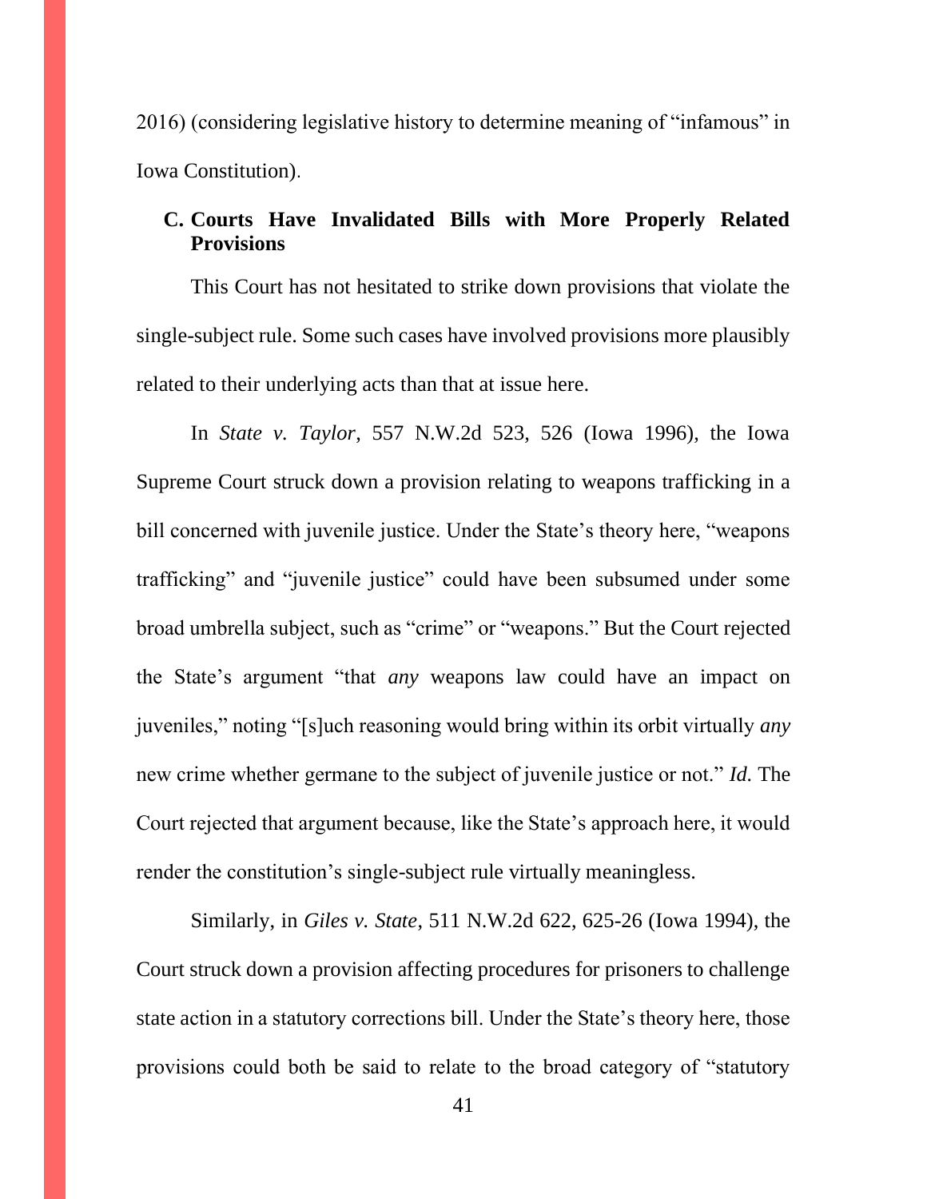2016) (considering legislative history to determine meaning of "infamous" in Iowa Constitution).

### C. Courts Have Invalidated Bills with More Properly Related Provisions

This Court has not hesitated to strike down provisions that violate the single-subject rule. Some such cases have involved provisions more plausibly related to their underlying acts than that at issue here.

In *State v. Taylor*, 557 N.W.2d 523, 526 (Iowa 1996), the Iowa Supreme Court struck down a provision relating to weapons trafficking in a bill concerned with juvenile justice. Under the State's theory here, "weapons trafficking" and "juvenile justice" could have been subsumed under some broad umbrella subject, such as "crime" or "weapons." But the Court rejected the State's argument "that *any* weapons law could have an impact on juveniles," noting "[s]uch reasoning would bring within its orbit virtually *any* new crime whether germane to the subject of juvenile justice or not." *Id.* The Court rejected that argument because, like the State's approach here, it would render the constitution's single-subject rule virtually meaningless.

Similarly, in *Giles v. State*, 511 N.W.2d 622, 625-26 (Iowa 1994), the Court struck down a provision affecting procedures for prisoners to challenge state action in a statutory corrections bill. Under the State's theory here, those provisions could both be said to relate to the broad category of "statutory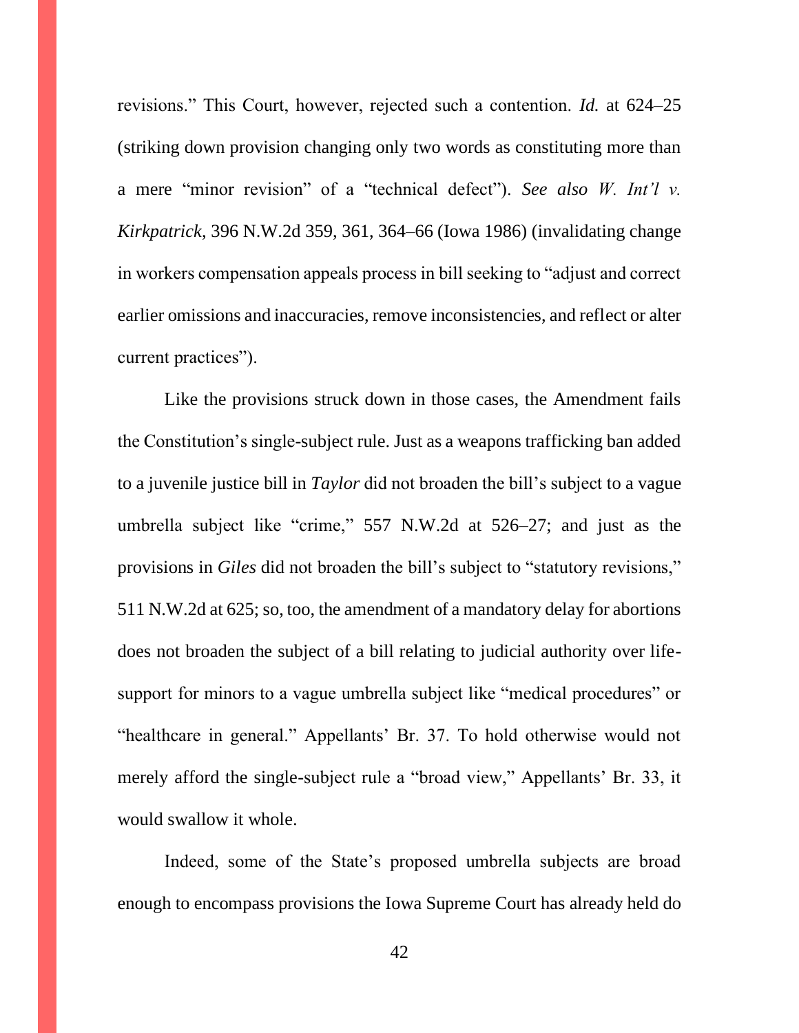revisions." This Court, however, rejected such a contention. *Id.* at 624–25 (striking down provision changing only two words as constituting more than a mere "minor revision" of a "technical defect"). *See also W. Int'l v. Kirkpatrick*, 396 N.W.2d 359, 361, 364–66 (Iowa 1986) (invalidating change in workers compensation appeals process in bill seeking to "adjust and correct earlier omissions and inaccuracies, remove inconsistencies, and reflect or alter current practices").

Like the provisions struck down in those cases, the Amendment fails the Constitution's single-subject rule. Just as a weapons trafficking ban added to a juvenile justice bill in *Taylor* did not broaden the bill's subject to a vague umbrella subject like "crime," 557 N.W.2d at 526–27; and just as the provisions in *Giles* did not broaden the bill's subject to "statutory revisions," 511 N.W.2d at 625; so, too, the amendment of a mandatory delay for abortions does not broaden the subject of a bill relating to judicial authority over life-support for minors to a vague umbrella subject like "medical procedures" or "healthcare in general." Appellants' Br. 37. To hold otherwise would not merely afford the single-subject rule a "broad view," Appellants' Br. 33, it would swallow it whole.

Indeed, some of the State's proposed umbrella subjects are broad enough to encompass provisions the Iowa Supreme Court has already held do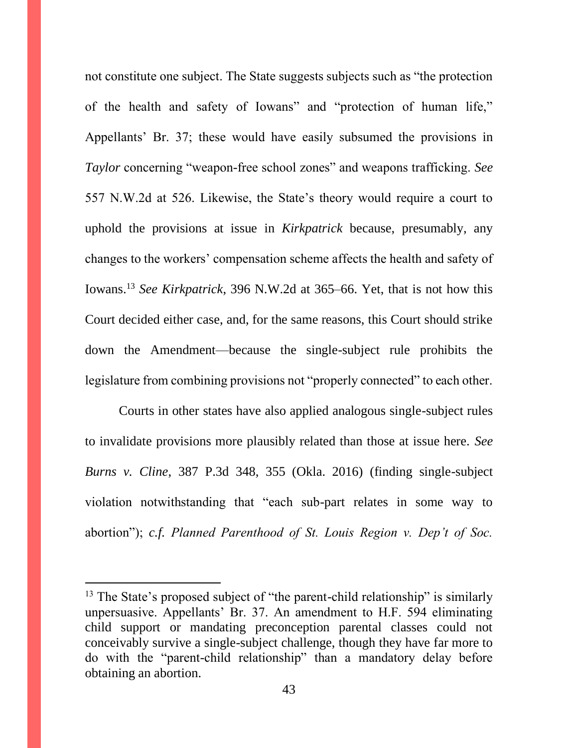not constitute one subject. The State suggests subjects such as "the protection of the health and safety of Iowans" and "protection of human life," Appellants' Br. 37; these would have easily subsumed the provisions in *Taylor* concerning "weapon-free school zones" and weapons trafficking. *See* 557 N.W.2d at 526. Likewise, the State's theory would require a court to uphold the provisions at issue in *Kirkpatrick* because, presumably, any changes to the workers' compensation scheme affects the health and safety of Iowans.[13] *See Kirkpatrick*, 396 N.W.2d at 365–66. Yet, that is not how this Court decided either case, and, for the same reasons, this Court should strike down the Amendment—because the single-subject rule prohibits the legislature from combining provisions not "properly connected" to each other.

Courts in other states have also applied analogous single-subject rules to invalidate provisions more plausibly related than those at issue here. *See Burns v. Cline*, 387 P.3d 348, 355 (Okla. 2016) (finding single-subject violation notwithstanding that "each sub-part relates in some way to abortion"); *c.f. Planned Parenthood of St. Louis Region v. Dep't of Soc.*

---

[13] The State's proposed subject of "the parent-child relationship" is similarly unpersuasive. Appellants' Br. 37. An amendment to H.F. 594 eliminating child support or mandating preconception parental classes could not conceivably survive a single-subject challenge, though they have far more to do with the "parent-child relationship" than a mandatory delay before obtaining an abortion.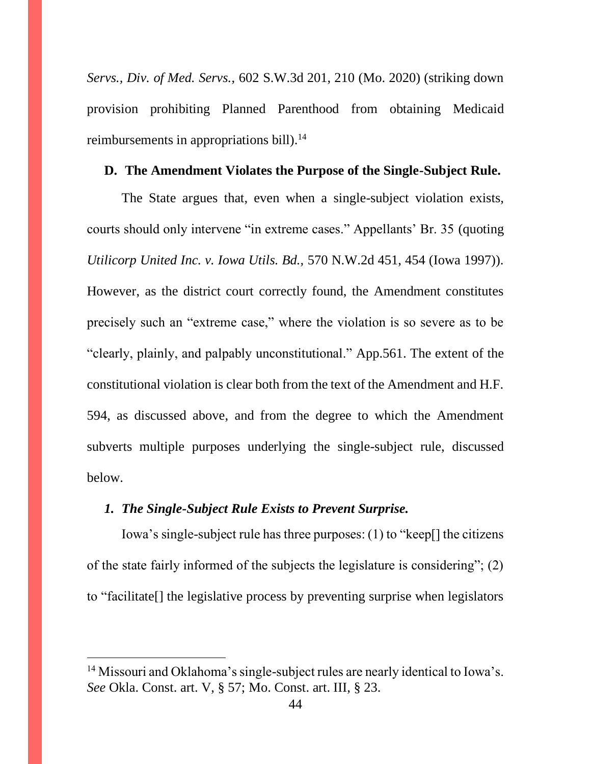*Servs., Div. of Med. Servs.*, 602 S.W.3d 201, 210 (Mo. 2020) (striking down provision prohibiting Planned Parenthood from obtaining Medicaid reimbursements in appropriations bill).[14]

### D. The Amendment Violates the Purpose of the Single-Subject Rule.

The State argues that, even when a single-subject violation exists, courts should only intervene "in extreme cases." Appellants' Br. 35 (quoting *Utilicorp United Inc. v. Iowa Utils. Bd.*, 570 N.W.2d 451, 454 (Iowa 1997)). However, as the district court correctly found, the Amendment constitutes precisely such an "extreme case," where the violation is so severe as to be "clearly, plainly, and palpably unconstitutional." App.561. The extent of the constitutional violation is clear both from the text of the Amendment and H.F. 594, as discussed above, and from the degree to which the Amendment subverts multiple purposes underlying the single-subject rule, discussed below.

#### *1. The Single-Subject Rule Exists to Prevent Surprise.*

Iowa's single-subject rule has three purposes: (1) to "keep[] the citizens of the state fairly informed of the subjects the legislature is considering"; (2) to "facilitate[] the legislative process by preventing surprise when legislators

---

[14] Missouri and Oklahoma's single-subject rules are nearly identical to Iowa's. *See* Okla. Const. art. V, § 57; Mo. Const. art. III, § 23.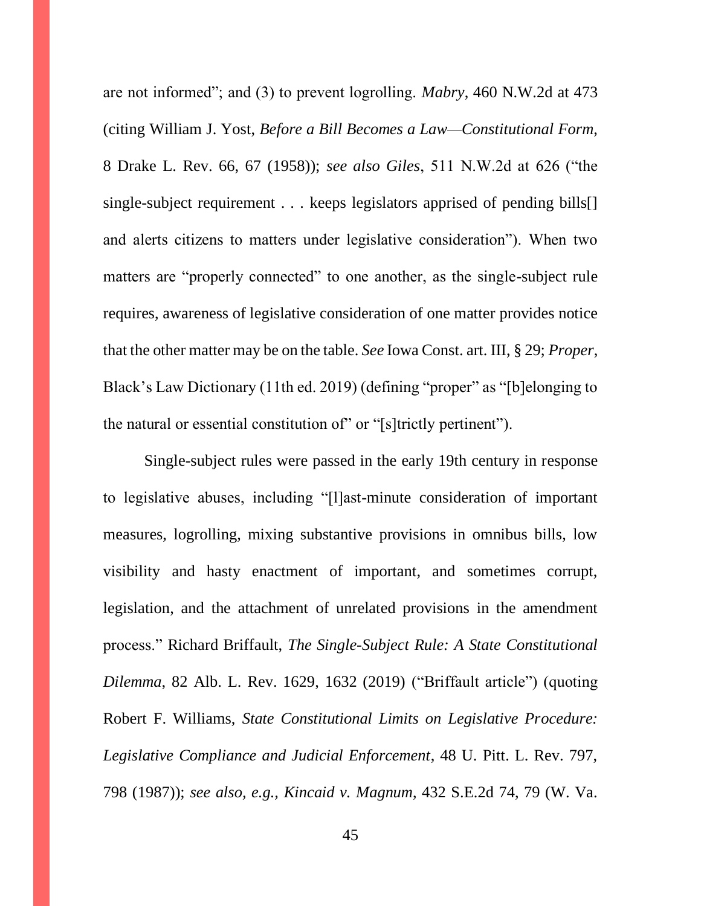are not informed"; and (3) to prevent logrolling. *Mabry*, 460 N.W.2d at 473 (citing William J. Yost, *Before a Bill Becomes a Law—Constitutional Form*, 8 Drake L. Rev. 66, 67 (1958)); *see also Giles*, 511 N.W.2d at 626 ("the single-subject requirement . . . keeps legislators apprised of pending bills[] and alerts citizens to matters under legislative consideration"). When two matters are "properly connected" to one another, as the single-subject rule requires, awareness of legislative consideration of one matter provides notice that the other matter may be on the table. *See* Iowa Const. art. III, § 29; *Proper*, Black's Law Dictionary (11th ed. 2019) (defining "proper" as "[b]elonging to the natural or essential constitution of" or "[s]trictly pertinent").

Single-subject rules were passed in the early 19th century in response to legislative abuses, including "[l]ast-minute consideration of important measures, logrolling, mixing substantive provisions in omnibus bills, low visibility and hasty enactment of important, and sometimes corrupt, legislation, and the attachment of unrelated provisions in the amendment process." Richard Briffault, *The Single-Subject Rule: A State Constitutional Dilemma*, 82 Alb. L. Rev. 1629, 1632 (2019) ("Briffault article") (quoting Robert F. Williams, *State Constitutional Limits on Legislative Procedure: Legislative Compliance and Judicial Enforcement*, 48 U. Pitt. L. Rev. 797, 798 (1987)); *see also, e.g., Kincaid v. Magnum*, 432 S.E.2d 74, 79 (W. Va.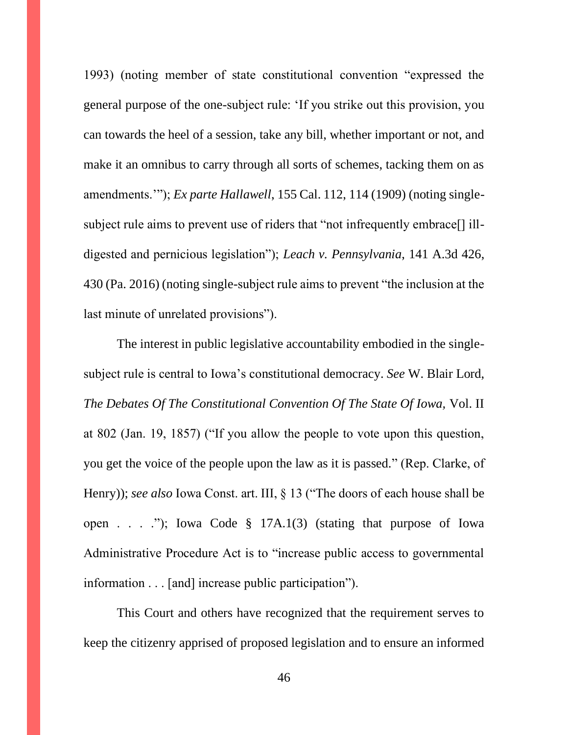1993) (noting member of state constitutional convention "expressed the general purpose of the one-subject rule: 'If you strike out this provision, you can towards the heel of a session, take any bill, whether important or not, and make it an omnibus to carry through all sorts of schemes, tacking them on as amendments.'"); *Ex parte Hallawell*, 155 Cal. 112, 114 (1909) (noting single-subject rule aims to prevent use of riders that "not infrequently embrace[] ill-digested and pernicious legislation"); *Leach v. Pennsylvania*, 141 A.3d 426, 430 (Pa. 2016) (noting single-subject rule aims to prevent "the inclusion at the last minute of unrelated provisions").

The interest in public legislative accountability embodied in the single-subject rule is central to Iowa's constitutional democracy. *See* W. Blair Lord, *The Debates Of The Constitutional Convention Of The State Of Iowa,* Vol. II at 802 (Jan. 19, 1857) ("If you allow the people to vote upon this question, you get the voice of the people upon the law as it is passed." (Rep. Clarke, of Henry)); *see also* Iowa Const. art. III, § 13 ("The doors of each house shall be open . . . ."); Iowa Code § 17A.1(3) (stating that purpose of Iowa Administrative Procedure Act is to "increase public access to governmental information . . . [and] increase public participation").

This Court and others have recognized that the requirement serves to keep the citizenry apprised of proposed legislation and to ensure an informed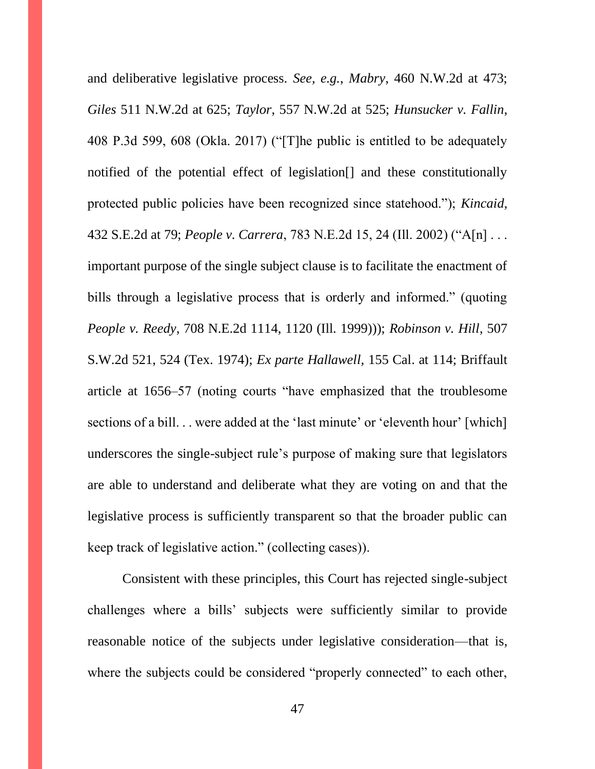and deliberative legislative process. *See, e.g.*, *Mabry*, 460 N.W.2d at 473; *Giles* 511 N.W.2d at 625; *Taylor*, 557 N.W.2d at 525; *Hunsucker v. Fallin*, 408 P.3d 599, 608 (Okla. 2017) ("[T]he public is entitled to be adequately notified of the potential effect of legislation[] and these constitutionally protected public policies have been recognized since statehood."); *Kincaid*, 432 S.E.2d at 79; *People v. Carrera*, 783 N.E.2d 15, 24 (Ill. 2002) ("A[n] . . . important purpose of the single subject clause is to facilitate the enactment of bills through a legislative process that is orderly and informed." (quoting *People v. Reedy*, 708 N.E.2d 1114, 1120 (Ill. 1999))); *Robinson v. Hill*, 507 S.W.2d 521, 524 (Tex. 1974); *Ex parte Hallawell,* 155 Cal. at 114; Briffault article at 1656–57 (noting courts "have emphasized that the troublesome sections of a bill. . . were added at the 'last minute' or 'eleventh hour' [which] underscores the single-subject rule's purpose of making sure that legislators are able to understand and deliberate what they are voting on and that the legislative process is sufficiently transparent so that the broader public can keep track of legislative action." (collecting cases)).

Consistent with these principles, this Court has rejected single-subject challenges where a bills' subjects were sufficiently similar to provide reasonable notice of the subjects under legislative consideration—that is, where the subjects could be considered "properly connected" to each other,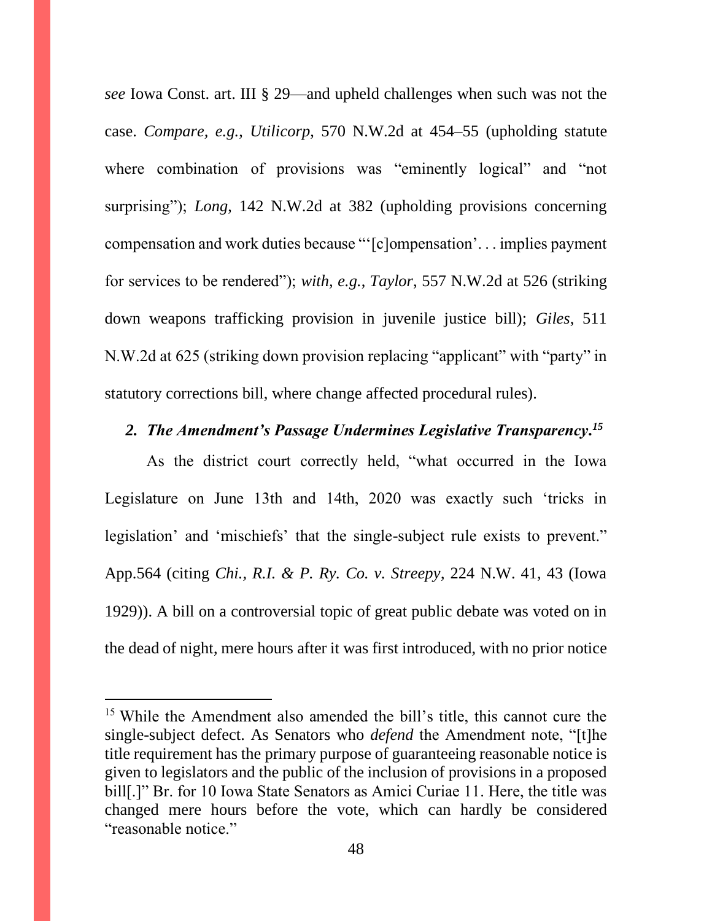*see* Iowa Const. art. III § 29—and upheld challenges when such was not the case. *Compare, e.g.*, *Utilicorp*, 570 N.W.2d at 454–55 (upholding statute where combination of provisions was "eminently logical" and "not surprising"); *Long*, 142 N.W.2d at 382 (upholding provisions concerning compensation and work duties because "'[c]ompensation'. . . implies payment for services to be rendered"); *with, e.g.*, *Taylor*, 557 N.W.2d at 526 (striking down weapons trafficking provision in juvenile justice bill); *Giles*, 511 N.W.2d at 625 (striking down provision replacing "applicant" with "party" in statutory corrections bill, where change affected procedural rules).

### *2. The Amendment's Passage Undermines Legislative Transparency.*[15]

As the district court correctly held, "what occurred in the Iowa Legislature on June 13th and 14th, 2020 was exactly such 'tricks in legislation' and 'mischiefs' that the single-subject rule exists to prevent." App.564 (citing *Chi., R.I. & P. Ry. Co. v. Streepy*, 224 N.W. 41, 43 (Iowa 1929)). A bill on a controversial topic of great public debate was voted on in the dead of night, mere hours after it was first introduced, with no prior notice

---

[15] While the Amendment also amended the bill's title, this cannot cure the single-subject defect. As Senators who *defend* the Amendment note, "[t]he title requirement has the primary purpose of guaranteeing reasonable notice is given to legislators and the public of the inclusion of provisions in a proposed bill[.]" Br. for 10 Iowa State Senators as Amici Curiae 11. Here, the title was changed mere hours before the vote, which can hardly be considered "reasonable notice."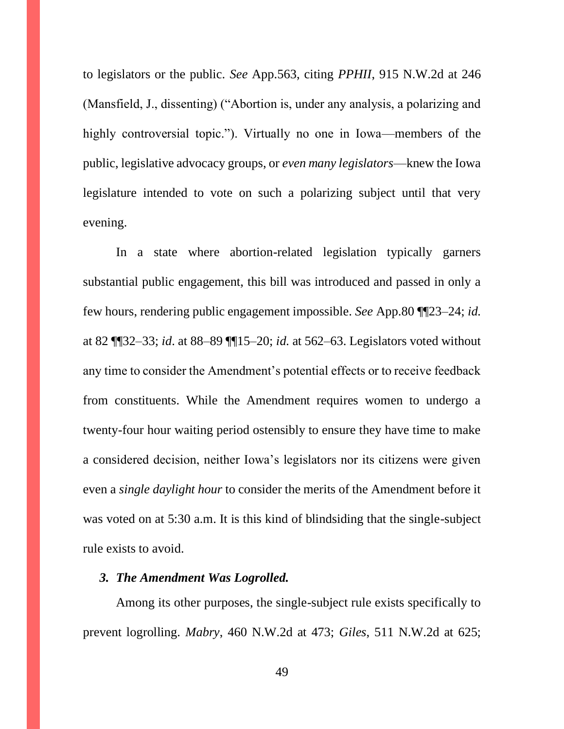to legislators or the public. *See* App.563, citing *PPHII*, 915 N.W.2d at 246 (Mansfield, J., dissenting) ("Abortion is, under any analysis, a polarizing and highly controversial topic."). Virtually no one in Iowa—members of the public, legislative advocacy groups, or *even many legislators*—knew the Iowa legislature intended to vote on such a polarizing subject until that very evening.

In a state where abortion-related legislation typically garners substantial public engagement, this bill was introduced and passed in only a few hours, rendering public engagement impossible. *See* App.80 ¶¶23–24; *id.* at 82 ¶¶32–33; *id*. at 88–89 ¶¶15–20; *id.* at 562–63. Legislators voted without any time to consider the Amendment's potential effects or to receive feedback from constituents. While the Amendment requires women to undergo a twenty-four hour waiting period ostensibly to ensure they have time to make a considered decision, neither Iowa's legislators nor its citizens were given even a *single daylight hour* to consider the merits of the Amendment before it was voted on at 5:30 a.m. It is this kind of blindsiding that the single-subject rule exists to avoid.

### *3. The Amendment Was Logrolled.*

Among its other purposes, the single-subject rule exists specifically to prevent logrolling. *Mabry*, 460 N.W.2d at 473; *Giles*, 511 N.W.2d at 625;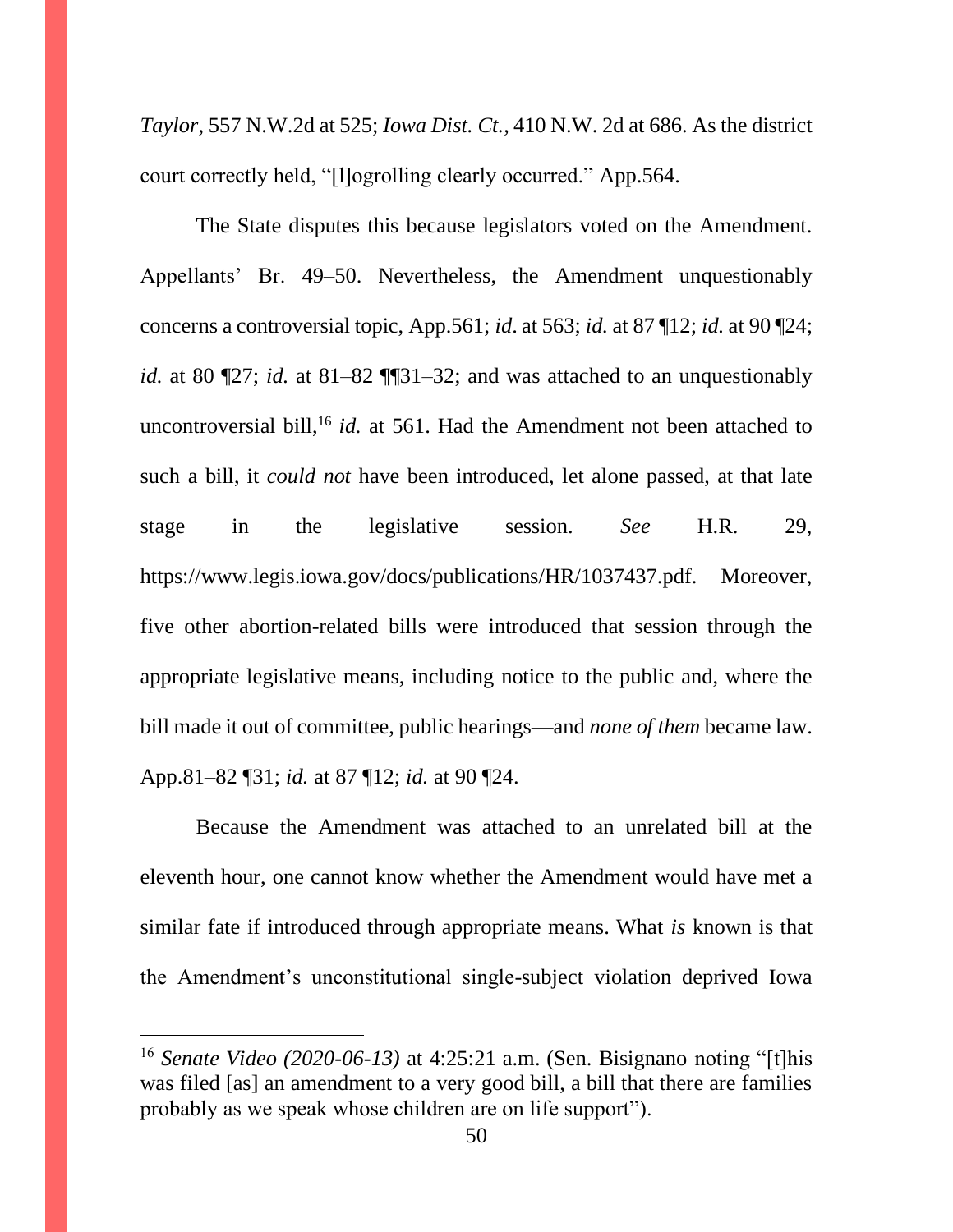*Taylor*, 557 N.W.2d at 525; *Iowa Dist. Ct.*, 410 N.W. 2d at 686. As the district court correctly held, "[l]ogrolling clearly occurred." App.564.

The State disputes this because legislators voted on the Amendment. Appellants' Br. 49–50. Nevertheless, the Amendment unquestionably concerns a controversial topic, App.561; *id*. at 563; *id.* at 87 ¶12; *id.* at 90 ¶24; *id.* at 80 ¶27; *id.* at 81–82 ¶¶31–32; and was attached to an unquestionably uncontroversial bill,[16] *id.* at 561. Had the Amendment not been attached to such a bill, it *could not* have been introduced, let alone passed, at that late stage in the legislative session. *See* H.R. 29, https://www.legis.iowa.gov/docs/publications/HR/1037437.pdf. Moreover, five other abortion-related bills were introduced that session through the appropriate legislative means, including notice to the public and, where the bill made it out of committee, public hearings—and *none of them* became law. App.81–82 ¶31; *id.* at 87 ¶12; *id.* at 90 ¶24.

Because the Amendment was attached to an unrelated bill at the eleventh hour, one cannot know whether the Amendment would have met a similar fate if introduced through appropriate means. What *is* known is that the Amendment's unconstitutional single-subject violation deprived Iowa

---

[16] *Senate Video (2020-06-13)* at 4:25:21 a.m. (Sen. Bisignano noting "[t]his was filed [as] an amendment to a very good bill, a bill that there are families probably as we speak whose children are on life support").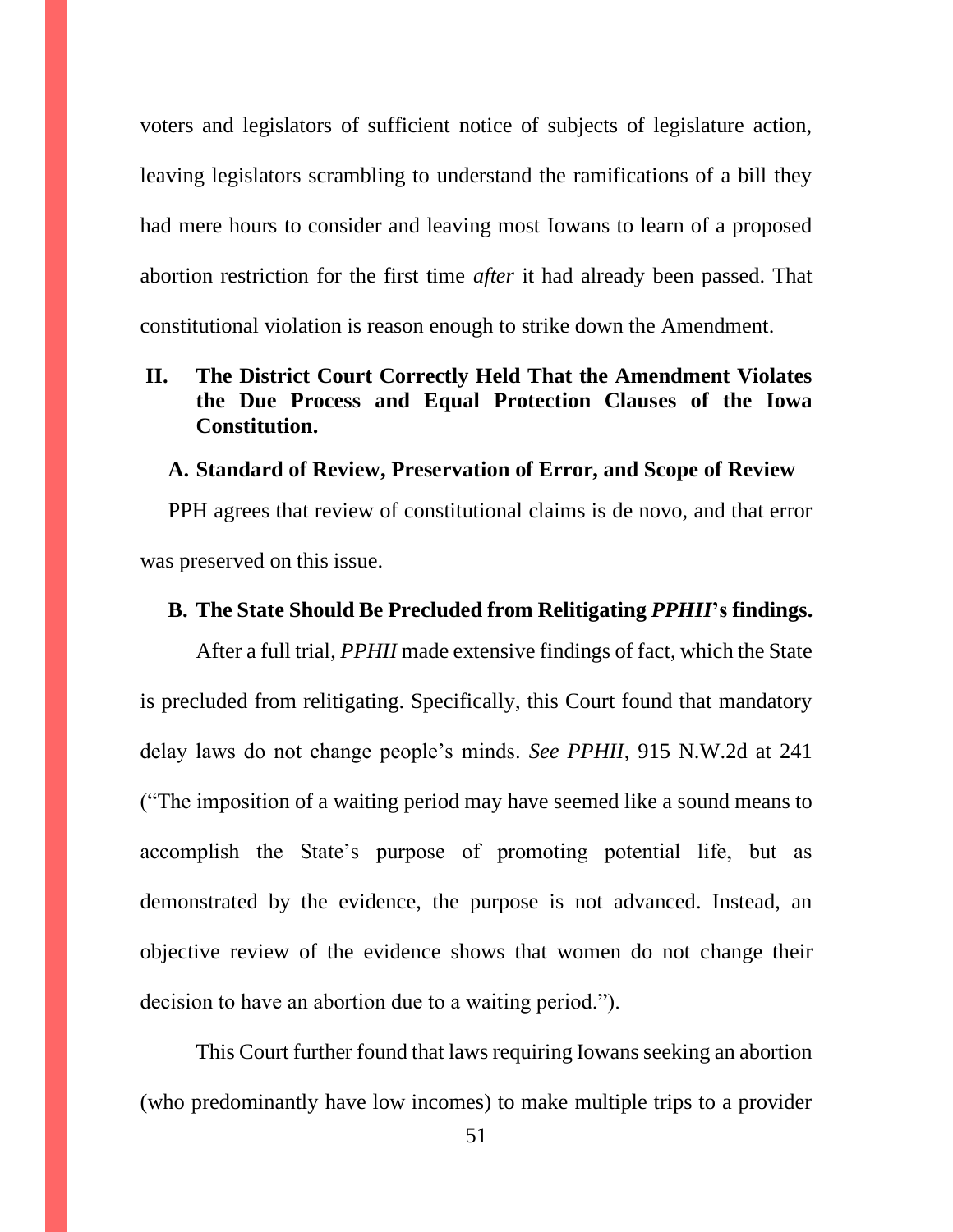voters and legislators of sufficient notice of subjects of legislature action, leaving legislators scrambling to understand the ramifications of a bill they had mere hours to consider and leaving most Iowans to learn of a proposed abortion restriction for the first time *after* it had already been passed. That constitutional violation is reason enough to strike down the Amendment.

## II. The District Court Correctly Held That the Amendment Violates the Due Process and Equal Protection Clauses of the Iowa Constitution.

### A. Standard of Review, Preservation of Error, and Scope of Review

PPH agrees that review of constitutional claims is de novo, and that error was preserved on this issue.

### B. The State Should Be Precluded from Relitigating *PPHII*'s findings.

After a full trial, *PPHII* made extensive findings of fact, which the State is precluded from relitigating. Specifically, this Court found that mandatory delay laws do not change people's minds. *See PPHII*, 915 N.W.2d at 241 ("The imposition of a waiting period may have seemed like a sound means to accomplish the State's purpose of promoting potential life, but as demonstrated by the evidence, the purpose is not advanced. Instead, an objective review of the evidence shows that women do not change their decision to have an abortion due to a waiting period.").

This Court further found that laws requiring Iowans seeking an abortion (who predominantly have low incomes) to make multiple trips to a provider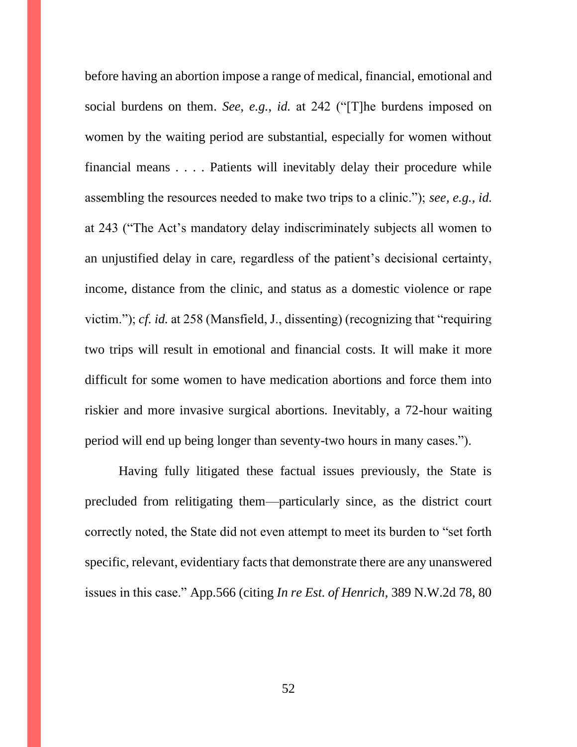before having an abortion impose a range of medical, financial, emotional and social burdens on them. *See, e.g.*, *id.* at 242 ("[T]he burdens imposed on women by the waiting period are substantial, especially for women without financial means . . . . Patients will inevitably delay their procedure while assembling the resources needed to make two trips to a clinic."); *see, e.g.*, *id.* at 243 ("The Act's mandatory delay indiscriminately subjects all women to an unjustified delay in care, regardless of the patient's decisional certainty, income, distance from the clinic, and status as a domestic violence or rape victim."); *cf. id.* at 258 (Mansfield, J., dissenting) (recognizing that "requiring two trips will result in emotional and financial costs. It will make it more difficult for some women to have medication abortions and force them into riskier and more invasive surgical abortions. Inevitably, a 72-hour waiting period will end up being longer than seventy-two hours in many cases.").

Having fully litigated these factual issues previously, the State is precluded from relitigating them—particularly since, as the district court correctly noted, the State did not even attempt to meet its burden to "set forth specific, relevant, evidentiary facts that demonstrate there are any unanswered issues in this case." App.566 (citing *In re Est. of Henrich*, 389 N.W.2d 78, 80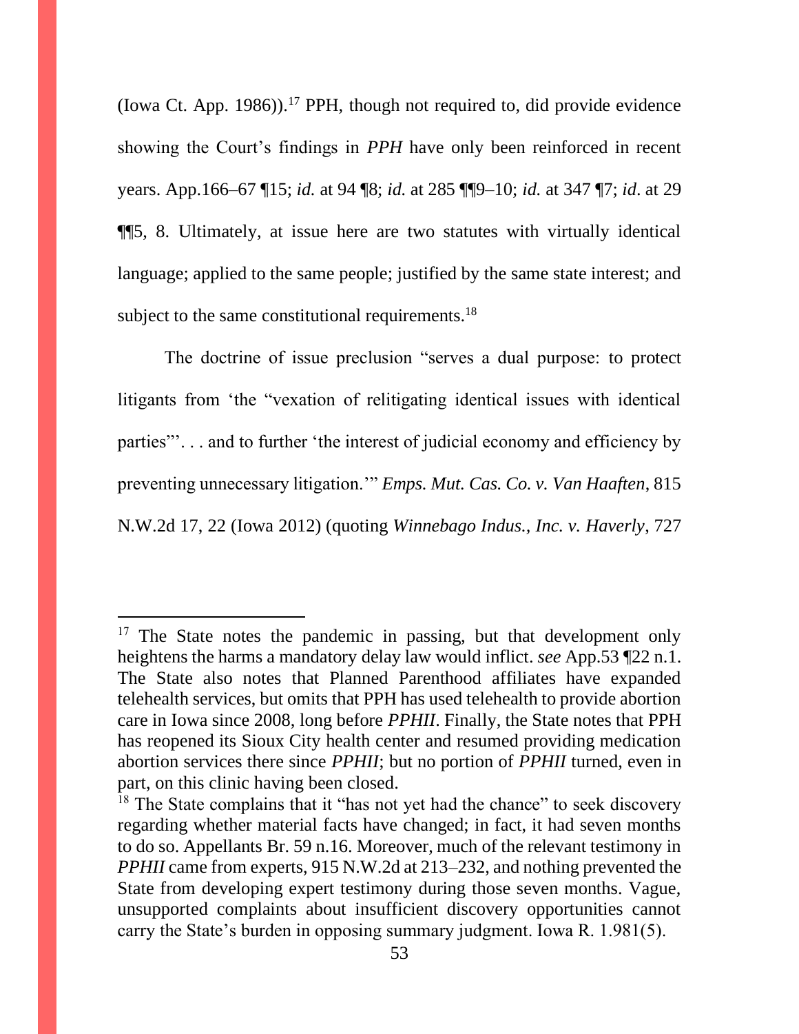(Iowa Ct. App. 1986)).[17] PPH, though not required to, did provide evidence showing the Court's findings in *PPH* have only been reinforced in recent years. App.166–67 ¶15; *id.* at 94 ¶8; *id.* at 285 ¶¶9–10; *id.* at 347 ¶7; *id*. at 29 ¶¶5, 8. Ultimately, at issue here are two statutes with virtually identical language; applied to the same people; justified by the same state interest; and subject to the same constitutional requirements.[18]

The doctrine of issue preclusion "serves a dual purpose: to protect litigants from 'the "vexation of relitigating identical issues with identical parties"'. . . and to further 'the interest of judicial economy and efficiency by preventing unnecessary litigation.'" *Emps. Mut. Cas. Co. v. Van Haaften*, 815 N.W.2d 17, 22 (Iowa 2012) (quoting *Winnebago Indus., Inc. v. Haverly*, 727

---

[17] The State notes the pandemic in passing, but that development only heightens the harms a mandatory delay law would inflict. *see* App.53 ¶22 n.1. The State also notes that Planned Parenthood affiliates have expanded telehealth services, but omits that PPH has used telehealth to provide abortion care in Iowa since 2008, long before *PPHII*. Finally, the State notes that PPH has reopened its Sioux City health center and resumed providing medication abortion services there since *PPHII*; but no portion of *PPHII* turned, even in part, on this clinic having been closed.

[18] The State complains that it "has not yet had the chance" to seek discovery regarding whether material facts have changed; in fact, it had seven months to do so. Appellants Br. 59 n.16. Moreover, much of the relevant testimony in *PPHII* came from experts, 915 N.W.2d at 213–232, and nothing prevented the State from developing expert testimony during those seven months. Vague, unsupported complaints about insufficient discovery opportunities cannot carry the State's burden in opposing summary judgment. Iowa R. 1.981(5).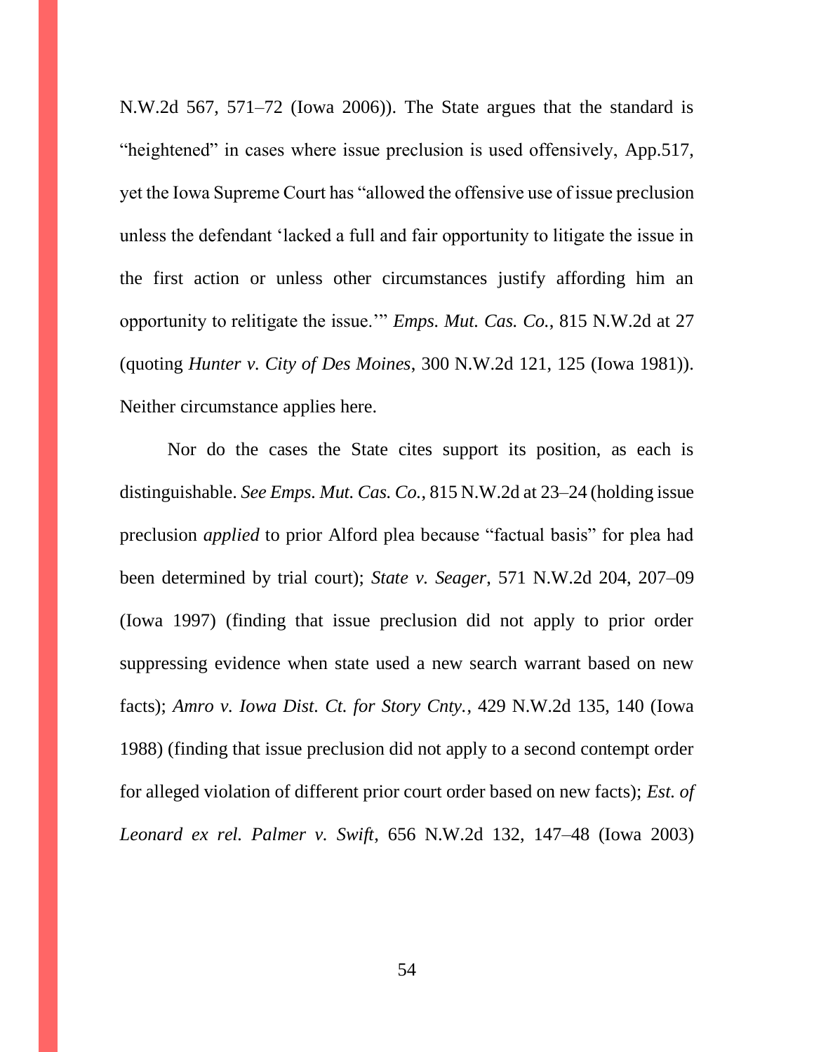N.W.2d 567, 571–72 (Iowa 2006)). The State argues that the standard is "heightened" in cases where issue preclusion is used offensively, App.517, yet the Iowa Supreme Court has "allowed the offensive use of issue preclusion unless the defendant 'lacked a full and fair opportunity to litigate the issue in the first action or unless other circumstances justify affording him an opportunity to relitigate the issue.'" *Emps. Mut. Cas. Co.*, 815 N.W.2d at 27 (quoting *Hunter v. City of Des Moines*, 300 N.W.2d 121, 125 (Iowa 1981)). Neither circumstance applies here.

Nor do the cases the State cites support its position, as each is distinguishable. *See Emps. Mut. Cas. Co.*, 815 N.W.2d at 23–24 (holding issue preclusion *applied* to prior Alford plea because "factual basis" for plea had been determined by trial court); *State v. Seager*, 571 N.W.2d 204, 207–09 (Iowa 1997) (finding that issue preclusion did not apply to prior order suppressing evidence when state used a new search warrant based on new facts); *Amro v. Iowa Dist. Ct. for Story Cnty.*, 429 N.W.2d 135, 140 (Iowa 1988) (finding that issue preclusion did not apply to a second contempt order for alleged violation of different prior court order based on new facts); *Est. of Leonard ex rel. Palmer v. Swift*, 656 N.W.2d 132, 147–48 (Iowa 2003)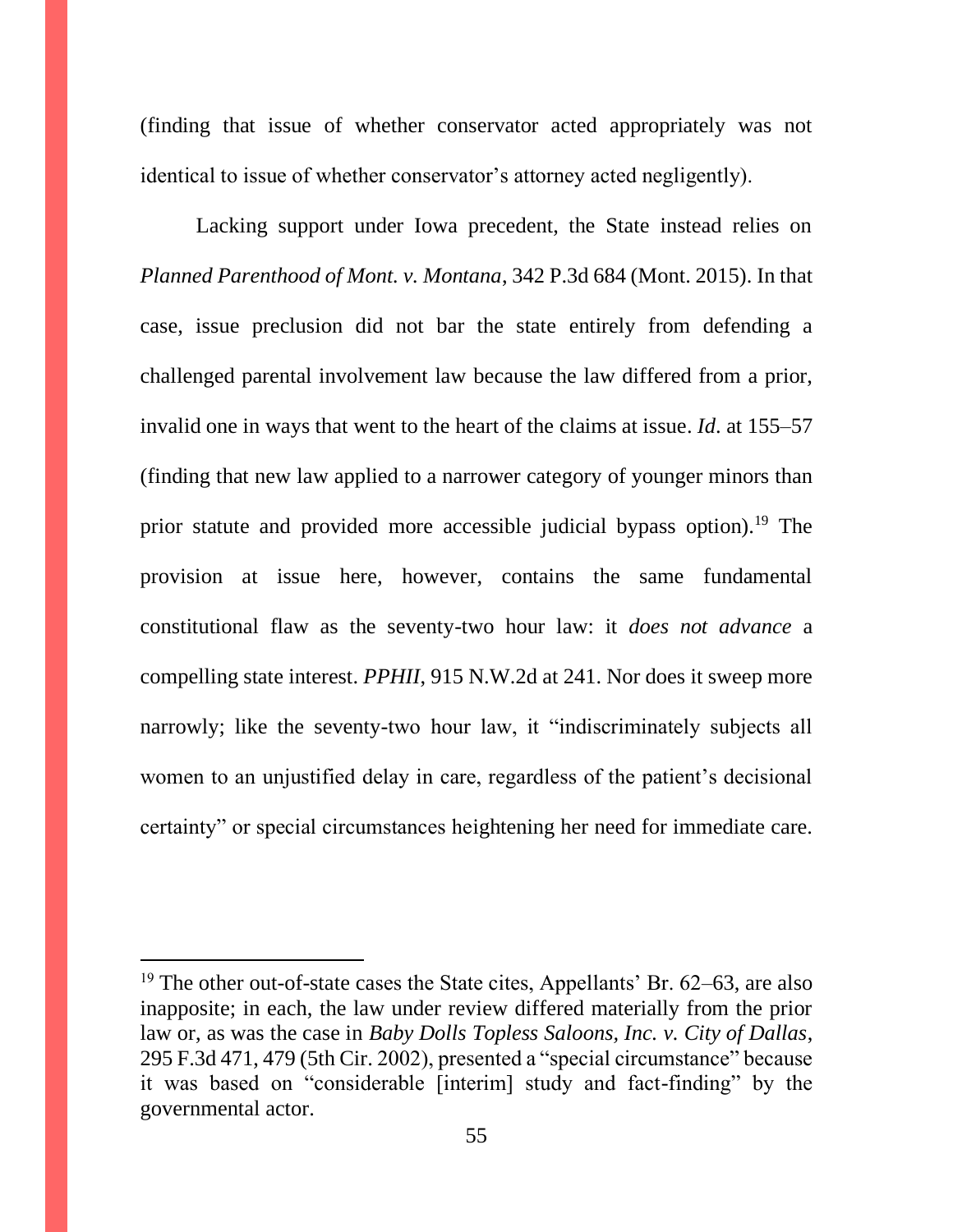(finding that issue of whether conservator acted appropriately was not identical to issue of whether conservator's attorney acted negligently).

Lacking support under Iowa precedent, the State instead relies on *Planned Parenthood of Mont. v. Montana*, 342 P.3d 684 (Mont. 2015). In that case, issue preclusion did not bar the state entirely from defending a challenged parental involvement law because the law differed from a prior, invalid one in ways that went to the heart of the claims at issue. *Id*. at 155–57 (finding that new law applied to a narrower category of younger minors than prior statute and provided more accessible judicial bypass option).[19] The provision at issue here, however, contains the same fundamental constitutional flaw as the seventy-two hour law: it *does not advance* a compelling state interest. *PPHII*, 915 N.W.2d at 241. Nor does it sweep more narrowly; like the seventy-two hour law, it "indiscriminately subjects all women to an unjustified delay in care, regardless of the patient's decisional certainty" or special circumstances heightening her need for immediate care.

---

[19] The other out-of-state cases the State cites, Appellants' Br. 62–63, are also inapposite; in each, the law under review differed materially from the prior law or, as was the case in *Baby Dolls Topless Saloons, Inc. v. City of Dallas*, 295 F.3d 471, 479 (5th Cir. 2002), presented a "special circumstance" because it was based on "considerable [interim] study and fact-finding" by the governmental actor.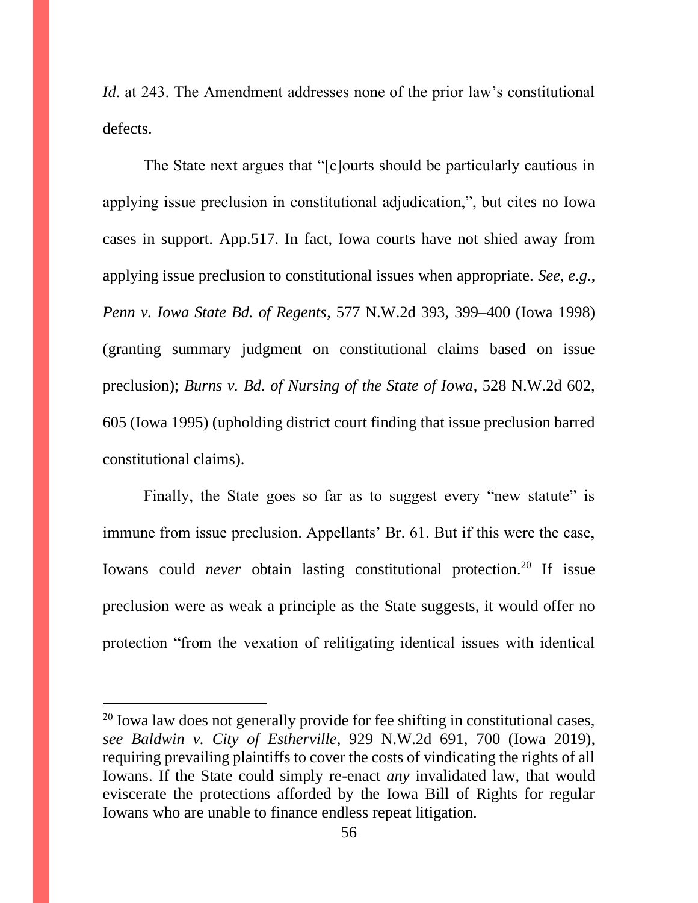*Id*. at 243. The Amendment addresses none of the prior law's constitutional defects.

The State next argues that "[c]ourts should be particularly cautious in applying issue preclusion in constitutional adjudication,", but cites no Iowa cases in support. App.517. In fact, Iowa courts have not shied away from applying issue preclusion to constitutional issues when appropriate. *See, e.g.*, *Penn v. Iowa State Bd. of Regents*, 577 N.W.2d 393, 399–400 (Iowa 1998) (granting summary judgment on constitutional claims based on issue preclusion); *Burns v. Bd. of Nursing of the State of Iowa*, 528 N.W.2d 602, 605 (Iowa 1995) (upholding district court finding that issue preclusion barred constitutional claims).

Finally, the State goes so far as to suggest every "new statute" is immune from issue preclusion. Appellants' Br. 61. But if this were the case, Iowans could *never* obtain lasting constitutional protection.[20] If issue preclusion were as weak a principle as the State suggests, it would offer no protection "from the vexation of relitigating identical issues with identical

---

[20] Iowa law does not generally provide for fee shifting in constitutional cases, *see Baldwin v. City of Estherville*, 929 N.W.2d 691, 700 (Iowa 2019), requiring prevailing plaintiffs to cover the costs of vindicating the rights of all Iowans. If the State could simply re-enact *any* invalidated law, that would eviscerate the protections afforded by the Iowa Bill of Rights for regular Iowans who are unable to finance endless repeat litigation.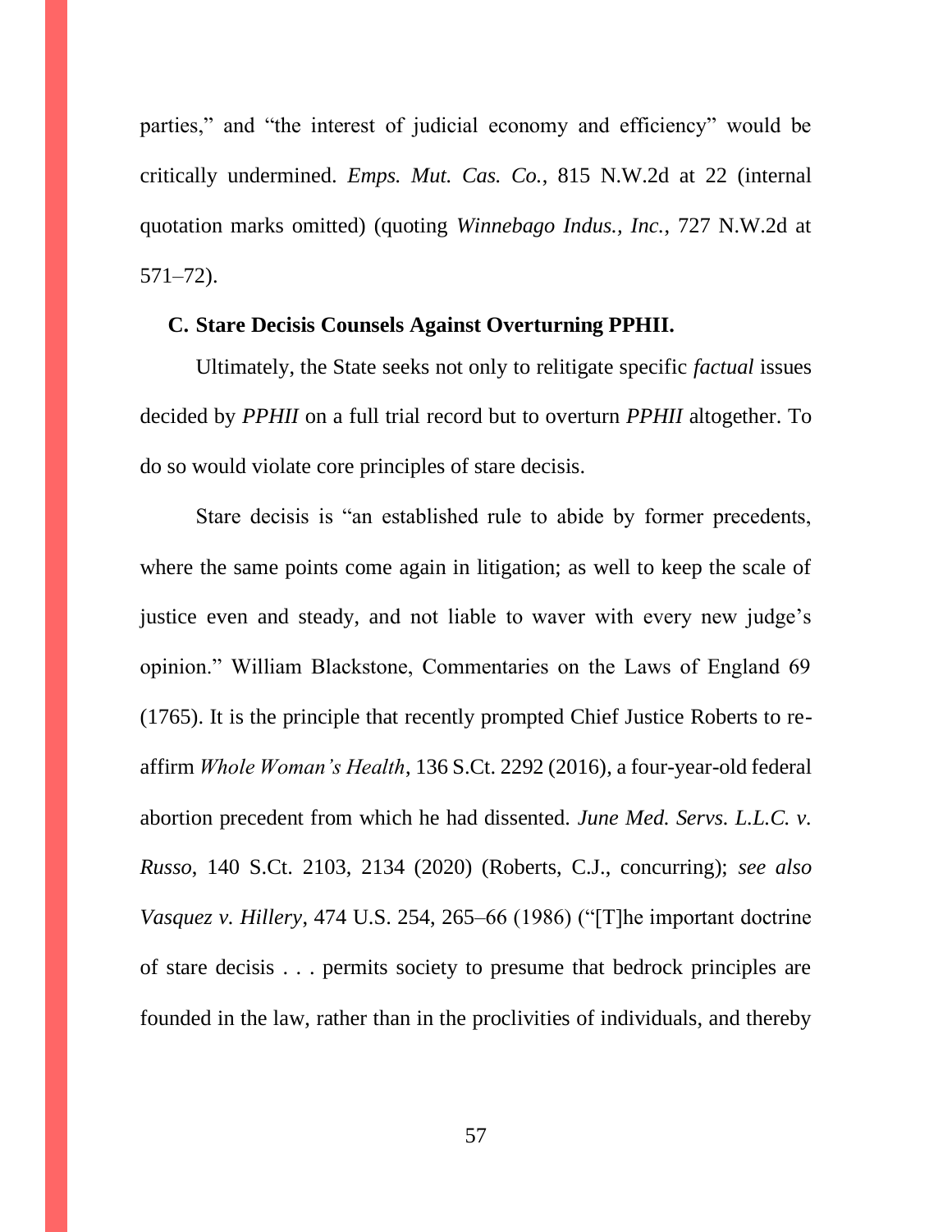parties," and "the interest of judicial economy and efficiency" would be critically undermined. *Emps. Mut. Cas. Co.*, 815 N.W.2d at 22 (internal quotation marks omitted) (quoting *Winnebago Indus., Inc.*, 727 N.W.2d at 571–72).

### C. Stare Decisis Counsels Against Overturning PPHII.

Ultimately, the State seeks not only to relitigate specific *factual* issues decided by *PPHII* on a full trial record but to overturn *PPHII* altogether. To do so would violate core principles of stare decisis.

Stare decisis is "an established rule to abide by former precedents, where the same points come again in litigation; as well to keep the scale of justice even and steady, and not liable to waver with every new judge's opinion." William Blackstone, Commentaries on the Laws of England 69 (1765). It is the principle that recently prompted Chief Justice Roberts to re-affirm *Whole Woman's Health*, 136 S.Ct. 2292 (2016), a four-year-old federal abortion precedent from which he had dissented. *June Med. Servs. L.L.C. v. Russo*, 140 S.Ct. 2103, 2134 (2020) (Roberts, C.J., concurring); *see also Vasquez v. Hillery*, 474 U.S. 254, 265–66 (1986) ("[T]he important doctrine of stare decisis . . . permits society to presume that bedrock principles are founded in the law, rather than in the proclivities of individuals, and thereby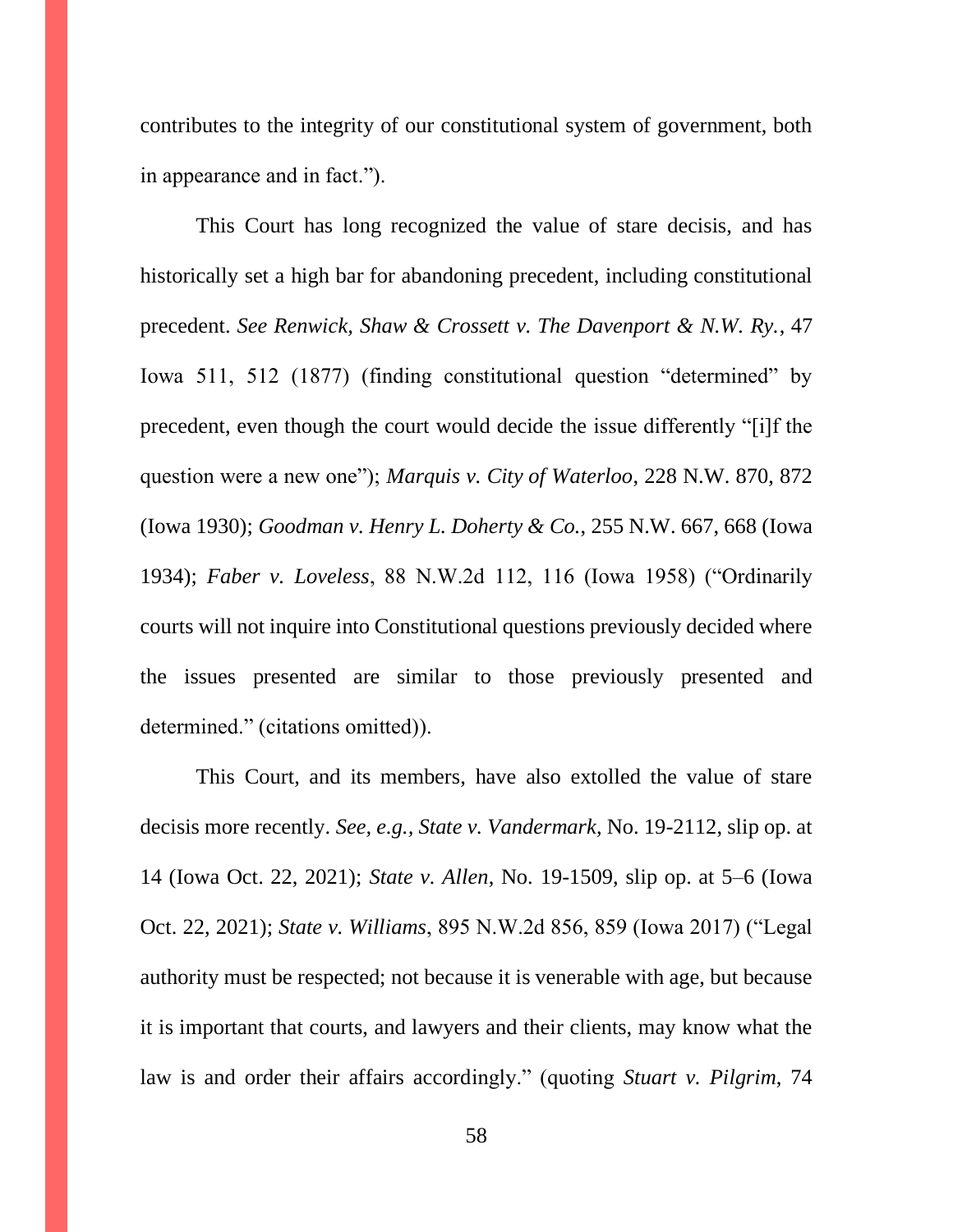contributes to the integrity of our constitutional system of government, both in appearance and in fact.").

This Court has long recognized the value of stare decisis, and has historically set a high bar for abandoning precedent, including constitutional precedent. *See Renwick, Shaw & Crossett v. The Davenport & N.W. Ry.*, 47 Iowa 511, 512 (1877) (finding constitutional question "determined" by precedent, even though the court would decide the issue differently "[i]f the question were a new one"); *Marquis v. City of Waterloo*, 228 N.W. 870, 872 (Iowa 1930); *Goodman v. Henry L. Doherty & Co.*, 255 N.W. 667, 668 (Iowa 1934); *Faber v. Loveless*, 88 N.W.2d 112, 116 (Iowa 1958) ("Ordinarily courts will not inquire into Constitutional questions previously decided where the issues presented are similar to those previously presented and determined." (citations omitted)).

This Court, and its members, have also extolled the value of stare decisis more recently. *See, e.g.*, *State v. Vandermark*, No. 19-2112, slip op. at 14 (Iowa Oct. 22, 2021); *State v. Allen*, No. 19-1509, slip op. at 5–6 (Iowa Oct. 22, 2021); *State v. Williams*, 895 N.W.2d 856, 859 (Iowa 2017) ("Legal authority must be respected; not because it is venerable with age, but because it is important that courts, and lawyers and their clients, may know what the law is and order their affairs accordingly." (quoting *Stuart v. Pilgrim*, 74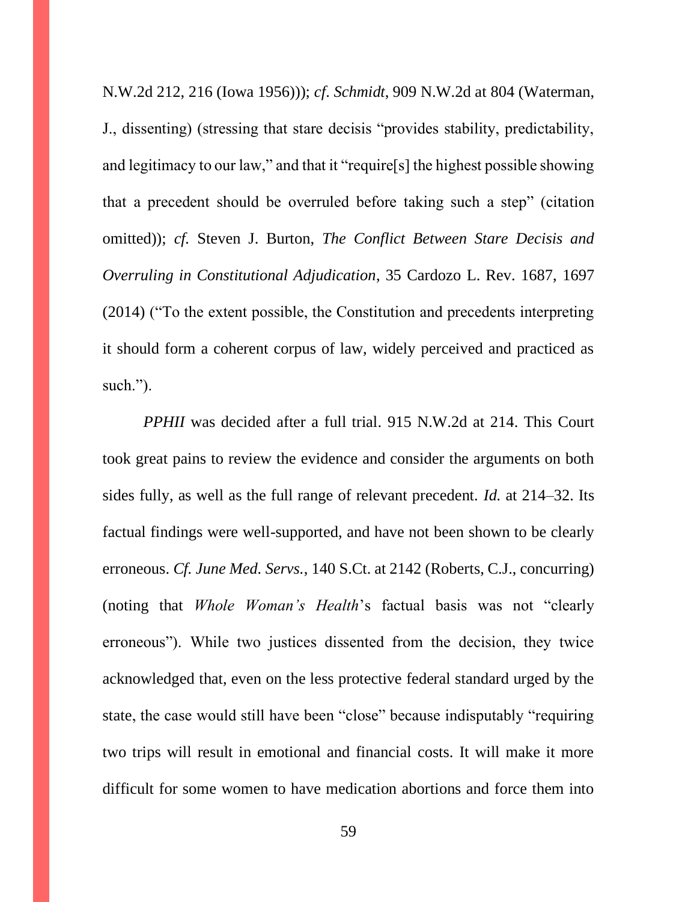N.W.2d 212, 216 (Iowa 1956))); *cf*. *Schmidt*, 909 N.W.2d at 804 (Waterman, J., dissenting) (stressing that stare decisis "provides stability, predictability, and legitimacy to our law," and that it "require[s] the highest possible showing that a precedent should be overruled before taking such a step" (citation omitted)); *cf.* Steven J. Burton, *The Conflict Between Stare Decisis and Overruling in Constitutional Adjudication*, 35 Cardozo L. Rev. 1687, 1697 (2014) ("To the extent possible, the Constitution and precedents interpreting it should form a coherent corpus of law, widely perceived and practiced as such.").

*PPHII* was decided after a full trial. 915 N.W.2d at 214. This Court took great pains to review the evidence and consider the arguments on both sides fully, as well as the full range of relevant precedent. *Id.* at 214–32. Its factual findings were well-supported, and have not been shown to be clearly erroneous. *Cf. June Med. Servs.*, 140 S.Ct. at 2142 (Roberts, C.J., concurring) (noting that *Whole Woman's Health*'s factual basis was not "clearly erroneous"). While two justices dissented from the decision, they twice acknowledged that, even on the less protective federal standard urged by the state, the case would still have been "close" because indisputably "requiring two trips will result in emotional and financial costs. It will make it more difficult for some women to have medication abortions and force them into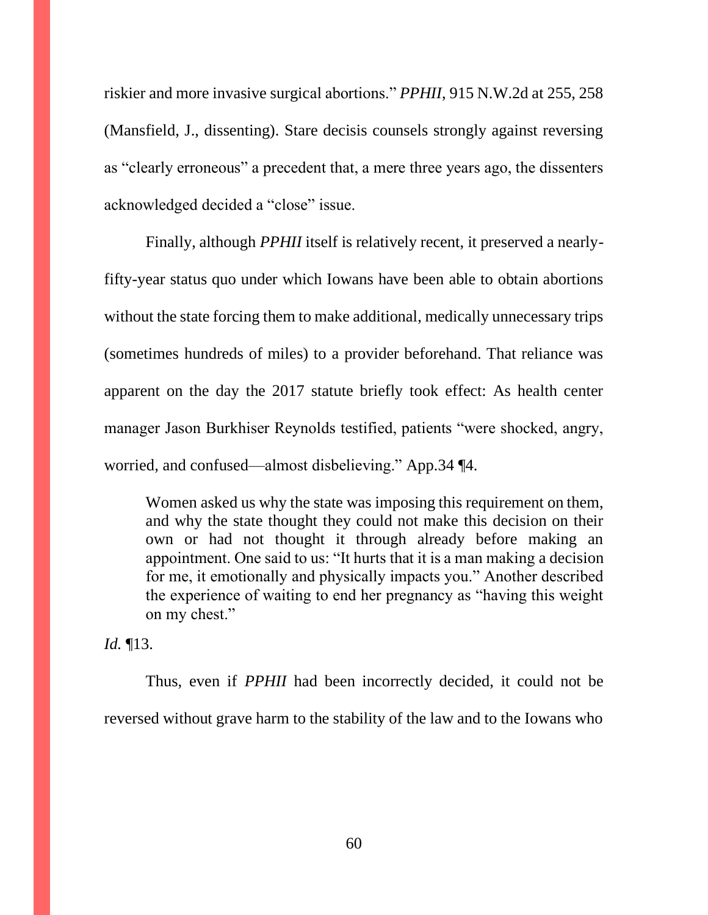riskier and more invasive surgical abortions." *PPHII*, 915 N.W.2d at 255, 258 (Mansfield, J., dissenting). Stare decisis counsels strongly against reversing as "clearly erroneous" a precedent that, a mere three years ago, the dissenters acknowledged decided a "close" issue.

Finally, although *PPHII* itself is relatively recent, it preserved a nearly-fifty-year status quo under which Iowans have been able to obtain abortions without the state forcing them to make additional, medically unnecessary trips (sometimes hundreds of miles) to a provider beforehand. That reliance was apparent on the day the 2017 statute briefly took effect: As health center manager Jason Burkhiser Reynolds testified, patients "were shocked, angry, worried, and confused—almost disbelieving." App.34 ¶4.

> Women asked us why the state was imposing this requirement on them, and why the state thought they could not make this decision on their own or had not thought it through already before making an appointment. One said to us: "It hurts that it is a man making a decision for me, it emotionally and physically impacts you." Another described the experience of waiting to end her pregnancy as "having this weight on my chest."

*Id.* ¶13.

Thus, even if *PPHII* had been incorrectly decided, it could not be reversed without grave harm to the stability of the law and to the Iowans who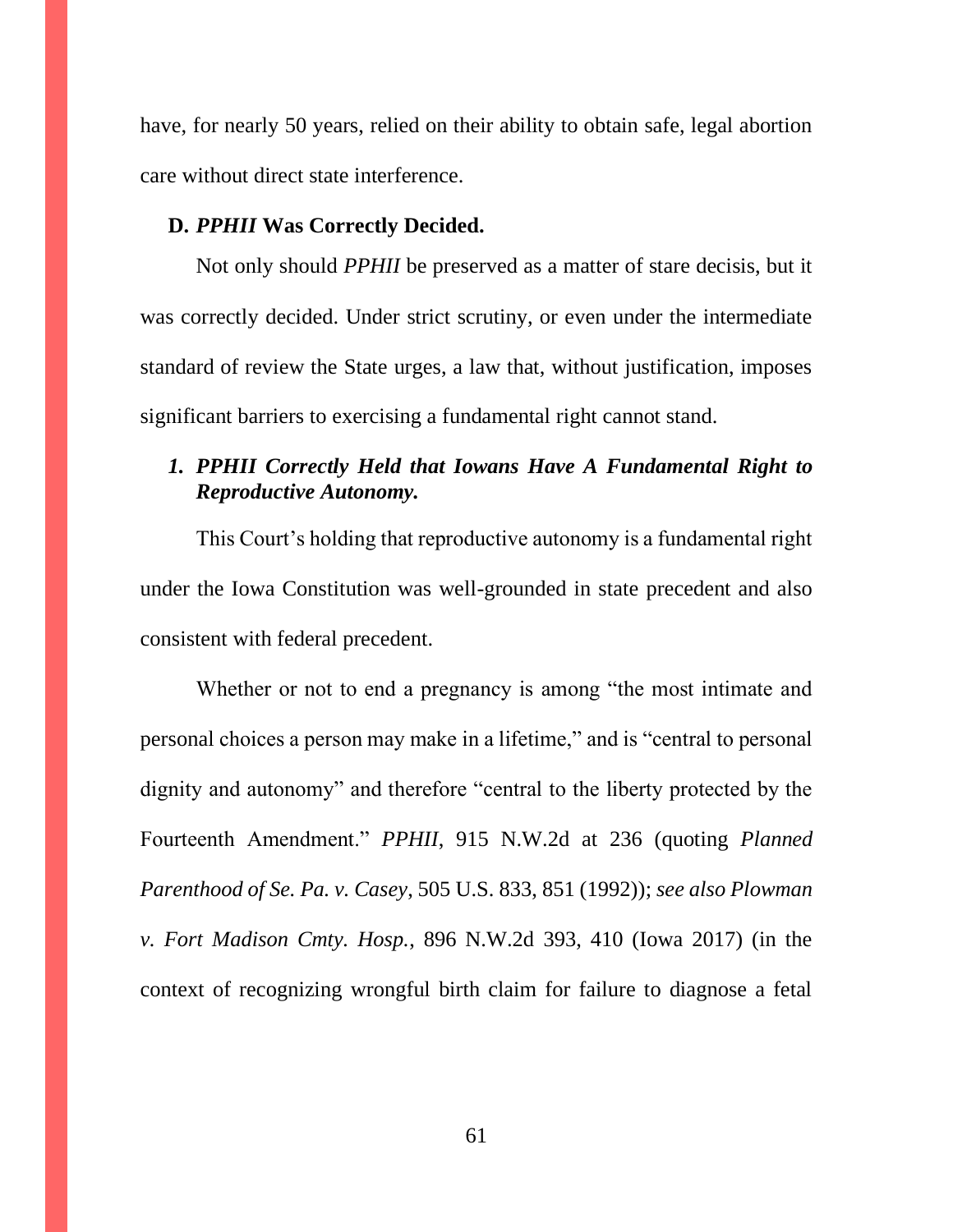have, for nearly 50 years, relied on their ability to obtain safe, legal abortion care without direct state interference.

### D. *PPHII* Was Correctly Decided.

Not only should *PPHII* be preserved as a matter of stare decisis, but it was correctly decided. Under strict scrutiny, or even under the intermediate standard of review the State urges, a law that, without justification, imposes significant barriers to exercising a fundamental right cannot stand.

#### *1. PPHII Correctly Held that Iowans Have A Fundamental Right to Reproductive Autonomy.*

This Court's holding that reproductive autonomy is a fundamental right under the Iowa Constitution was well-grounded in state precedent and also consistent with federal precedent.

Whether or not to end a pregnancy is among "the most intimate and personal choices a person may make in a lifetime," and is "central to personal dignity and autonomy" and therefore "central to the liberty protected by the Fourteenth Amendment." *PPHII*, 915 N.W.2d at 236 (quoting *Planned Parenthood of Se. Pa. v. Casey*, 505 U.S. 833, 851 (1992)); *see also Plowman v. Fort Madison Cmty. Hosp.*, 896 N.W.2d 393, 410 (Iowa 2017) (in the context of recognizing wrongful birth claim for failure to diagnose a fetal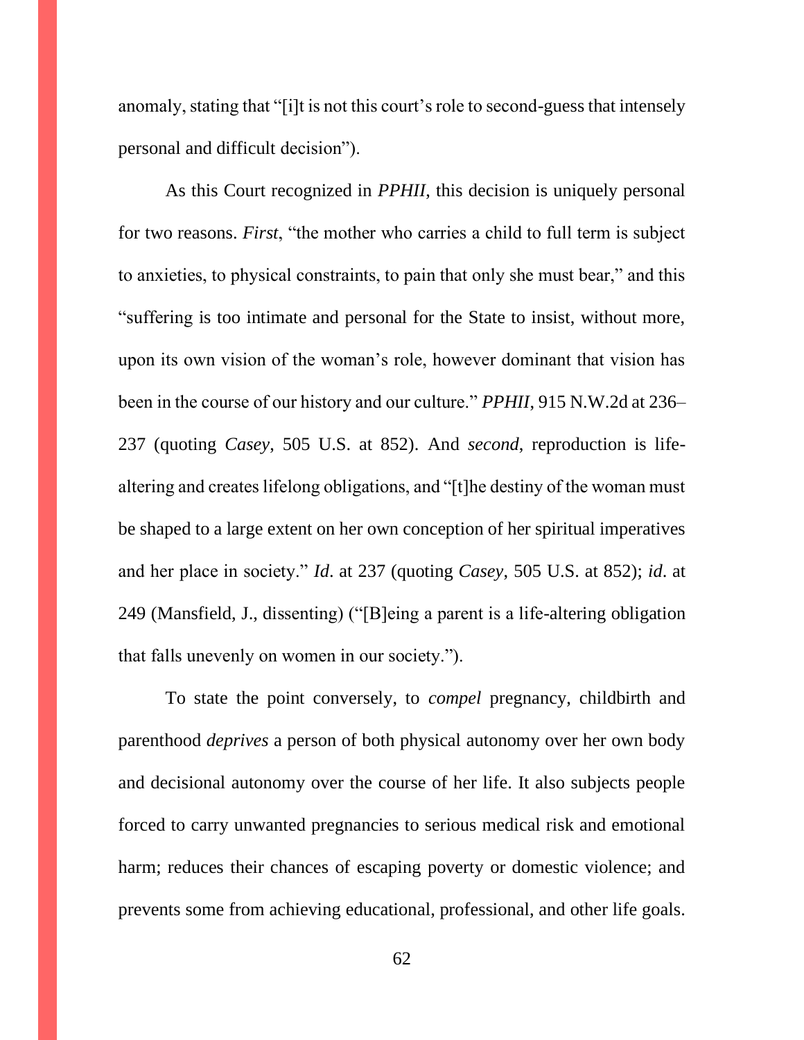anomaly, stating that "[i]t is not this court's role to second-guess that intensely personal and difficult decision").

As this Court recognized in *PPHII*, this decision is uniquely personal for two reasons. *First*, "the mother who carries a child to full term is subject to anxieties, to physical constraints, to pain that only she must bear," and this "suffering is too intimate and personal for the State to insist, without more, upon its own vision of the woman's role, however dominant that vision has been in the course of our history and our culture." *PPHII*, 915 N.W.2d at 236–237 (quoting *Casey*, 505 U.S. at 852). And *second*, reproduction is life-altering and creates lifelong obligations, and "[t]he destiny of the woman must be shaped to a large extent on her own conception of her spiritual imperatives and her place in society." *Id*. at 237 (quoting *Casey*, 505 U.S. at 852); *id*. at 249 (Mansfield, J., dissenting) ("[B]eing a parent is a life-altering obligation that falls unevenly on women in our society.").

To state the point conversely, to *compel* pregnancy, childbirth and parenthood *deprives* a person of both physical autonomy over her own body and decisional autonomy over the course of her life. It also subjects people forced to carry unwanted pregnancies to serious medical risk and emotional harm; reduces their chances of escaping poverty or domestic violence; and prevents some from achieving educational, professional, and other life goals.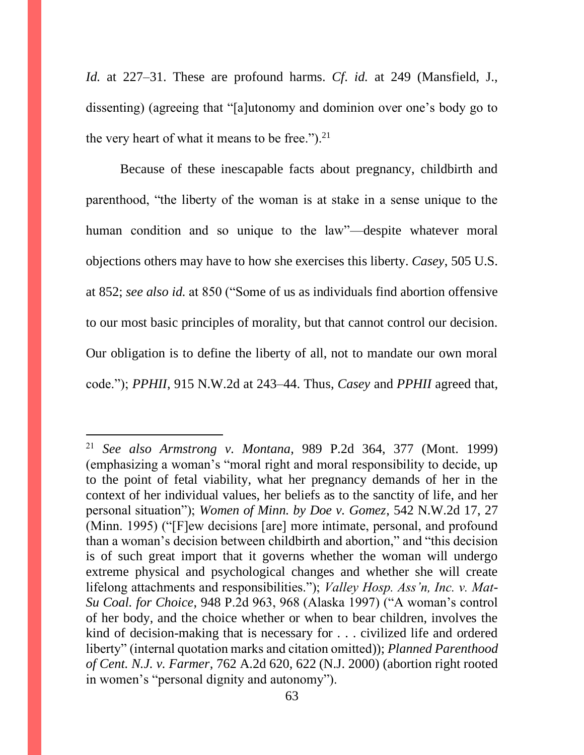*Id.* at 227–31. These are profound harms. *Cf*. *id.* at 249 (Mansfield, J., dissenting) (agreeing that "[a]utonomy and dominion over one's body go to the very heart of what it means to be free.").[21]

Because of these inescapable facts about pregnancy, childbirth and parenthood, "the liberty of the woman is at stake in a sense unique to the human condition and so unique to the law"—despite whatever moral objections others may have to how she exercises this liberty. *Casey*, 505 U.S. at 852; *see also id.* at 850 ("Some of us as individuals find abortion offensive to our most basic principles of morality, but that cannot control our decision. Our obligation is to define the liberty of all, not to mandate our own moral code."); *PPHII*, 915 N.W.2d at 243–44. Thus, *Casey* and *PPHII* agreed that,

---

[21] *See also Armstrong v. Montana*, 989 P.2d 364, 377 (Mont. 1999) (emphasizing a woman's "moral right and moral responsibility to decide, up to the point of fetal viability, what her pregnancy demands of her in the context of her individual values, her beliefs as to the sanctity of life, and her personal situation"); *Women of Minn. by Doe v. Gomez*, 542 N.W.2d 17, 27 (Minn. 1995) ("[F]ew decisions [are] more intimate, personal, and profound than a woman's decision between childbirth and abortion," and "this decision is of such great import that it governs whether the woman will undergo extreme physical and psychological changes and whether she will create lifelong attachments and responsibilities."); *Valley Hosp. Ass'n, Inc. v. Mat-Su Coal. for Choice*, 948 P.2d 963, 968 (Alaska 1997) ("A woman's control of her body, and the choice whether or when to bear children, involves the kind of decision-making that is necessary for . . . civilized life and ordered liberty" (internal quotation marks and citation omitted)); *Planned Parenthood of Cent. N.J. v. Farmer*, 762 A.2d 620, 622 (N.J. 2000) (abortion right rooted in women's "personal dignity and autonomy").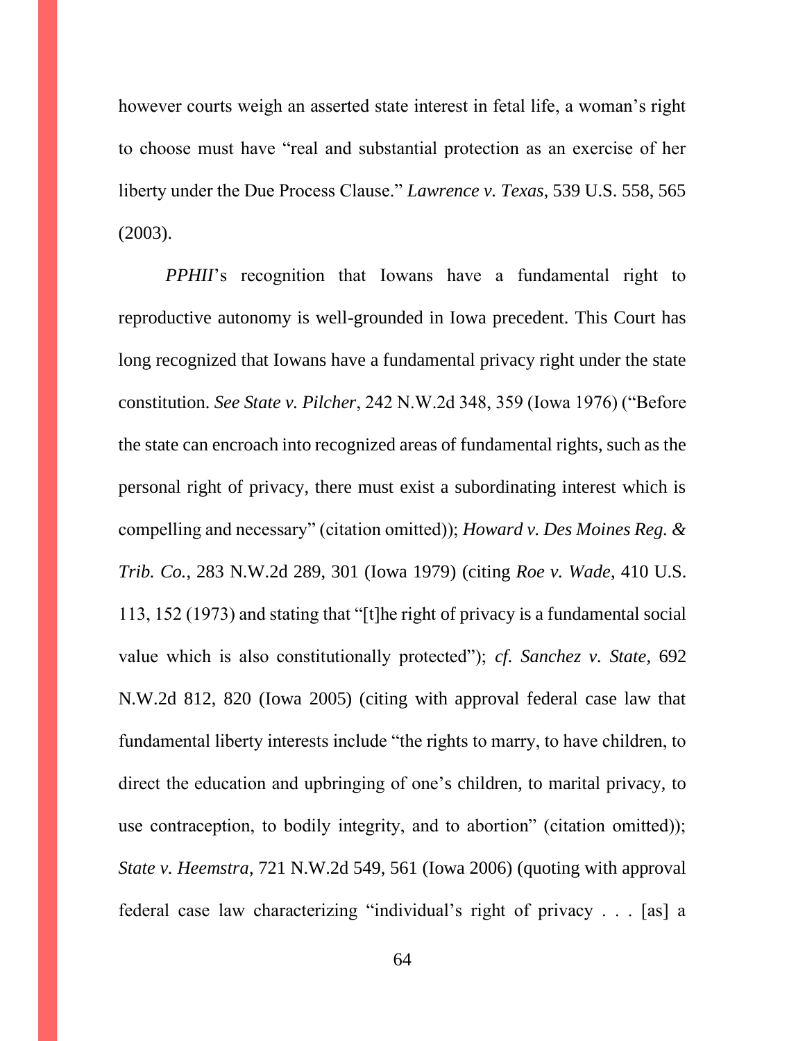however courts weigh an asserted state interest in fetal life, a woman's right to choose must have "real and substantial protection as an exercise of her liberty under the Due Process Clause." *Lawrence v. Texas*, 539 U.S. 558, 565 (2003).

*PPHII*'s recognition that Iowans have a fundamental right to reproductive autonomy is well-grounded in Iowa precedent. This Court has long recognized that Iowans have a fundamental privacy right under the state constitution. *See State v. Pilcher*, 242 N.W.2d 348, 359 (Iowa 1976) ("Before the state can encroach into recognized areas of fundamental rights, such as the personal right of privacy, there must exist a subordinating interest which is compelling and necessary" (citation omitted)); *Howard v. Des Moines Reg. & Trib. Co.*, 283 N.W.2d 289, 301 (Iowa 1979) (citing *Roe v. Wade*, 410 U.S. 113, 152 (1973) and stating that "[t]he right of privacy is a fundamental social value which is also constitutionally protected"); *cf. Sanchez v. State*, 692 N.W.2d 812, 820 (Iowa 2005) (citing with approval federal case law that fundamental liberty interests include "the rights to marry, to have children, to direct the education and upbringing of one's children, to marital privacy, to use contraception, to bodily integrity, and to abortion" (citation omitted)); *State v. Heemstra*, 721 N.W.2d 549, 561 (Iowa 2006) (quoting with approval federal case law characterizing "individual's right of privacy . . . [as] a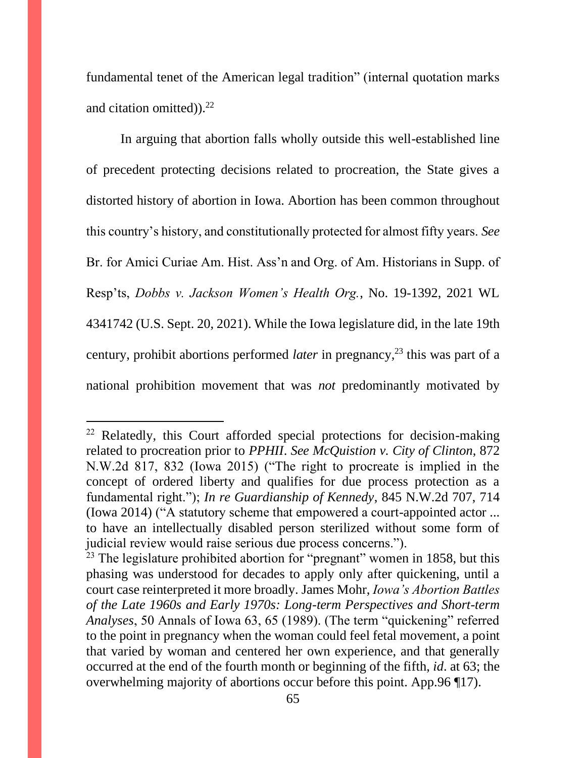fundamental tenet of the American legal tradition" (internal quotation marks and citation omitted)).[22]

In arguing that abortion falls wholly outside this well-established line of precedent protecting decisions related to procreation, the State gives a distorted history of abortion in Iowa. Abortion has been common throughout this country's history, and constitutionally protected for almost fifty years. *See* Br. for Amici Curiae Am. Hist. Ass'n and Org. of Am. Historians in Supp. of Resp'ts, *Dobbs v. Jackson Women's Health Org.*, No. 19-1392, 2021 WL 4341742 (U.S. Sept. 20, 2021). While the Iowa legislature did, in the late 19th century, prohibit abortions performed *later* in pregnancy,[23] this was part of a national prohibition movement that was *not* predominantly motivated by

---

[22] Relatedly, this Court afforded special protections for decision-making related to procreation prior to *PPHII*. *See McQuistion v. City of Clinton*, 872 N.W.2d 817, 832 (Iowa 2015) ("The right to procreate is implied in the concept of ordered liberty and qualifies for due process protection as a fundamental right."); *In re Guardianship of Kennedy*, 845 N.W.2d 707, 714 (Iowa 2014) ("A statutory scheme that empowered a court-appointed actor ... to have an intellectually disabled person sterilized without some form of judicial review would raise serious due process concerns.").

[23] The legislature prohibited abortion for "pregnant" women in 1858, but this phasing was understood for decades to apply only after quickening, until a court case reinterpreted it more broadly. James Mohr, *Iowa's Abortion Battles of the Late 1960s and Early 1970s: Long-term Perspectives and Short-term Analyses*, 50 Annals of Iowa 63, 65 (1989). (The term "quickening" referred to the point in pregnancy when the woman could feel fetal movement, a point that varied by woman and centered her own experience, and that generally occurred at the end of the fourth month or beginning of the fifth, *id*. at 63; the overwhelming majority of abortions occur before this point. App.96 ¶17).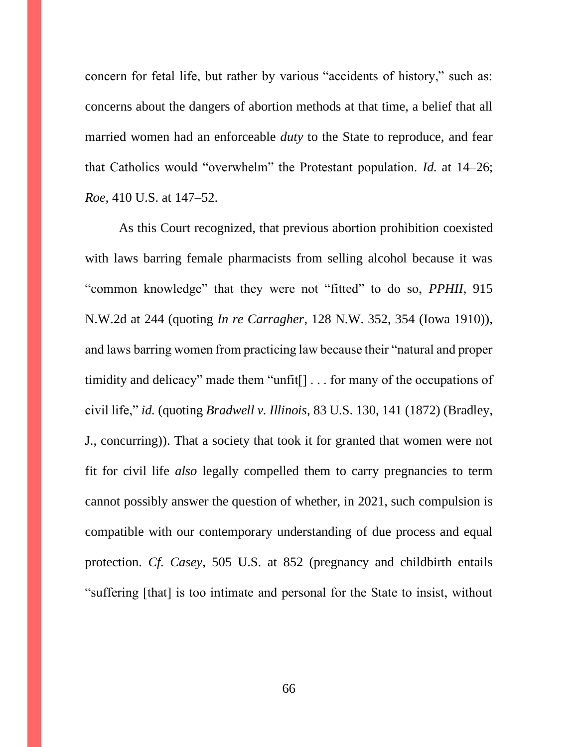concern for fetal life, but rather by various "accidents of history," such as: concerns about the dangers of abortion methods at that time, a belief that all married women had an enforceable *duty* to the State to reproduce, and fear that Catholics would "overwhelm" the Protestant population. *Id.* at 14–26; *Roe,* 410 U.S. at 147–52.

As this Court recognized, that previous abortion prohibition coexisted with laws barring female pharmacists from selling alcohol because it was "common knowledge" that they were not "fitted" to do so, *PPHII*, 915 N.W.2d at 244 (quoting *In re Carragher*, 128 N.W. 352, 354 (Iowa 1910)), and laws barring women from practicing law because their "natural and proper timidity and delicacy" made them "unfit[] . . . for many of the occupations of civil life," *id.* (quoting *Bradwell v. Illinois*, 83 U.S. 130, 141 (1872) (Bradley, J., concurring)). That a society that took it for granted that women were not fit for civil life *also* legally compelled them to carry pregnancies to term cannot possibly answer the question of whether, in 2021, such compulsion is compatible with our contemporary understanding of due process and equal protection. *Cf. Casey*, 505 U.S. at 852 (pregnancy and childbirth entails "suffering [that] is too intimate and personal for the State to insist, without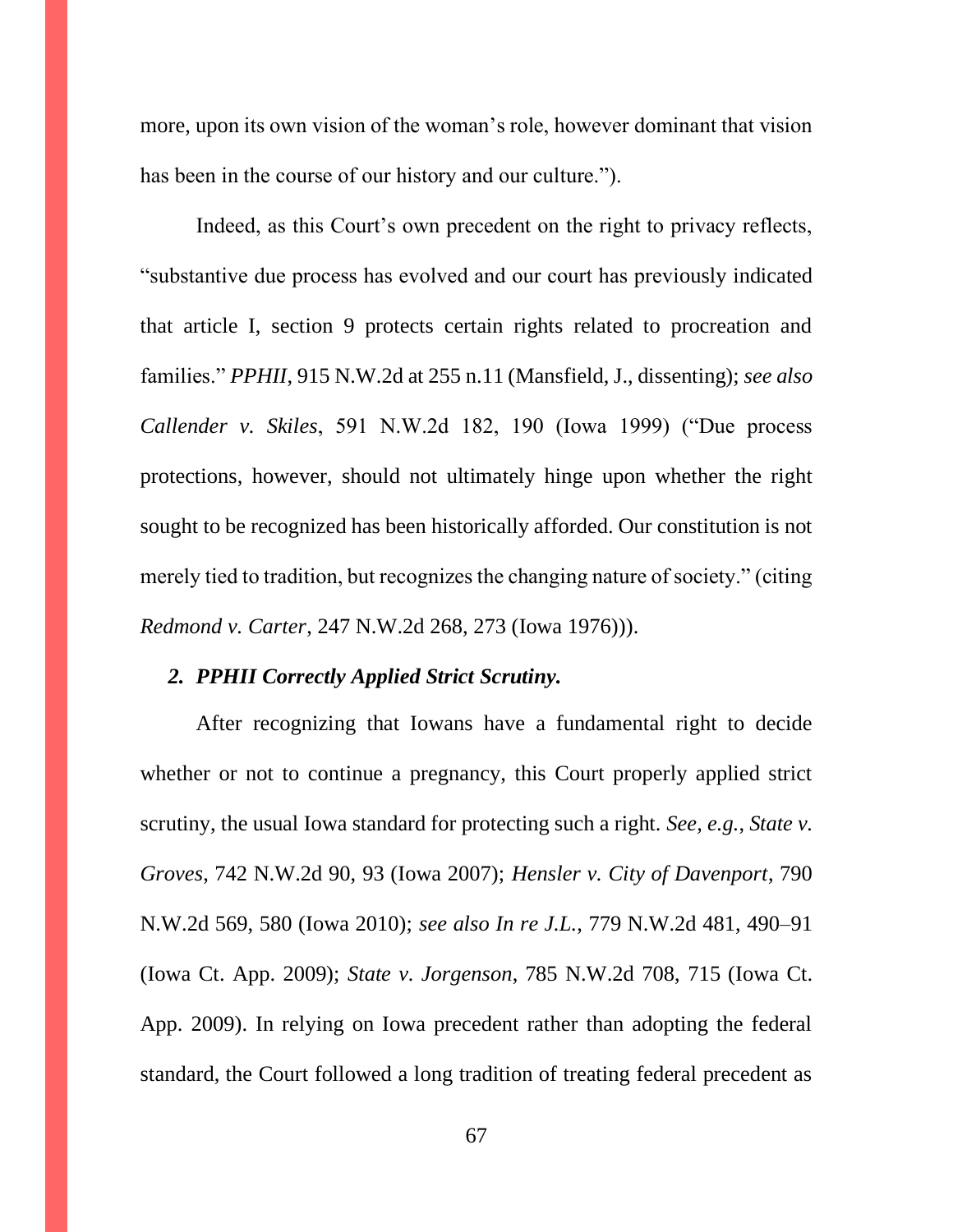more, upon its own vision of the woman's role, however dominant that vision has been in the course of our history and our culture.").

Indeed, as this Court's own precedent on the right to privacy reflects, "substantive due process has evolved and our court has previously indicated that article I, section 9 protects certain rights related to procreation and families." *PPHII*, 915 N.W.2d at 255 n.11 (Mansfield, J., dissenting); *see also Callender v. Skiles*, 591 N.W.2d 182, 190 (Iowa 1999) ("Due process protections, however, should not ultimately hinge upon whether the right sought to be recognized has been historically afforded. Our constitution is not merely tied to tradition, but recognizes the changing nature of society." (citing *Redmond v. Carter*, 247 N.W.2d 268, 273 (Iowa 1976))).

### *2. PPHII Correctly Applied Strict Scrutiny.*

After recognizing that Iowans have a fundamental right to decide whether or not to continue a pregnancy, this Court properly applied strict scrutiny, the usual Iowa standard for protecting such a right. *See, e.g.*, *State v. Groves*, 742 N.W.2d 90, 93 (Iowa 2007); *Hensler v. City of Davenport*, 790 N.W.2d 569, 580 (Iowa 2010); *see also In re J.L.*, 779 N.W.2d 481, 490–91 (Iowa Ct. App. 2009); *State v. Jorgenson*, 785 N.W.2d 708, 715 (Iowa Ct. App. 2009). In relying on Iowa precedent rather than adopting the federal standard, the Court followed a long tradition of treating federal precedent as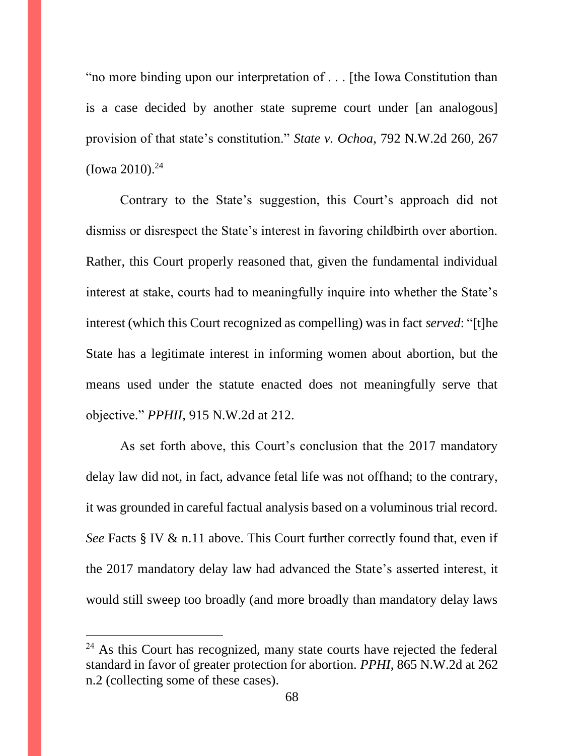"no more binding upon our interpretation of . . . [the Iowa Constitution than is a case decided by another state supreme court under [an analogous] provision of that state's constitution." *State v. Ochoa*, 792 N.W.2d 260, 267 (Iowa 2010).[24]

Contrary to the State's suggestion, this Court's approach did not dismiss or disrespect the State's interest in favoring childbirth over abortion. Rather, this Court properly reasoned that, given the fundamental individual interest at stake, courts had to meaningfully inquire into whether the State's interest (which this Court recognized as compelling) was in fact *served*: "[t]he State has a legitimate interest in informing women about abortion, but the means used under the statute enacted does not meaningfully serve that objective." *PPHII*, 915 N.W.2d at 212.

As set forth above, this Court's conclusion that the 2017 mandatory delay law did not, in fact, advance fetal life was not offhand; to the contrary, it was grounded in careful factual analysis based on a voluminous trial record. *See* Facts § IV & n.11 above. This Court further correctly found that, even if the 2017 mandatory delay law had advanced the State's asserted interest, it would still sweep too broadly (and more broadly than mandatory delay laws

---

[24] As this Court has recognized, many state courts have rejected the federal standard in favor of greater protection for abortion. *PPHI*, 865 N.W.2d at 262 n.2 (collecting some of these cases).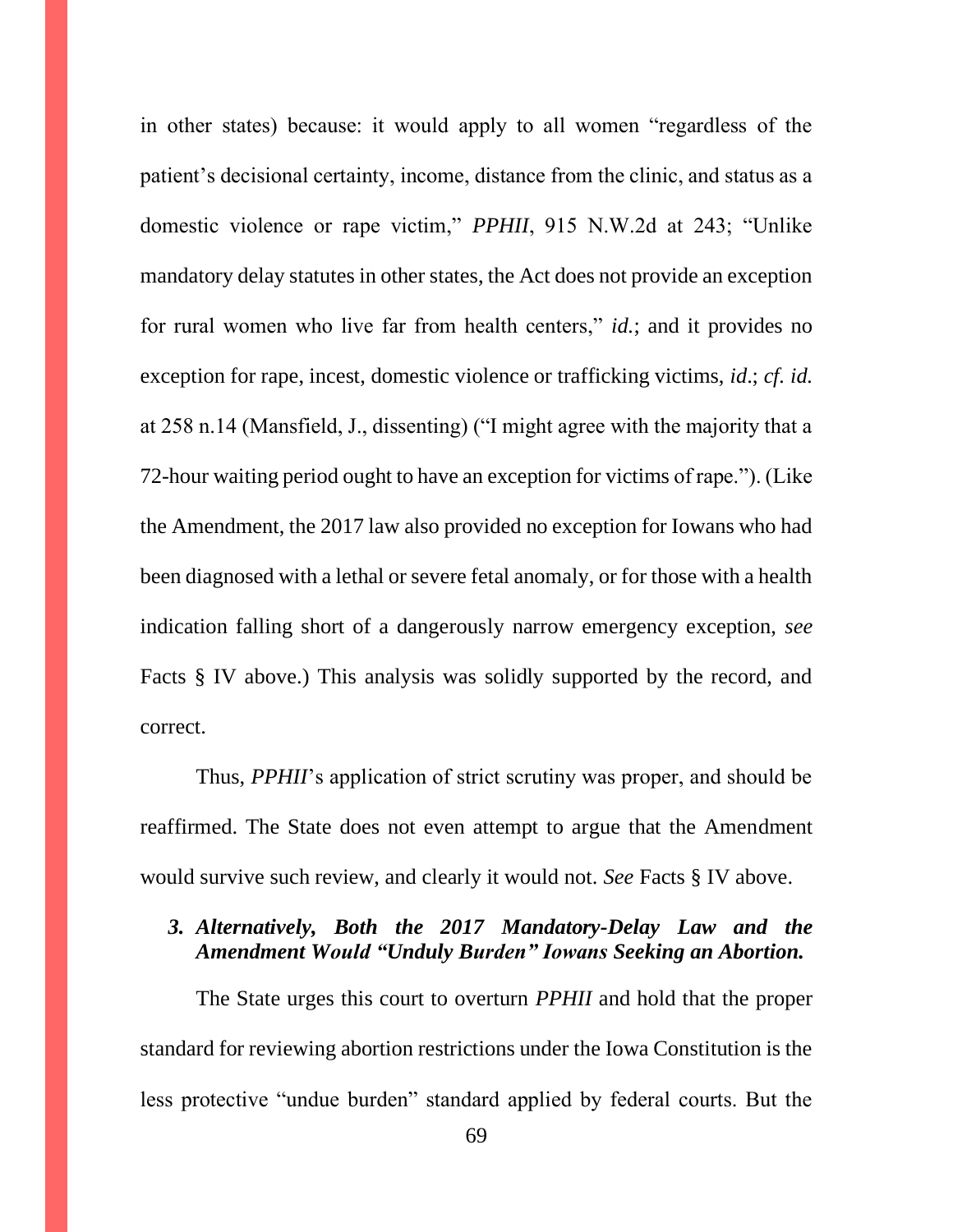in other states) because: it would apply to all women "regardless of the patient's decisional certainty, income, distance from the clinic, and status as a domestic violence or rape victim," *PPHII*, 915 N.W.2d at 243; "Unlike mandatory delay statutes in other states, the Act does not provide an exception for rural women who live far from health centers," *id.*; and it provides no exception for rape, incest, domestic violence or trafficking victims, *id*.; *cf. id.* at 258 n.14 (Mansfield, J., dissenting) ("I might agree with the majority that a 72-hour waiting period ought to have an exception for victims of rape."). (Like the Amendment, the 2017 law also provided no exception for Iowans who had been diagnosed with a lethal or severe fetal anomaly, or for those with a health indication falling short of a dangerously narrow emergency exception, *see* Facts § IV above.) This analysis was solidly supported by the record, and correct.

Thus, *PPHII*'s application of strict scrutiny was proper, and should be reaffirmed. The State does not even attempt to argue that the Amendment would survive such review, and clearly it would not. *See* Facts § IV above.

### *3. Alternatively, Both the 2017 Mandatory-Delay Law and the Amendment Would "Unduly Burden" Iowans Seeking an Abortion.*

The State urges this court to overturn *PPHII* and hold that the proper standard for reviewing abortion restrictions under the Iowa Constitution is the less protective "undue burden" standard applied by federal courts. But the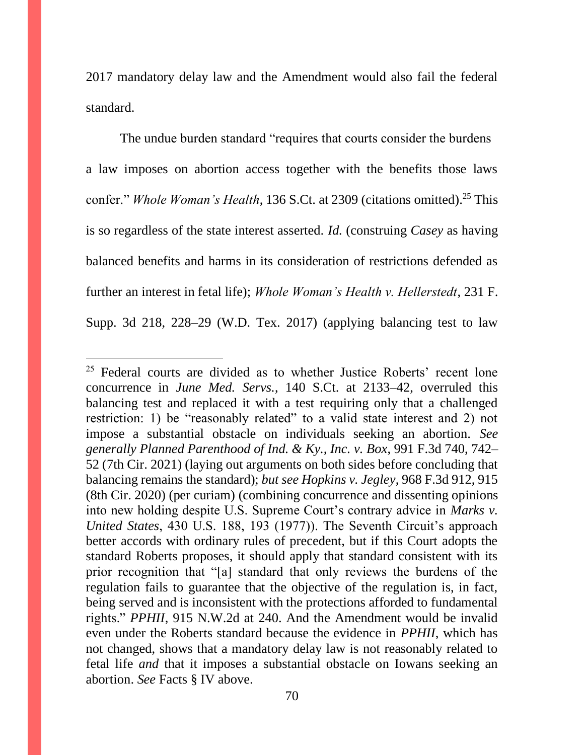2017 mandatory delay law and the Amendment would also fail the federal standard.

The undue burden standard "requires that courts consider the burdens a law imposes on abortion access together with the benefits those laws confer." *Whole Woman's Health*, 136 S.Ct. at 2309 (citations omitted).[25] This is so regardless of the state interest asserted. *Id.* (construing *Casey* as having balanced benefits and harms in its consideration of restrictions defended as further an interest in fetal life); *Whole Woman's Health v. Hellerstedt*, 231 F. Supp. 3d 218, 228–29 (W.D. Tex. 2017) (applying balancing test to law

---

[25] Federal courts are divided as to whether Justice Roberts' recent lone concurrence in *June Med. Servs.*, 140 S.Ct. at 2133–42, overruled this balancing test and replaced it with a test requiring only that a challenged restriction: 1) be "reasonably related" to a valid state interest and 2) not impose a substantial obstacle on individuals seeking an abortion. *See generally Planned Parenthood of Ind. & Ky., Inc. v. Box*, 991 F.3d 740, 742–52 (7th Cir. 2021) (laying out arguments on both sides before concluding that balancing remains the standard); *but see Hopkins v. Jegley*, 968 F.3d 912, 915 (8th Cir. 2020) (per curiam) (combining concurrence and dissenting opinions into new holding despite U.S. Supreme Court's contrary advice in *Marks v. United States*, 430 U.S. 188, 193 (1977)). The Seventh Circuit's approach better accords with ordinary rules of precedent, but if this Court adopts the standard Roberts proposes, it should apply that standard consistent with its prior recognition that "[a] standard that only reviews the burdens of the regulation fails to guarantee that the objective of the regulation is, in fact, being served and is inconsistent with the protections afforded to fundamental rights." *PPHII*, 915 N.W.2d at 240. And the Amendment would be invalid even under the Roberts standard because the evidence in *PPHII*, which has not changed, shows that a mandatory delay law is not reasonably related to fetal life *and* that it imposes a substantial obstacle on Iowans seeking an abortion. *See* Facts § IV above.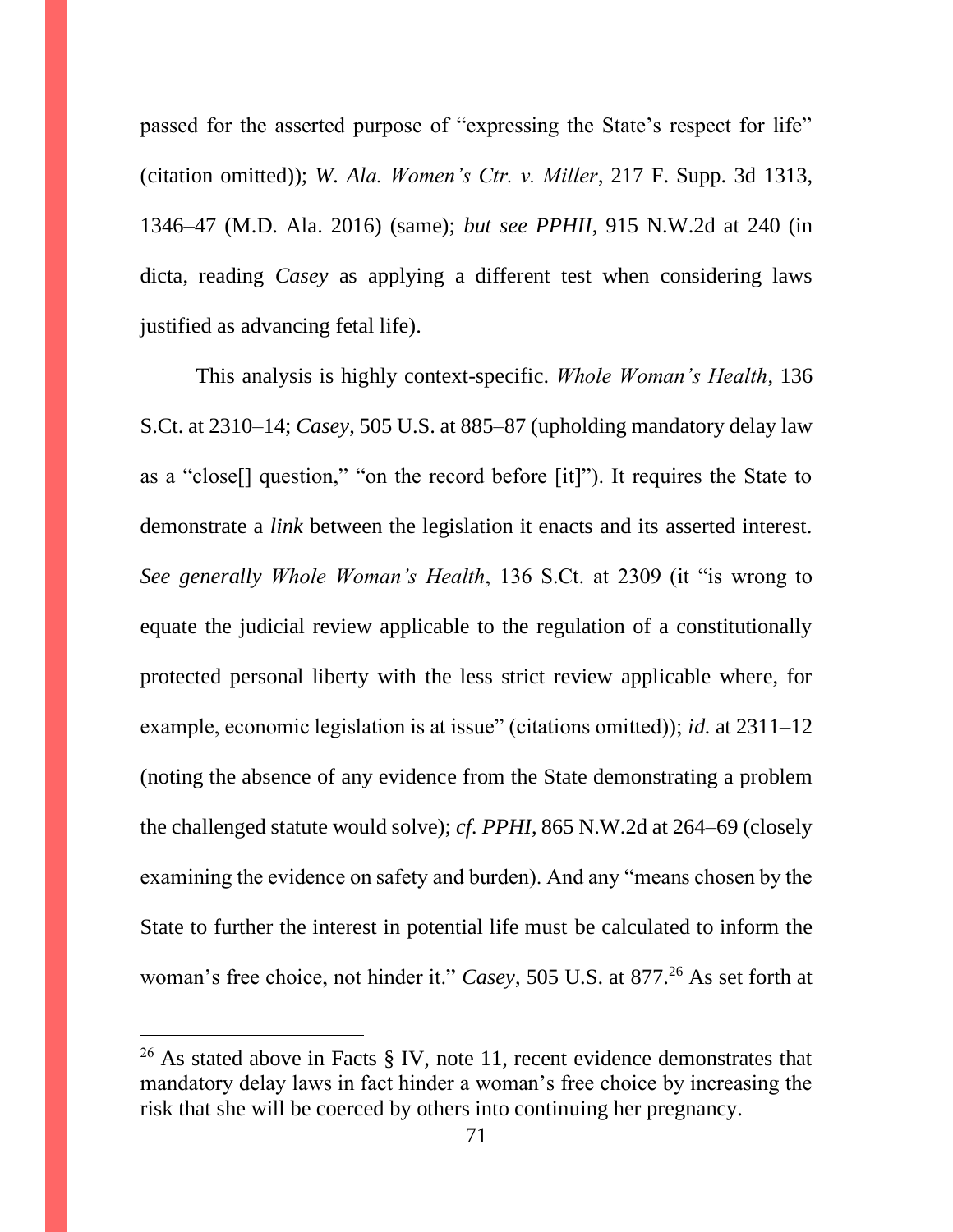passed for the asserted purpose of "expressing the State's respect for life" (citation omitted)); *W. Ala. Women's Ctr. v. Miller*, 217 F. Supp. 3d 1313, 1346–47 (M.D. Ala. 2016) (same); *but see PPHII*, 915 N.W.2d at 240 (in dicta, reading *Casey* as applying a different test when considering laws justified as advancing fetal life).

This analysis is highly context-specific. *Whole Woman's Health*, 136 S.Ct. at 2310–14; *Casey*, 505 U.S. at 885–87 (upholding mandatory delay law as a "close[] question," "on the record before [it]"). It requires the State to demonstrate a *link* between the legislation it enacts and its asserted interest. *See generally Whole Woman's Health*, 136 S.Ct. at 2309 (it "is wrong to equate the judicial review applicable to the regulation of a constitutionally protected personal liberty with the less strict review applicable where, for example, economic legislation is at issue" (citations omitted)); *id.* at 2311–12 (noting the absence of any evidence from the State demonstrating a problem the challenged statute would solve); *cf. PPHI*, 865 N.W.2d at 264–69 (closely examining the evidence on safety and burden). And any "means chosen by the State to further the interest in potential life must be calculated to inform the woman's free choice, not hinder it." *Casey*, 505 U.S. at 877.[26] As set forth at

---

[26] As stated above in Facts § IV, note 11, recent evidence demonstrates that mandatory delay laws in fact hinder a woman's free choice by increasing the risk that she will be coerced by others into continuing her pregnancy.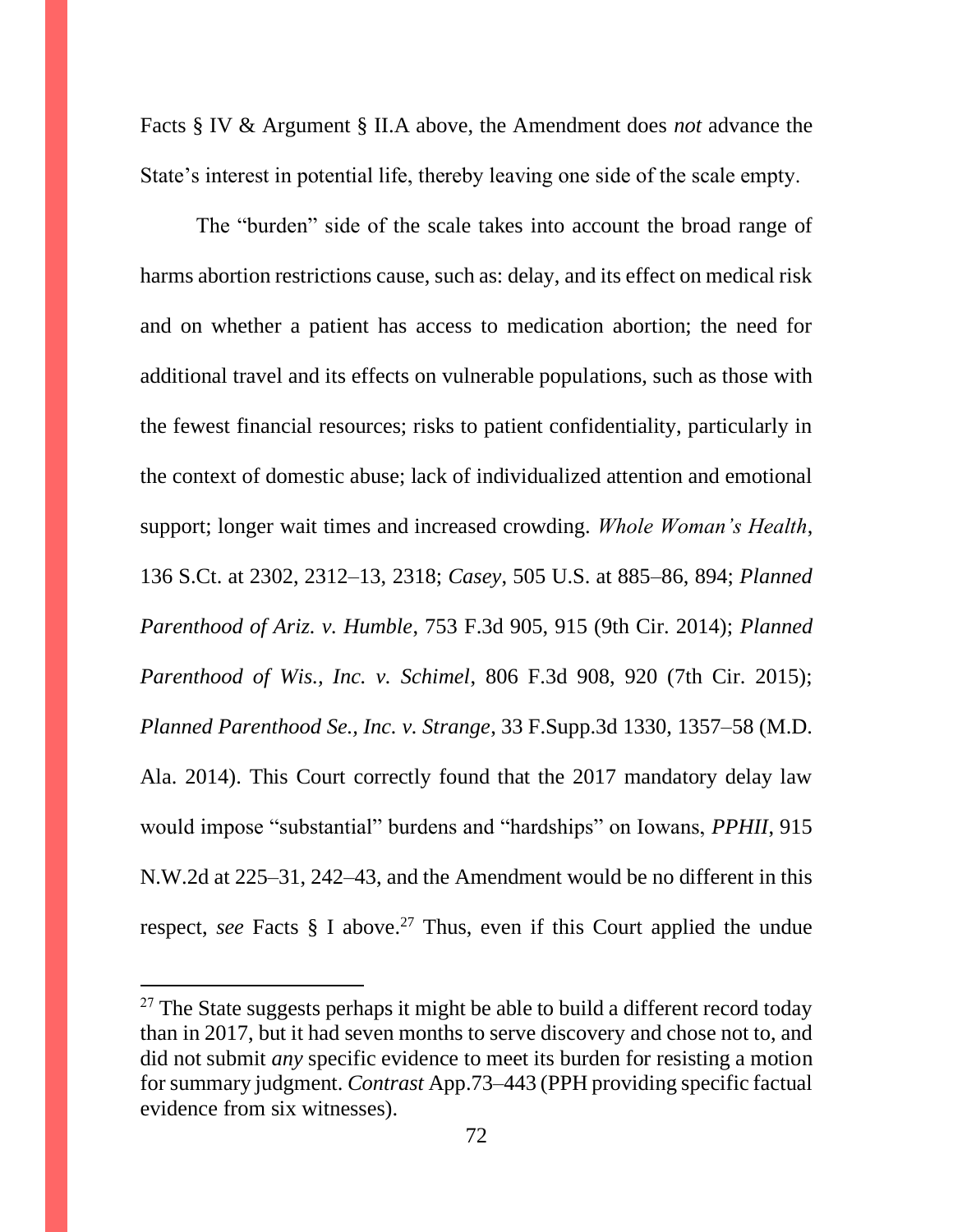Facts § IV & Argument § II.A above, the Amendment does *not* advance the State's interest in potential life, thereby leaving one side of the scale empty.

The "burden" side of the scale takes into account the broad range of harms abortion restrictions cause, such as: delay, and its effect on medical risk and on whether a patient has access to medication abortion; the need for additional travel and its effects on vulnerable populations, such as those with the fewest financial resources; risks to patient confidentiality, particularly in the context of domestic abuse; lack of individualized attention and emotional support; longer wait times and increased crowding. *Whole Woman's Health*, 136 S.Ct. at 2302, 2312–13, 2318; *Casey*, 505 U.S. at 885–86, 894; *Planned Parenthood of Ariz. v. Humble*, 753 F.3d 905, 915 (9th Cir. 2014); *Planned Parenthood of Wis., Inc. v. Schimel*, 806 F.3d 908, 920 (7th Cir. 2015); *Planned Parenthood Se., Inc. v. Strange*, 33 F.Supp.3d 1330, 1357–58 (M.D. Ala. 2014). This Court correctly found that the 2017 mandatory delay law would impose "substantial" burdens and "hardships" on Iowans, *PPHII*, 915 N.W.2d at 225–31, 242–43, and the Amendment would be no different in this respect, *see* Facts § I above.[27] Thus, even if this Court applied the undue

[27] The State suggests perhaps it might be able to build a different record today than in 2017, but it had seven months to serve discovery and chose not to, and did not submit *any* specific evidence to meet its burden for resisting a motion for summary judgment. *Contrast* App.73–443 (PPH providing specific factual evidence from six witnesses).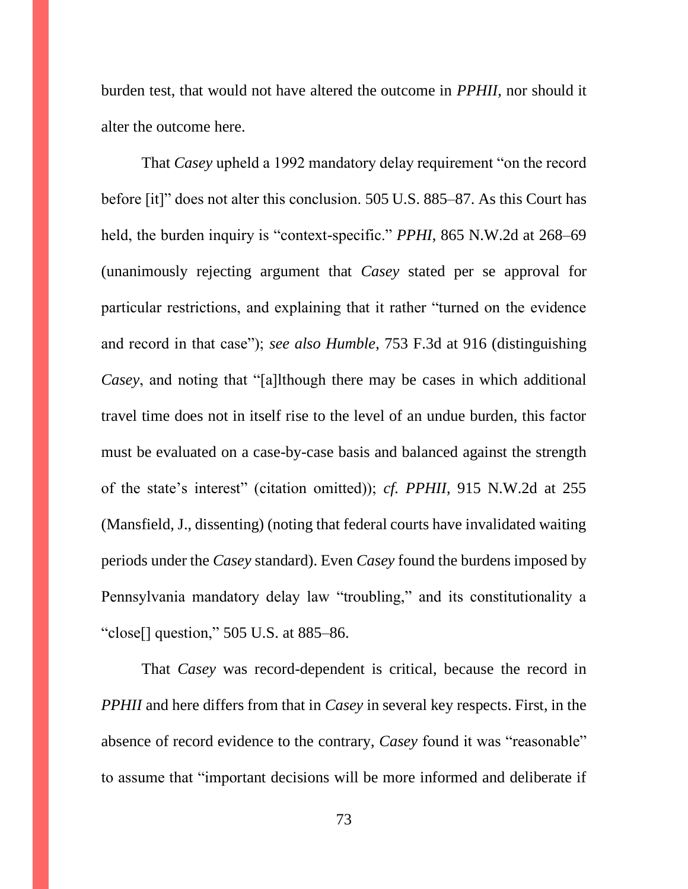burden test, that would not have altered the outcome in *PPHII*, nor should it alter the outcome here.

That *Casey* upheld a 1992 mandatory delay requirement "on the record before [it]" does not alter this conclusion. 505 U.S. 885–87. As this Court has held, the burden inquiry is "context-specific." *PPHI*, 865 N.W.2d at 268–69 (unanimously rejecting argument that *Casey* stated per se approval for particular restrictions, and explaining that it rather "turned on the evidence and record in that case"); *see also Humble*, 753 F.3d at 916 (distinguishing *Casey*, and noting that "[a]lthough there may be cases in which additional travel time does not in itself rise to the level of an undue burden, this factor must be evaluated on a case-by-case basis and balanced against the strength of the state's interest" (citation omitted)); *cf. PPHII*, 915 N.W.2d at 255 (Mansfield, J., dissenting) (noting that federal courts have invalidated waiting periods under the *Casey* standard). Even *Casey* found the burdens imposed by Pennsylvania mandatory delay law "troubling," and its constitutionality a "close[] question," 505 U.S. at 885–86.

That *Casey* was record-dependent is critical, because the record in *PPHII* and here differs from that in *Casey* in several key respects. First, in the absence of record evidence to the contrary, *Casey* found it was "reasonable" to assume that "important decisions will be more informed and deliberate if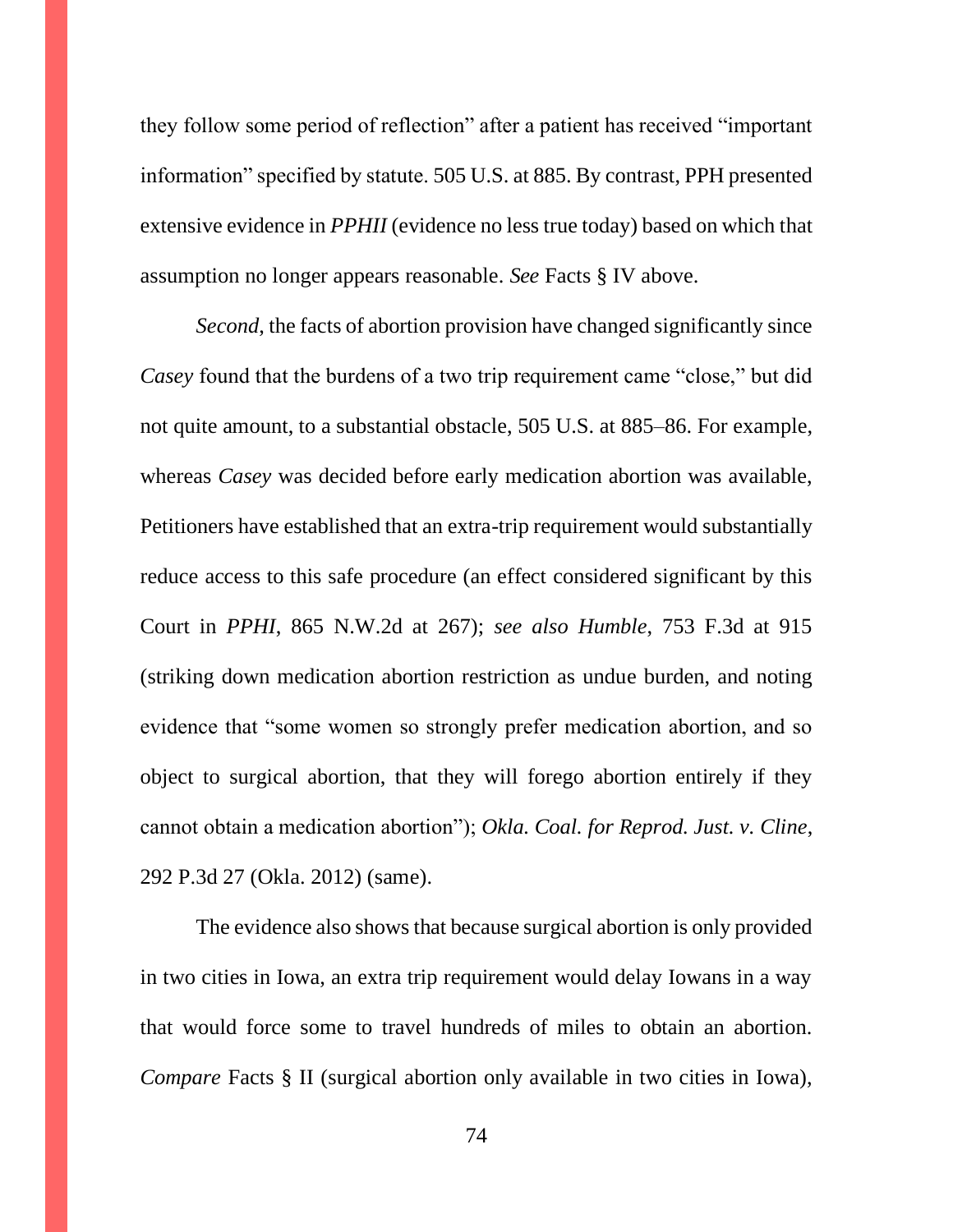they follow some period of reflection" after a patient has received "important information" specified by statute. 505 U.S. at 885. By contrast, PPH presented extensive evidence in *PPHII* (evidence no less true today) based on which that assumption no longer appears reasonable. *See* Facts § IV above.

*Second*, the facts of abortion provision have changed significantly since *Casey* found that the burdens of a two trip requirement came "close," but did not quite amount, to a substantial obstacle, 505 U.S. at 885–86. For example, whereas *Casey* was decided before early medication abortion was available, Petitioners have established that an extra-trip requirement would substantially reduce access to this safe procedure (an effect considered significant by this Court in *PPHI*, 865 N.W.2d at 267); *see also Humble*, 753 F.3d at 915 (striking down medication abortion restriction as undue burden, and noting evidence that "some women so strongly prefer medication abortion, and so object to surgical abortion, that they will forego abortion entirely if they cannot obtain a medication abortion"); *Okla. Coal. for Reprod. Just. v. Cline*, 292 P.3d 27 (Okla. 2012) (same).

The evidence also shows that because surgical abortion is only provided in two cities in Iowa, an extra trip requirement would delay Iowans in a way that would force some to travel hundreds of miles to obtain an abortion. *Compare* Facts § II (surgical abortion only available in two cities in Iowa),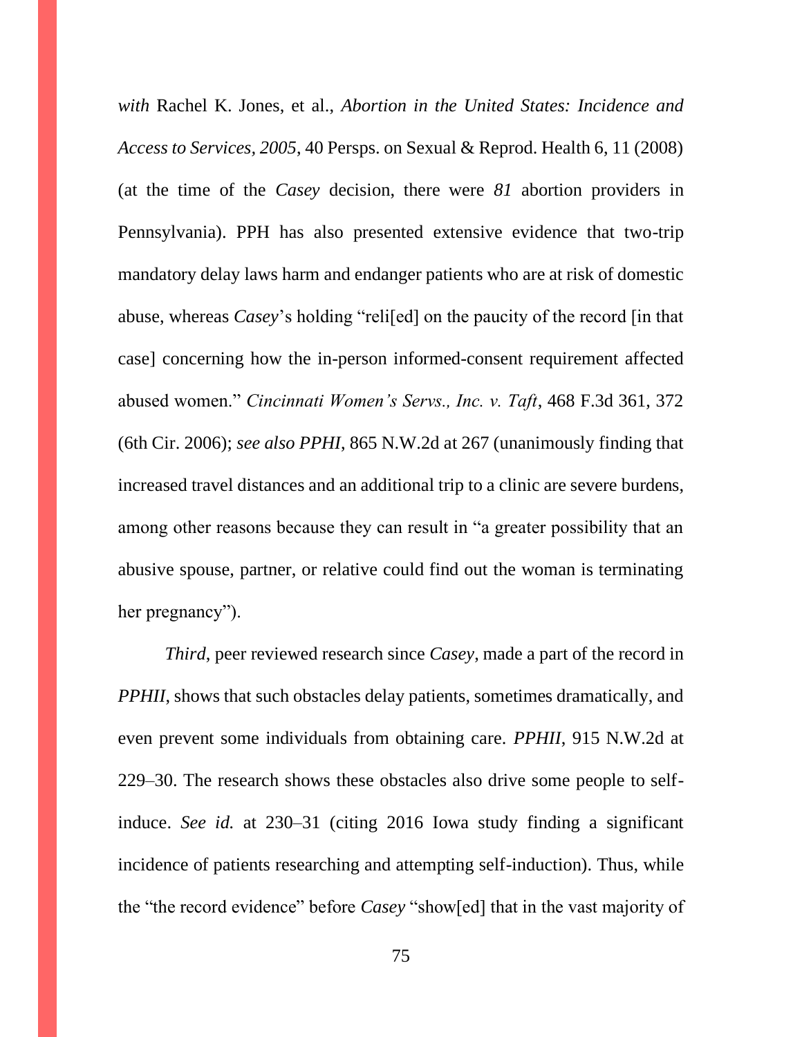*with* Rachel K. Jones, et al., *Abortion in the United States: Incidence and Access to Services, 2005*, 40 Persps. on Sexual & Reprod. Health 6, 11 (2008) (at the time of the *Casey* decision, there were *81* abortion providers in Pennsylvania). PPH has also presented extensive evidence that two-trip mandatory delay laws harm and endanger patients who are at risk of domestic abuse, whereas *Casey*'s holding "reli[ed] on the paucity of the record [in that case] concerning how the in-person informed-consent requirement affected abused women." *Cincinnati Women's Servs., Inc. v. Taft*, 468 F.3d 361, 372 (6th Cir. 2006); *see also PPHI*, 865 N.W.2d at 267 (unanimously finding that increased travel distances and an additional trip to a clinic are severe burdens, among other reasons because they can result in "a greater possibility that an abusive spouse, partner, or relative could find out the woman is terminating her pregnancy").

*Third*, peer reviewed research since *Casey*, made a part of the record in *PPHII*, shows that such obstacles delay patients, sometimes dramatically, and even prevent some individuals from obtaining care. *PPHII*, 915 N.W.2d at 229–30. The research shows these obstacles also drive some people to self-induce. *See id.* at 230–31 (citing 2016 Iowa study finding a significant incidence of patients researching and attempting self-induction). Thus, while the "the record evidence" before *Casey* "show[ed] that in the vast majority of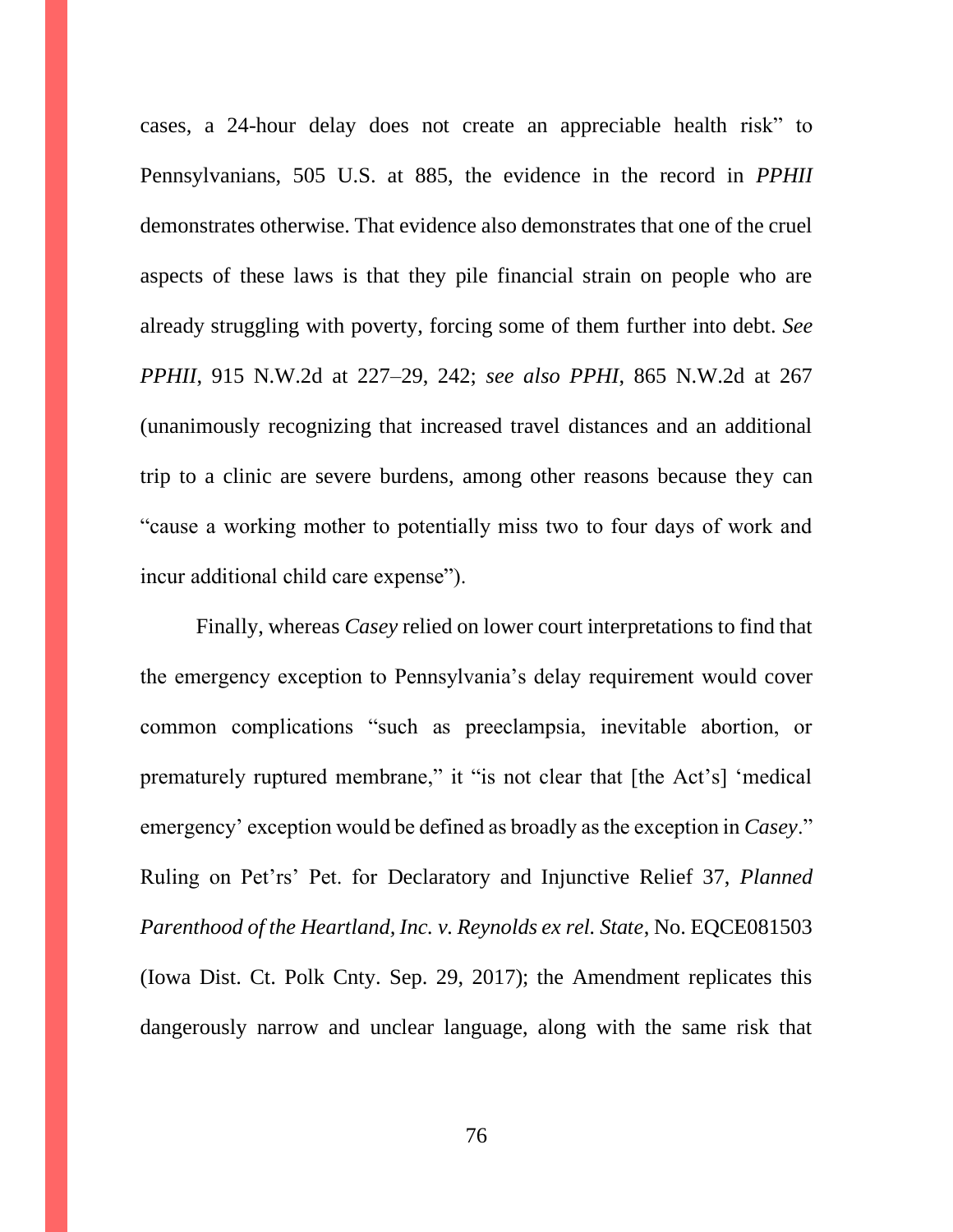cases, a 24-hour delay does not create an appreciable health risk" to Pennsylvanians, 505 U.S. at 885, the evidence in the record in *PPHII* demonstrates otherwise. That evidence also demonstrates that one of the cruel aspects of these laws is that they pile financial strain on people who are already struggling with poverty, forcing some of them further into debt. *See PPHII*, 915 N.W.2d at 227–29, 242; *see also PPHI*, 865 N.W.2d at 267 (unanimously recognizing that increased travel distances and an additional trip to a clinic are severe burdens, among other reasons because they can "cause a working mother to potentially miss two to four days of work and incur additional child care expense").

Finally, whereas *Casey* relied on lower court interpretations to find that the emergency exception to Pennsylvania's delay requirement would cover common complications "such as preeclampsia, inevitable abortion, or prematurely ruptured membrane," it "is not clear that [the Act's] 'medical emergency' exception would be defined as broadly as the exception in *Casey*." Ruling on Pet'rs' Pet. for Declaratory and Injunctive Relief 37, *Planned Parenthood of the Heartland, Inc. v. Reynolds ex rel. State*, No. EQCE081503 (Iowa Dist. Ct. Polk Cnty. Sep. 29, 2017); the Amendment replicates this dangerously narrow and unclear language, along with the same risk that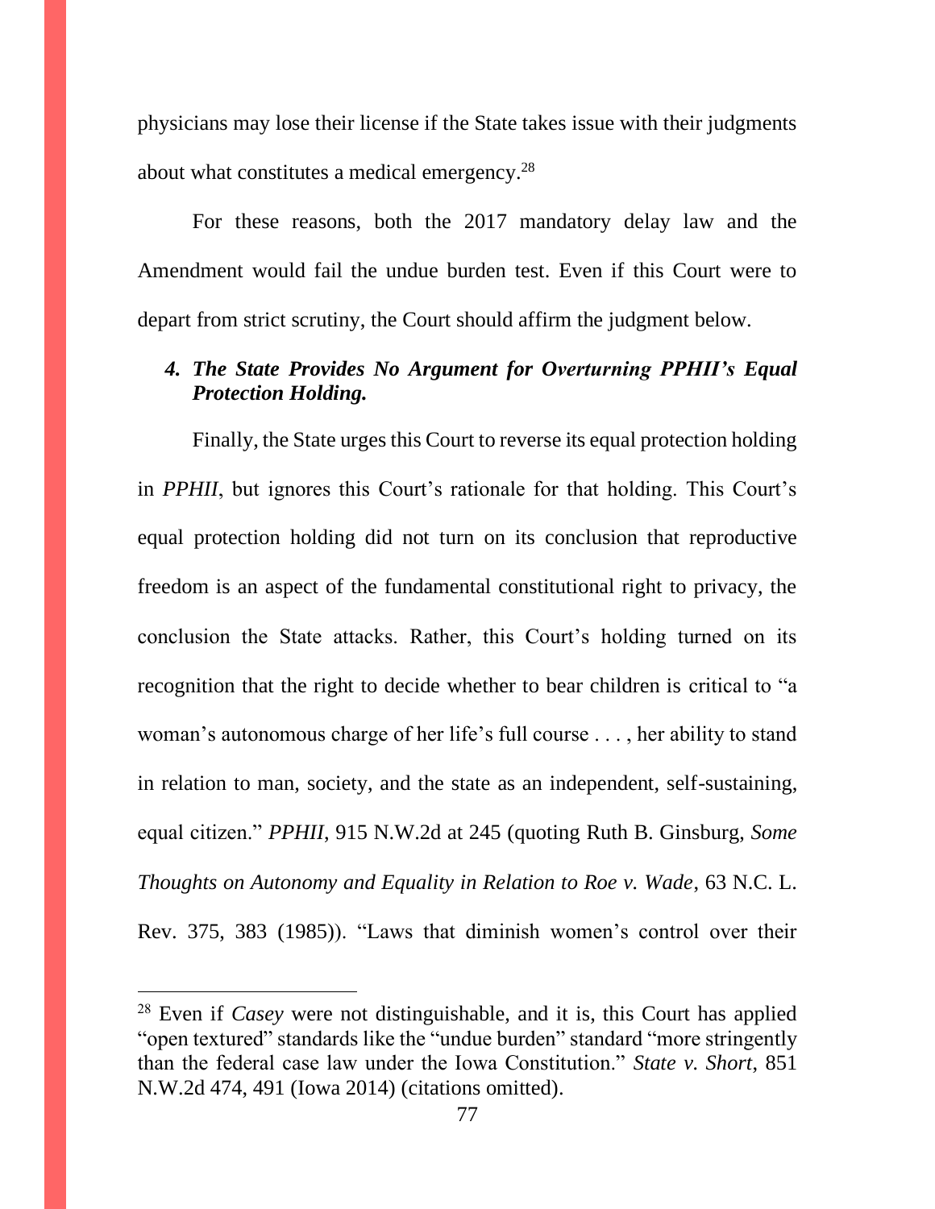physicians may lose their license if the State takes issue with their judgments about what constitutes a medical emergency.[28]

For these reasons, both the 2017 mandatory delay law and the Amendment would fail the undue burden test. Even if this Court were to depart from strict scrutiny, the Court should affirm the judgment below.

#### *4. The State Provides No Argument for Overturning PPHII's Equal Protection Holding.*

Finally, the State urges this Court to reverse its equal protection holding in *PPHII*, but ignores this Court's rationale for that holding. This Court's equal protection holding did not turn on its conclusion that reproductive freedom is an aspect of the fundamental constitutional right to privacy, the conclusion the State attacks. Rather, this Court's holding turned on its recognition that the right to decide whether to bear children is critical to "a woman's autonomous charge of her life's full course . . . , her ability to stand in relation to man, society, and the state as an independent, self-sustaining, equal citizen." *PPHII*, 915 N.W.2d at 245 (quoting Ruth B. Ginsburg, *Some Thoughts on Autonomy and Equality in Relation to Roe v. Wade*, 63 N.C. L. Rev. 375, 383 (1985)). "Laws that diminish women's control over their

---

[28] Even if *Casey* were not distinguishable, and it is, this Court has applied "open textured" standards like the "undue burden" standard "more stringently than the federal case law under the Iowa Constitution." *State v. Short*, 851 N.W.2d 474, 491 (Iowa 2014) (citations omitted).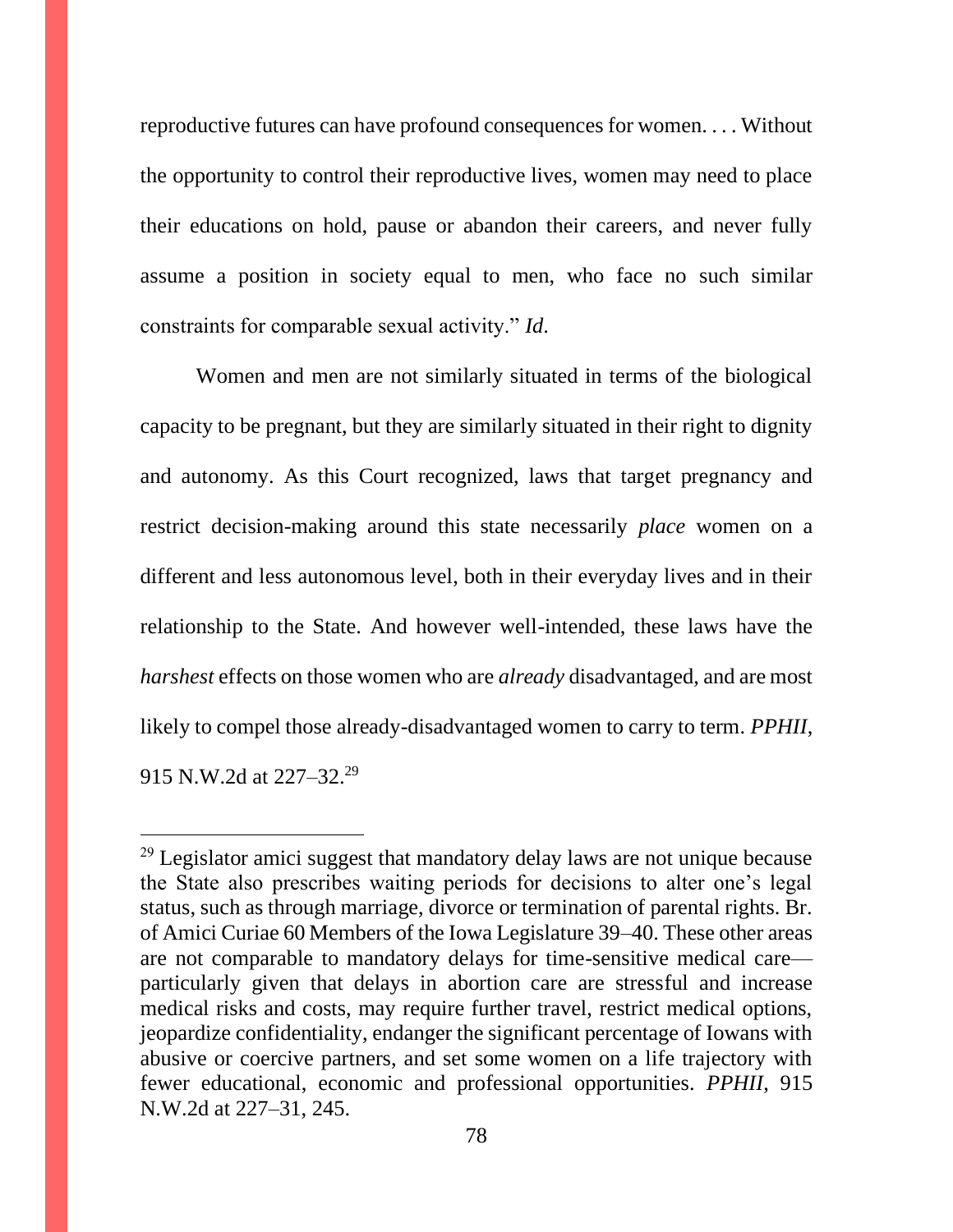reproductive futures can have profound consequences for women. . . . Without the opportunity to control their reproductive lives, women may need to place their educations on hold, pause or abandon their careers, and never fully assume a position in society equal to men, who face no such similar constraints for comparable sexual activity." *Id*.

Women and men are not similarly situated in terms of the biological capacity to be pregnant, but they are similarly situated in their right to dignity and autonomy. As this Court recognized, laws that target pregnancy and restrict decision-making around this state necessarily *place* women on a different and less autonomous level, both in their everyday lives and in their relationship to the State. And however well-intended, these laws have the *harshest* effects on those women who are *already* disadvantaged, and are most likely to compel those already-disadvantaged women to carry to term. *PPHII*, 915 N.W.2d at 227–32.[29]

---

[29] Legislator amici suggest that mandatory delay laws are not unique because the State also prescribes waiting periods for decisions to alter one's legal status, such as through marriage, divorce or termination of parental rights. Br. of Amici Curiae 60 Members of the Iowa Legislature 39–40. These other areas are not comparable to mandatory delays for time-sensitive medical care—particularly given that delays in abortion care are stressful and increase medical risks and costs, may require further travel, restrict medical options, jeopardize confidentiality, endanger the significant percentage of Iowans with abusive or coercive partners, and set some women on a life trajectory with fewer educational, economic and professional opportunities. *PPHII*, 915 N.W.2d at 227–31, 245.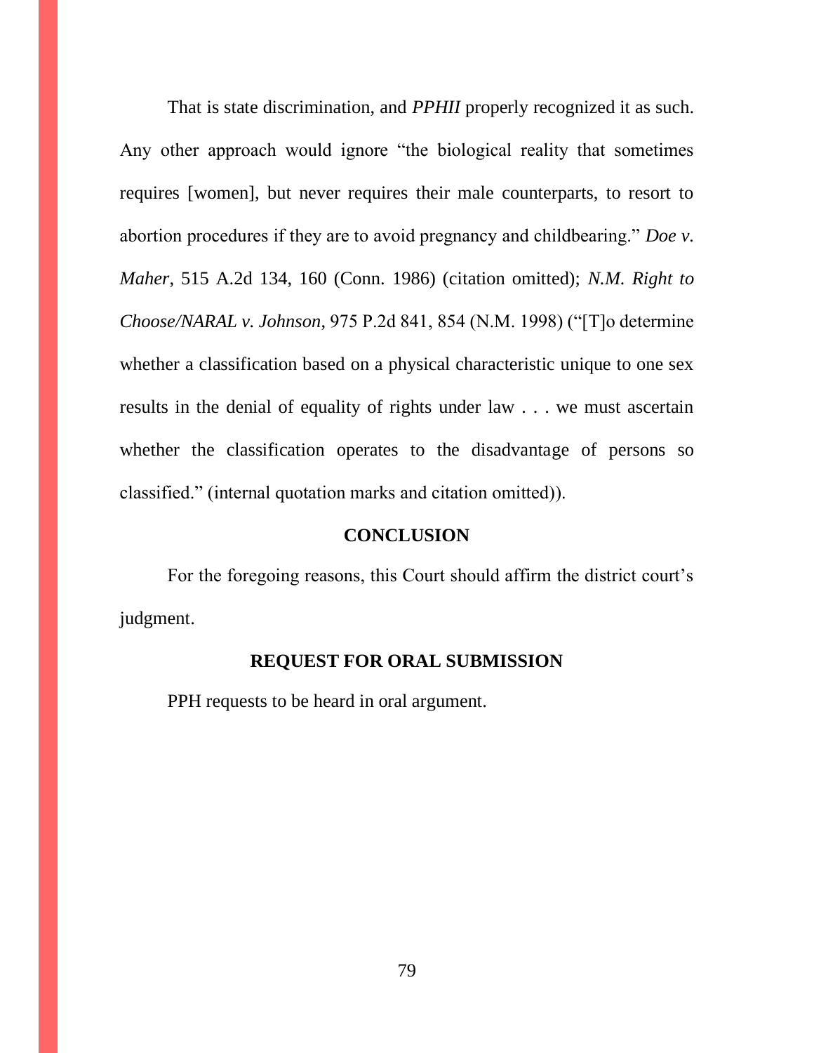That is state discrimination, and *PPHII* properly recognized it as such. Any other approach would ignore "the biological reality that sometimes requires [women], but never requires their male counterparts, to resort to abortion procedures if they are to avoid pregnancy and childbearing." *Doe v. Maher*, 515 A.2d 134, 160 (Conn. 1986) (citation omitted); *N.M. Right to Choose/NARAL v. Johnson*, 975 P.2d 841, 854 (N.M. 1998) ("[T]o determine whether a classification based on a physical characteristic unique to one sex results in the denial of equality of rights under law . . . we must ascertain whether the classification operates to the disadvantage of persons so classified." (internal quotation marks and citation omitted)).

## CONCLUSION

For the foregoing reasons, this Court should affirm the district court's judgment.

## REQUEST FOR ORAL SUBMISSION

PPH requests to be heard in oral argument.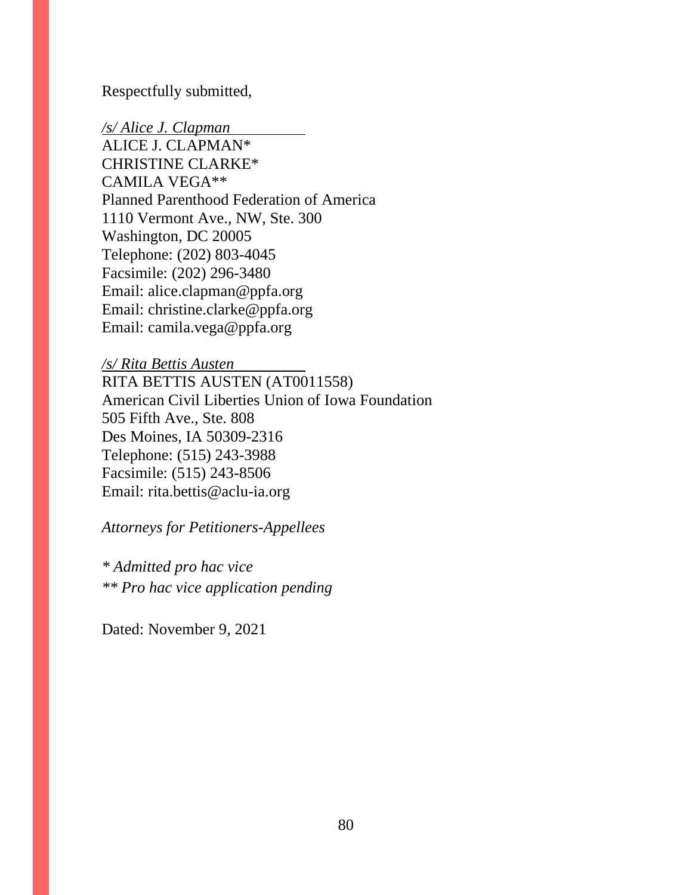Respectfully submitted,

*/s/ Alice J. Clapman*
ALICE J. CLAPMAN*
CHRISTINE CLARKE*
CAMILA VEGA**
Planned Parenthood Federation of America
1110 Vermont Ave., NW, Ste. 300
Washington, DC 20005
Telephone: (202) 803-4045
Facsimile: (202) 296-3480
Email: alice.clapman@ppfa.org
Email: christine.clarke@ppfa.org
Email: camila.vega@ppfa.org

*/s/ Rita Bettis Austen*
RITA BETTIS AUSTEN (AT0011558)
American Civil Liberties Union of Iowa Foundation
505 Fifth Ave., Ste. 808
Des Moines, IA 50309-2316
Telephone: (515) 243-3988
Facsimile: (515) 243-8506
Email: rita.bettis@aclu-ia.org

*Attorneys for Petitioners-Appellees*

*\* Admitted pro hac vice*
*\*\* Pro hac vice application pending*

Dated: November 9, 2021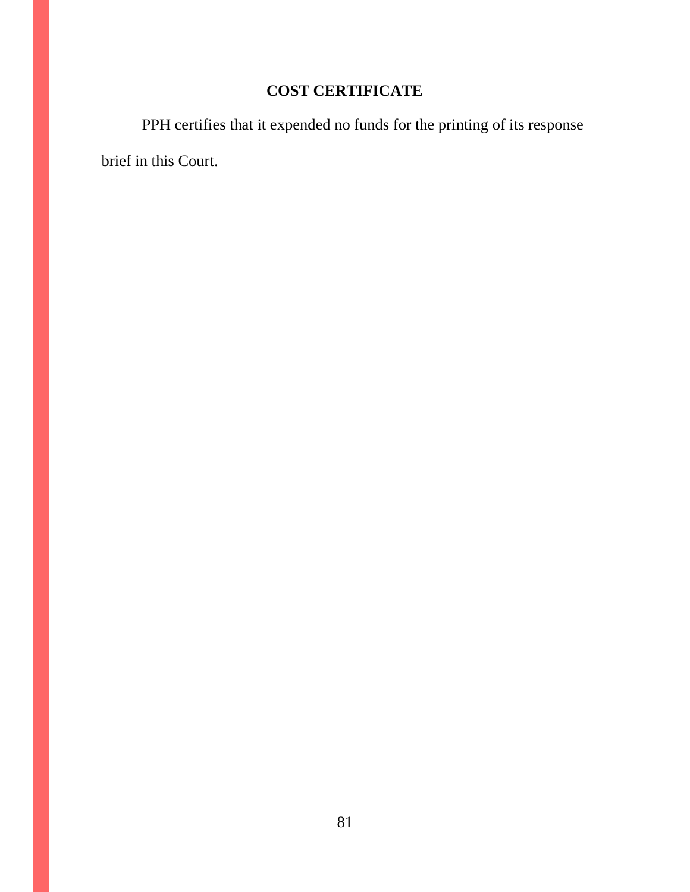## COST CERTIFICATE

PPH certifies that it expended no funds for the printing of its response brief in this Court.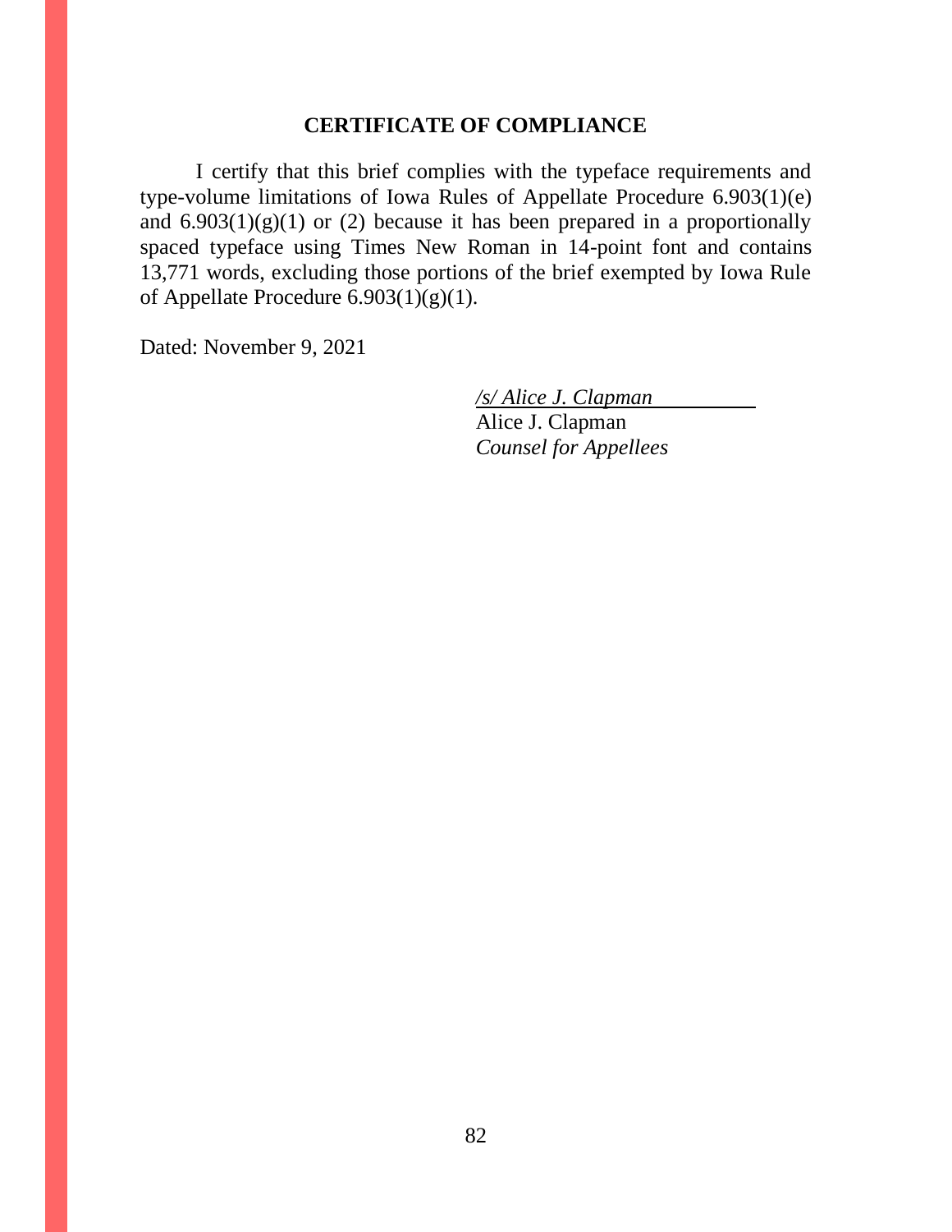## CERTIFICATE OF COMPLIANCE

I certify that this brief complies with the typeface requirements and type-volume limitations of Iowa Rules of Appellate Procedure 6.903(1)(e) and 6.903(1)(g)(1) or (2) because it has been prepared in a proportionally spaced typeface using Times New Roman in 14-point font and contains 13,771 words, excluding those portions of the brief exempted by Iowa Rule of Appellate Procedure 6.903(1)(g)(1).

Dated: November 9, 2021

*/s/ Alice J. Clapman*
Alice J. Clapman
*Counsel for Appellees*